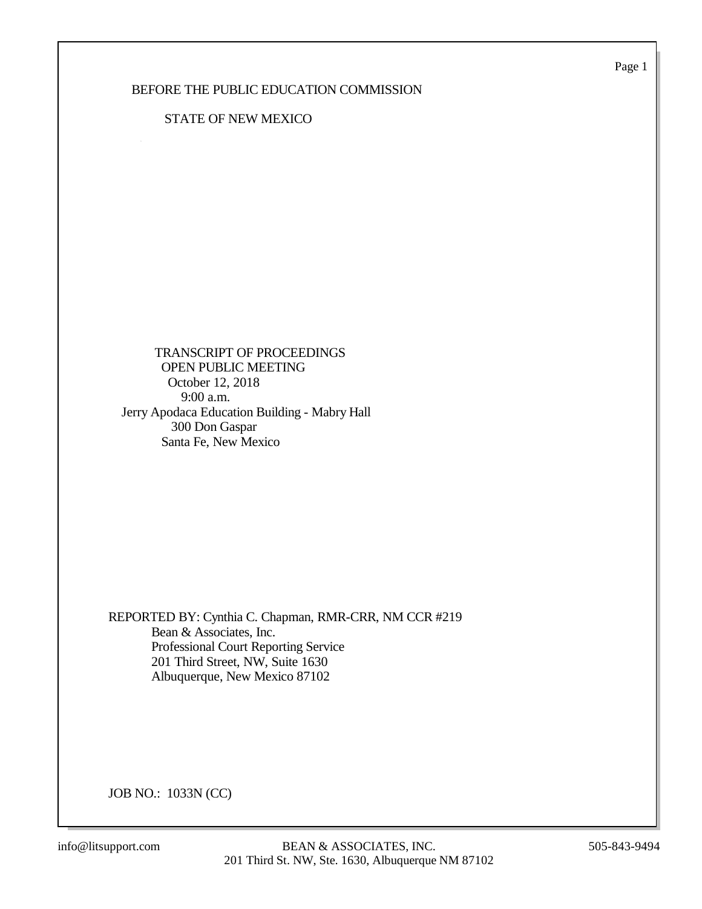BEFORE THE PUBLIC EDUCATION COMMISSION

STATE OF NEW MEXICO

TRANSCRIPT OF PROCEEDINGS
OPEN PUBLIC MEETING
October 12, 2018
9:00 a.m.
Jerry Apodaca Education Building - Mabry Hall
300 Don Gaspar
Santa Fe, New Mexico

REPORTED BY: Cynthia C. Chapman, RMR-CRR, NM CCR #219
Bean & Associates, Inc.
Professional Court Reporting Service
201 Third Street, NW, Suite 1630
Albuquerque, New Mexico 87102

JOB NO.: 1033N (CC)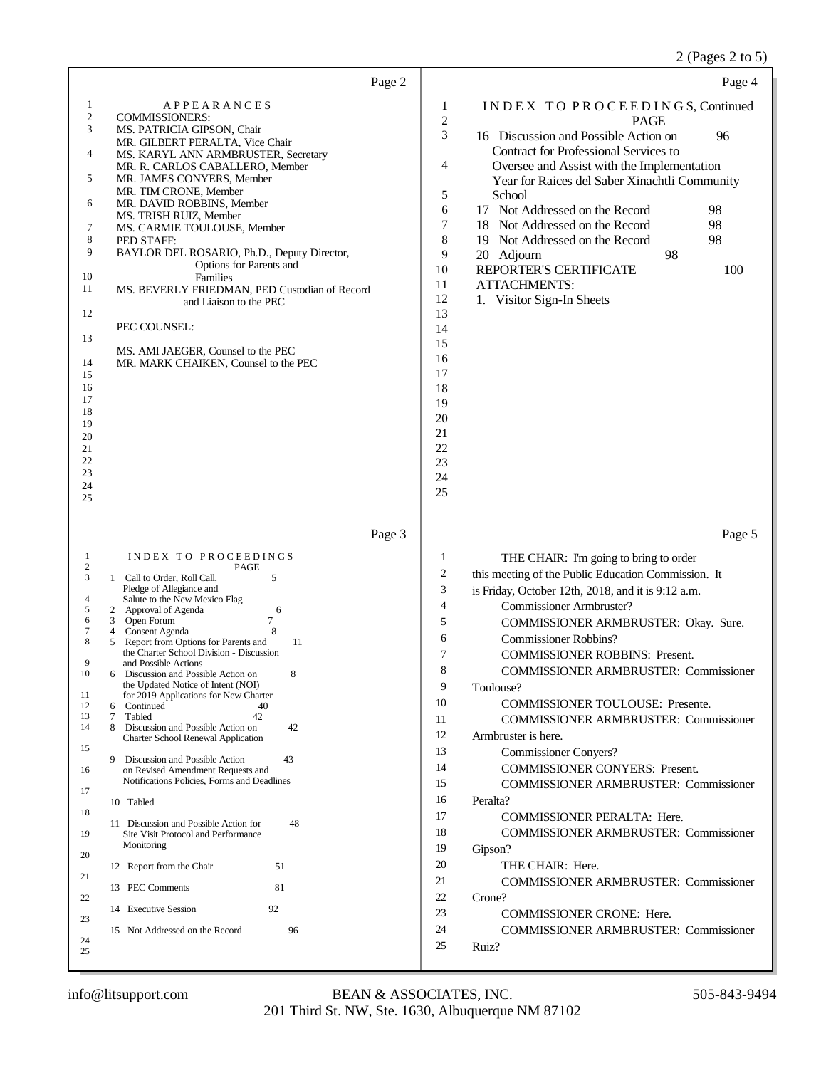## Page 2

APPEARANCES

COMMISSIONERS:

MS. PATRICIA GIPSON, Chair
MR. GILBERT PERALTA, Vice Chair
MS. KARYL ANN ARMBRUSTER, Secretary
MR. R. CARLOS CABALLERO, Member
MR. JAMES CONYERS, Member
MR. TIM CRONE, Member
MR. DAVID ROBBINS, Member
MS. TRISH RUIZ, Member
MS. CARMIE TOULOUSE, Member

PED STAFF:

BAYLOR DEL ROSARIO, Ph.D., Deputy Director, Options for Parents and Families
MS. BEVERLY FRIEDMAN, PED Custodian of Record and Liaison to the PEC

PEC COUNSEL:

MS. AMI JAEGER, Counsel to the PEC
MR. MARK CHAIKEN, Counsel to the PEC

## Page 3

INDEX TO PROCEEDINGS

| | | PAGE |
|---|---|---|
| 1 | Call to Order, Roll Call, Pledge of Allegiance and Salute to the New Mexico Flag | 5 |
| 2 | Approval of Agenda | 6 |
| 3 | Open Forum | 7 |
| 4 | Consent Agenda | 8 |
| 5 | Report from Options for Parents and the Charter School Division - Discussion and Possible Actions | 11 |
| 6 | Discussion and Possible Action on the Updated Notice of Intent (NOI) for 2019 Applications for New Charter | 8 |
| 6 | Continued | 40 |
| 7 | Tabled | 42 |
| 8 | Discussion and Possible Action on Charter School Renewal Application | 42 |
| 9 | Discussion and Possible Action on Revised Amendment Requests and Notifications Policies, Forms and Deadlines | 43 |
| 10 | Tabled | |
| 11 | Discussion and Possible Action for Site Visit Protocol and Performance Monitoring | 48 |
| 12 | Report from the Chair | 51 |
| 13 | PEC Comments | 81 |
| 14 | Executive Session | 92 |
| 15 | Not Addressed on the Record | 96 |

## Page 4

INDEX TO PROCEEDINGS, Continued

| | | PAGE |
|---|---|---|
| 16 | Discussion and Possible Action on Contract for Professional Services to Oversee and Assist with the Implementation Year for Raices del Saber Xinachtli Community School | 96 |
| 17 | Not Addressed on the Record | 98 |
| 18 | Not Addressed on the Record | 98 |
| 19 | Not Addressed on the Record | 98 |
| 20 | Adjourn | 98 |
| | REPORTER'S CERTIFICATE | 100 |

ATTACHMENTS:

1. Visitor Sign-In Sheets

## Page 5

THE CHAIR: I'm going to bring to order this meeting of the Public Education Commission. It is Friday, October 12th, 2018, and it is 9:12 a.m.

Commissioner Armbruster?

COMMISSIONER ARMBRUSTER: Okay. Sure.

Commissioner Robbins?

COMMISSIONER ROBBINS: Present.

COMMISSIONER ARMBRUSTER: Commissioner Toulouse?

COMMISSIONER TOULOUSE: Presente.

COMMISSIONER ARMBRUSTER: Commissioner Armbruster is here.

Commissioner Conyers?

COMMISSIONER CONYERS: Present.

COMMISSIONER ARMBRUSTER: Commissioner Peralta?

COMMISSIONER PERALTA: Here.

COMMISSIONER ARMBRUSTER: Commissioner Gipson?

THE CHAIR: Here.

COMMISSIONER ARMBRUSTER: Commissioner Crone?

COMMISSIONER CRONE: Here.

COMMISSIONER ARMBRUSTER: Commissioner Ruiz?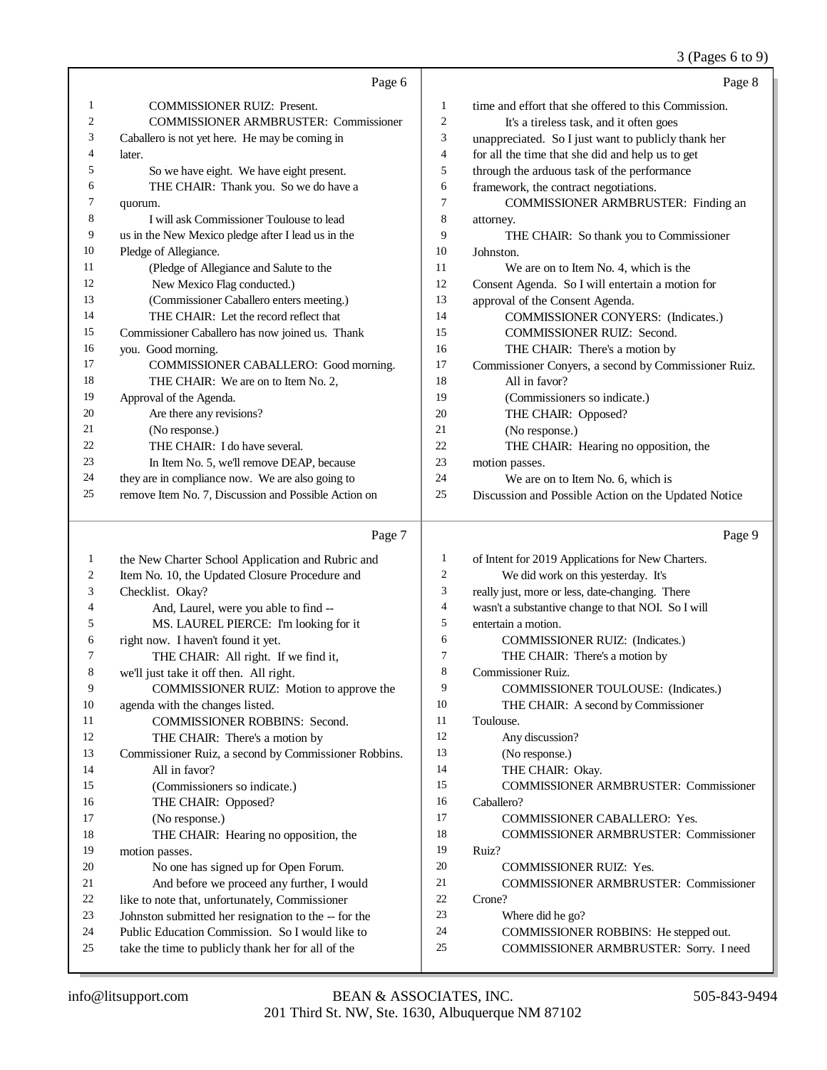Page 6

1 COMMISSIONER RUIZ: Present.
2 COMMISSIONER ARMBRUSTER: Commissioner
3 Caballero is not yet here. He may be coming in
4 later.
5 So we have eight. We have eight present.
6 THE CHAIR: Thank you. So we do have a
7 quorum.
8 I will ask Commissioner Toulouse to lead
9 us in the New Mexico pledge after I lead us in the
10 Pledge of Allegiance.
11 (Pledge of Allegiance and Salute to the
12 New Mexico Flag conducted.)
13 (Commissioner Caballero enters meeting.)
14 THE CHAIR: Let the record reflect that
15 Commissioner Caballero has now joined us. Thank
16 you. Good morning.
17 COMMISSIONER CABALLERO: Good morning.
18 THE CHAIR: We are on to Item No. 2,
19 Approval of the Agenda.
20 Are there any revisions?
21 (No response.)
22 THE CHAIR: I do have several.
23 In Item No. 5, we'll remove DEAP, because
24 they are in compliance now. We are also going to
25 remove Item No. 7, Discussion and Possible Action on

Page 7

1 the New Charter School Application and Rubric and
2 Item No. 10, the Updated Closure Procedure and
3 Checklist. Okay?
4 And, Laurel, were you able to find --
5 MS. LAUREL PIERCE: I'm looking for it
6 right now. I haven't found it yet.
7 THE CHAIR: All right. If we find it,
8 we'll just take it off then. All right.
9 COMMISSIONER RUIZ: Motion to approve the
10 agenda with the changes listed.
11 COMMISSIONER ROBBINS: Second.
12 THE CHAIR: There's a motion by
13 Commissioner Ruiz, a second by Commissioner Robbins.
14 All in favor?
15 (Commissioners so indicate.)
16 THE CHAIR: Opposed?
17 (No response.)
18 THE CHAIR: Hearing no opposition, the
19 motion passes.
20 No one has signed up for Open Forum.
21 And before we proceed any further, I would
22 like to note that, unfortunately, Commissioner
23 Johnston submitted her resignation to the -- for the
24 Public Education Commission. So I would like to
25 take the time to publicly thank her for all of the

Page 8

1 time and effort that she offered to this Commission.
2 It's a tireless task, and it often goes
3 unappreciated. So I just want to publicly thank her
4 for all the time that she did and help us to get
5 through the arduous task of the performance
6 framework, the contract negotiations.
7 COMMISSIONER ARMBRUSTER: Finding an
8 attorney.
9 THE CHAIR: So thank you to Commissioner
10 Johnston.
11 We are on to Item No. 4, which is the
12 Consent Agenda. So I will entertain a motion for
13 approval of the Consent Agenda.
14 COMMISSIONER CONYERS: (Indicates.)
15 COMMISSIONER RUIZ: Second.
16 THE CHAIR: There's a motion by
17 Commissioner Conyers, a second by Commissioner Ruiz.
18 All in favor?
19 (Commissioners so indicate.)
20 THE CHAIR: Opposed?
21 (No response.)
22 THE CHAIR: Hearing no opposition, the
23 motion passes.
24 We are on to Item No. 6, which is
25 Discussion and Possible Action on the Updated Notice

Page 9

1 of Intent for 2019 Applications for New Charters.
2 We did work on this yesterday. It's
3 really just, more or less, date-changing. There
4 wasn't a substantive change to that NOI. So I will
5 entertain a motion.
6 COMMISSIONER RUIZ: (Indicates.)
7 THE CHAIR: There's a motion by
8 Commissioner Ruiz.
9 COMMISSIONER TOULOUSE: (Indicates.)
10 THE CHAIR: A second by Commissioner
11 Toulouse.
12 Any discussion?
13 (No response.)
14 THE CHAIR: Okay.
15 COMMISSIONER ARMBRUSTER: Commissioner
16 Caballero?
17 COMMISSIONER CABALLERO: Yes.
18 COMMISSIONER ARMBRUSTER: Commissioner
19 Ruiz?
20 COMMISSIONER RUIZ: Yes.
21 COMMISSIONER ARMBRUSTER: Commissioner
22 Crone?
23 Where did he go?
24 COMMISSIONER ROBBINS: He stepped out.
25 COMMISSIONER ARMBRUSTER: Sorry. I need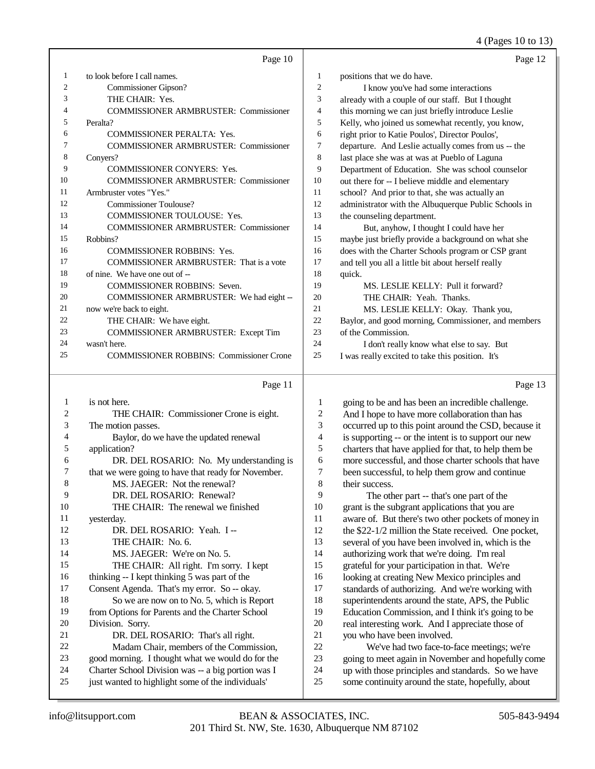Page 10

1 to look before I call names.
2 Commissioner Gipson?
3 THE CHAIR: Yes.
4 COMMISSIONER ARMBRUSTER: Commissioner
5 Peralta?
6 COMMISSIONER PERALTA: Yes.
7 COMMISSIONER ARMBRUSTER: Commissioner
8 Conyers?
9 COMMISSIONER CONYERS: Yes.
10 COMMISSIONER ARMBRUSTER: Commissioner
11 Armbruster votes "Yes."
12 Commissioner Toulouse?
13 COMMISSIONER TOULOUSE: Yes.
14 COMMISSIONER ARMBRUSTER: Commissioner
15 Robbins?
16 COMMISSIONER ROBBINS: Yes.
17 COMMISSIONER ARMBRUSTER: That is a vote
18 of nine. We have one out of --
19 COMMISSIONER ROBBINS: Seven.
20 COMMISSIONER ARMBRUSTER: We had eight --
21 now we're back to eight.
22 THE CHAIR: We have eight.
23 COMMISSIONER ARMBRUSTER: Except Tim
24 wasn't here.
25 COMMISSIONER ROBBINS: Commissioner Crone

Page 11

1 is not here.
2 THE CHAIR: Commissioner Crone is eight.
3 The motion passes.
4 Baylor, do we have the updated renewal
5 application?
6 DR. DEL ROSARIO: No. My understanding is
7 that we were going to have that ready for November.
8 MS. JAEGER: Not the renewal?
9 DR. DEL ROSARIO: Renewal?
10 THE CHAIR: The renewal we finished
11 yesterday.
12 DR. DEL ROSARIO: Yeah. I --
13 THE CHAIR: No. 6.
14 MS. JAEGER: We're on No. 5.
15 THE CHAIR: All right. I'm sorry. I kept
16 thinking -- I kept thinking 5 was part of the
17 Consent Agenda. That's my error. So -- okay.
18 So we are now on to No. 5, which is Report
19 from Options for Parents and the Charter School
20 Division. Sorry.
21 DR. DEL ROSARIO: That's all right.
22 Madam Chair, members of the Commission,
23 good morning. I thought what we would do for the
24 Charter School Division was -- a big portion was I
25 just wanted to highlight some of the individuals'

Page 12

1 positions that we do have.
2 I know you've had some interactions
3 already with a couple of our staff. But I thought
4 this morning we can just briefly introduce Leslie
5 Kelly, who joined us somewhat recently, you know,
6 right prior to Katie Poulos', Director Poulos',
7 departure. And Leslie actually comes from us -- the
8 last place she was at was at Pueblo of Laguna
9 Department of Education. She was school counselor
10 out there for -- I believe middle and elementary
11 school? And prior to that, she was actually an
12 administrator with the Albuquerque Public Schools in
13 the counseling department.
14 But, anyhow, I thought I could have her
15 maybe just briefly provide a background on what she
16 does with the Charter Schools program or CSP grant
17 and tell you all a little bit about herself really
18 quick.
19 MS. LESLIE KELLY: Pull it forward?
20 THE CHAIR: Yeah. Thanks.
21 MS. LESLIE KELLY: Okay. Thank you,
22 Baylor, and good morning, Commissioner, and members
23 of the Commission.
24 I don't really know what else to say. But
25 I was really excited to take this position. It's

Page 13

1 going to be and has been an incredible challenge.
2 And I hope to have more collaboration than has
3 occurred up to this point around the CSD, because it
4 is supporting -- or the intent is to support our new
5 charters that have applied for that, to help them be
6 more successful, and those charter schools that have
7 been successful, to help them grow and continue
8 their success.
9 The other part -- that's one part of the
10 grant is the subgrant applications that you are
11 aware of. But there's two other pockets of money in
12 the $22-1/2 million the State received. One pocket,
13 several of you have been involved in, which is the
14 authorizing work that we're doing. I'm real
15 grateful for your participation in that. We're
16 looking at creating New Mexico principles and
17 standards of authorizing. And we're working with
18 superintendents around the state, APS, the Public
19 Education Commission, and I think it's going to be
20 real interesting work. And I appreciate those of
21 you who have been involved.
22 We've had two face-to-face meetings; we're
23 going to meet again in November and hopefully come
24 up with those principles and standards. So we have
25 some continuity around the state, hopefully, about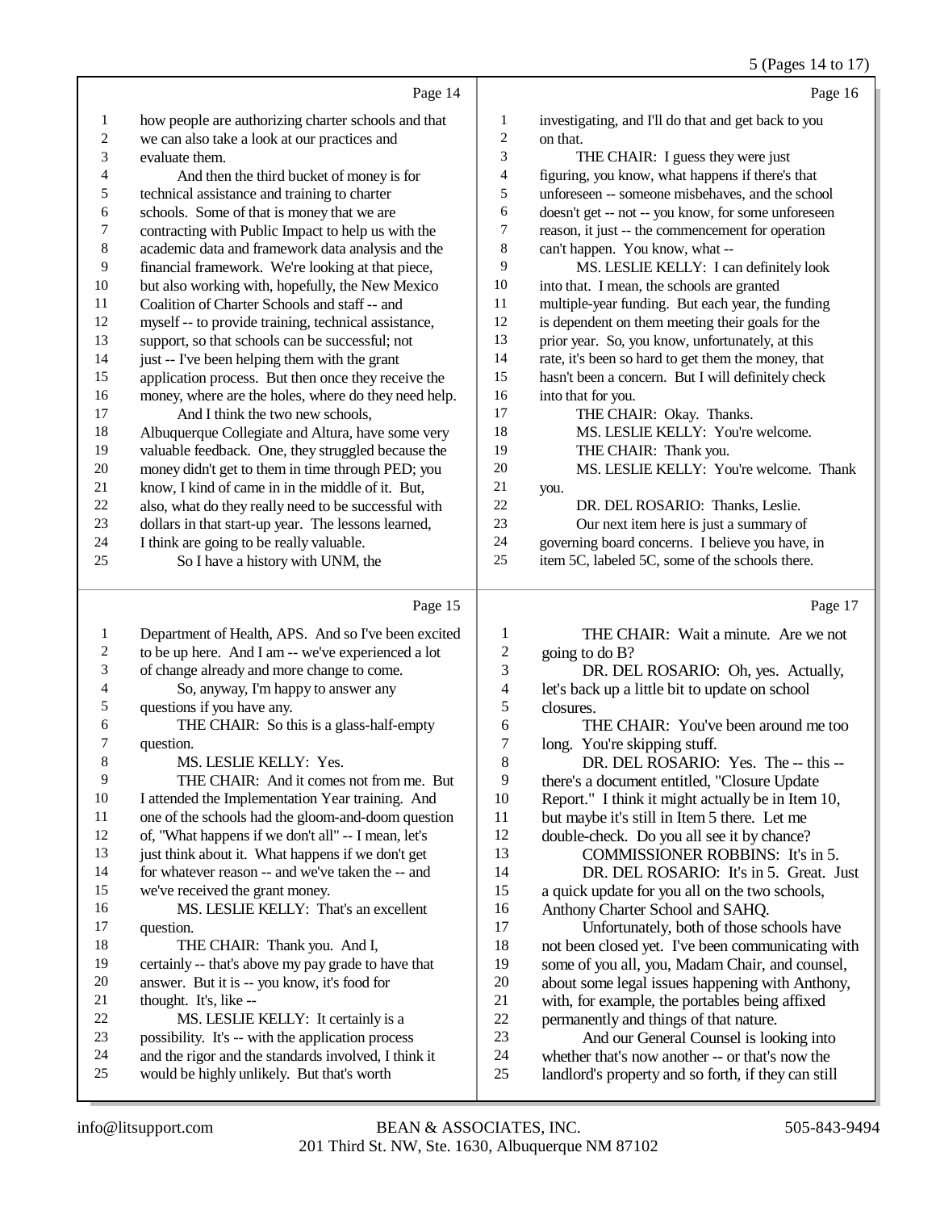Page 14

how people are authorizing charter schools and that we can also take a look at our practices and evaluate them.

And then the third bucket of money is for technical assistance and training to charter schools. Some of that is money that we are contracting with Public Impact to help us with the academic data and framework data analysis and the financial framework. We're looking at that piece, but also working with, hopefully, the New Mexico Coalition of Charter Schools and staff -- and myself -- to provide training, technical assistance, support, so that schools can be successful; not just -- I've been helping them with the grant application process. But then once they receive the money, where are the holes, where do they need help.

And I think the two new schools, Albuquerque Collegiate and Altura, have some very valuable feedback. One, they struggled because the money didn't get to them in time through PED; you know, I kind of came in in the middle of it. But, also, what do they really need to be successful with dollars in that start-up year. The lessons learned, I think are going to be really valuable.

So I have a history with UNM, the

Page 15

Department of Health, APS. And so I've been excited to be up here. And I am -- we've experienced a lot of change already and more change to come.

So, anyway, I'm happy to answer any questions if you have any.

THE CHAIR: So this is a glass-half-empty question.

MS. LESLIE KELLY: Yes.

THE CHAIR: And it comes not from me. But I attended the Implementation Year training. And one of the schools had the gloom-and-doom question of, "What happens if we don't all" -- I mean, let's just think about it. What happens if we don't get for whatever reason -- and we've taken the -- and we've received the grant money.

MS. LESLIE KELLY: That's an excellent question.

THE CHAIR: Thank you. And I, certainly -- that's above my pay grade to have that answer. But it is -- you know, it's food for thought. It's, like --

MS. LESLIE KELLY: It certainly is a possibility. It's -- with the application process and the rigor and the standards involved, I think it would be highly unlikely. But that's worth

Page 16

investigating, and I'll do that and get back to you on that.

THE CHAIR: I guess they were just figuring, you know, what happens if there's that unforeseen -- someone misbehaves, and the school doesn't get -- not -- you know, for some unforeseen reason, it just -- the commencement for operation can't happen. You know, what --

MS. LESLIE KELLY: I can definitely look into that. I mean, the schools are granted multiple-year funding. But each year, the funding is dependent on them meeting their goals for the prior year. So, you know, unfortunately, at this rate, it's been so hard to get them the money, that hasn't been a concern. But I will definitely check into that for you.

THE CHAIR: Okay. Thanks.

MS. LESLIE KELLY: You're welcome.

THE CHAIR: Thank you.

MS. LESLIE KELLY: You're welcome. Thank you.

DR. DEL ROSARIO: Thanks, Leslie.

Our next item here is just a summary of governing board concerns. I believe you have, in item 5C, labeled 5C, some of the schools there.

Page 17

THE CHAIR: Wait a minute. Are we not going to do B?

DR. DEL ROSARIO: Oh, yes. Actually, let's back up a little bit to update on school closures.

THE CHAIR: You've been around me too long. You're skipping stuff.

DR. DEL ROSARIO: Yes. The -- this -- there's a document entitled, "Closure Update Report." I think it might actually be in Item 10, but maybe it's still in Item 5 there. Let me double-check. Do you all see it by chance?

COMMISSIONER ROBBINS: It's in 5.

DR. DEL ROSARIO: It's in 5. Great. Just a quick update for you all on the two schools, Anthony Charter School and SAHQ.

Unfortunately, both of those schools have not been closed yet. I've been communicating with some of you all, you, Madam Chair, and counsel, about some legal issues happening with Anthony, with, for example, the portables being affixed permanently and things of that nature.

And our General Counsel is looking into whether that's now another -- or that's now the landlord's property and so forth, if they can still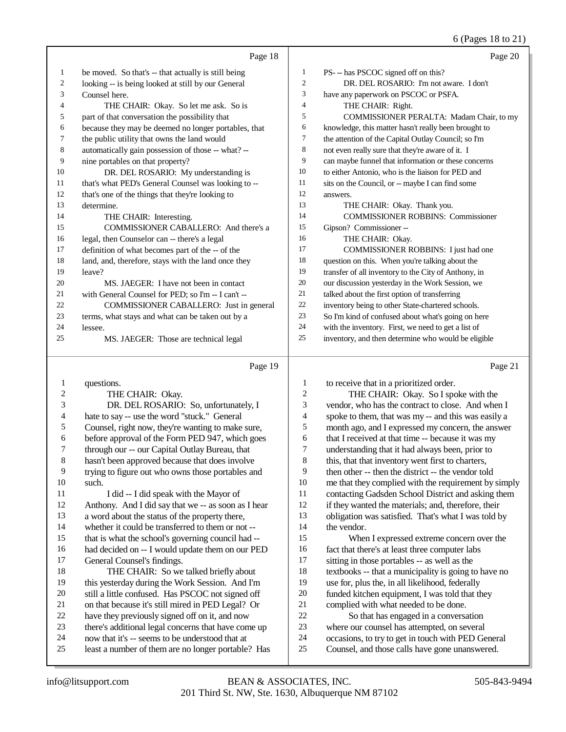Page 18

1 be moved. So that's -- that actually is still being
2 looking -- is being looked at still by our General
3 Counsel here.
4 THE CHAIR: Okay. So let me ask. So is
5 part of that conversation the possibility that
6 because they may be deemed no longer portables, that
7 the public utility that owns the land would
8 automatically gain possession of those -- what? --
9 nine portables on that property?
10 DR. DEL ROSARIO: My understanding is
11 that's what PED's General Counsel was looking to --
12 that's one of the things that they're looking to
13 determine.
14 THE CHAIR: Interesting.
15 COMMISSIONER CABALLERO: And there's a
16 legal, then Counselor can -- there's a legal
17 definition of what becomes part of the -- of the
18 land, and, therefore, stays with the land once they
19 leave?
20 MS. JAEGER: I have not been in contact
21 with General Counsel for PED; so I'm -- I can't --
22 COMMISSIONER CABALLERO: Just in general
23 terms, what stays and what can be taken out by a
24 lessee.
25 MS. JAEGER: Those are technical legal

Page 19

1 questions.
2 THE CHAIR: Okay.
3 DR. DEL ROSARIO: So, unfortunately, I
4 hate to say -- use the word "stuck." General
5 Counsel, right now, they're wanting to make sure,
6 before approval of the Form PED 947, which goes
7 through our -- our Capital Outlay Bureau, that
8 hasn't been approved because that does involve
9 trying to figure out who owns those portables and
10 such.
11 I did -- I did speak with the Mayor of
12 Anthony. And I did say that we -- as soon as I hear
13 a word about the status of the property there,
14 whether it could be transferred to them or not --
15 that is what the school's governing council had --
16 had decided on -- I would update them on our PED
17 General Counsel's findings.
18 THE CHAIR: So we talked briefly about
19 this yesterday during the Work Session. And I'm
20 still a little confused. Has PSCOC not signed off
21 on that because it's still mired in PED Legal? Or
22 have they previously signed off on it, and now
23 there's additional legal concerns that have come up
24 now that it's -- seems to be understood that at
25 least a number of them are no longer portable? Has

Page 20

1 PS- -- has PSCOC signed off on this?
2 DR. DEL ROSARIO: I'm not aware. I don't
3 have any paperwork on PSCOC or PSFA.
4 THE CHAIR: Right.
5 COMMISSIONER PERALTA: Madam Chair, to my
6 knowledge, this matter hasn't really been brought to
7 the attention of the Capital Outlay Council; so I'm
8 not even really sure that they're aware of it. I
9 can maybe funnel that information or these concerns
10 to either Antonio, who is the liaison for PED and
11 sits on the Council, or -- maybe I can find some
12 answers.
13 THE CHAIR: Okay. Thank you.
14 COMMISSIONER ROBBINS: Commissioner
15 Gipson? Commissioner --
16 THE CHAIR: Okay.
17 COMMISSIONER ROBBINS: I just had one
18 question on this. When you're talking about the
19 transfer of all inventory to the City of Anthony, in
20 our discussion yesterday in the Work Session, we
21 talked about the first option of transferring
22 inventory being to other State-chartered schools.
23 So I'm kind of confused about what's going on here
24 with the inventory. First, we need to get a list of
25 inventory, and then determine who would be eligible

Page 21

1 to receive that in a prioritized order.
2 THE CHAIR: Okay. So I spoke with the
3 vendor, who has the contract to close. And when I
4 spoke to them, that was my -- and this was easily a
5 month ago, and I expressed my concern, the answer
6 that I received at that time -- because it was my
7 understanding that it had always been, prior to
8 this, that that inventory went first to charters,
9 then other -- then the district -- the vendor told
10 me that they complied with the requirement by simply
11 contacting Gadsden School District and asking them
12 if they wanted the materials; and, therefore, their
13 obligation was satisfied. That's what I was told by
14 the vendor.
15 When I expressed extreme concern over the
16 fact that there's at least three computer labs
17 sitting in those portables -- as well as the
18 textbooks -- that a municipality is going to have no
19 use for, plus the, in all likelihood, federally
20 funded kitchen equipment, I was told that they
21 complied with what needed to be done.
22 So that has engaged in a conversation
23 where our counsel has attempted, on several
24 occasions, to try to get in touch with PED General
25 Counsel, and those calls have gone unanswered.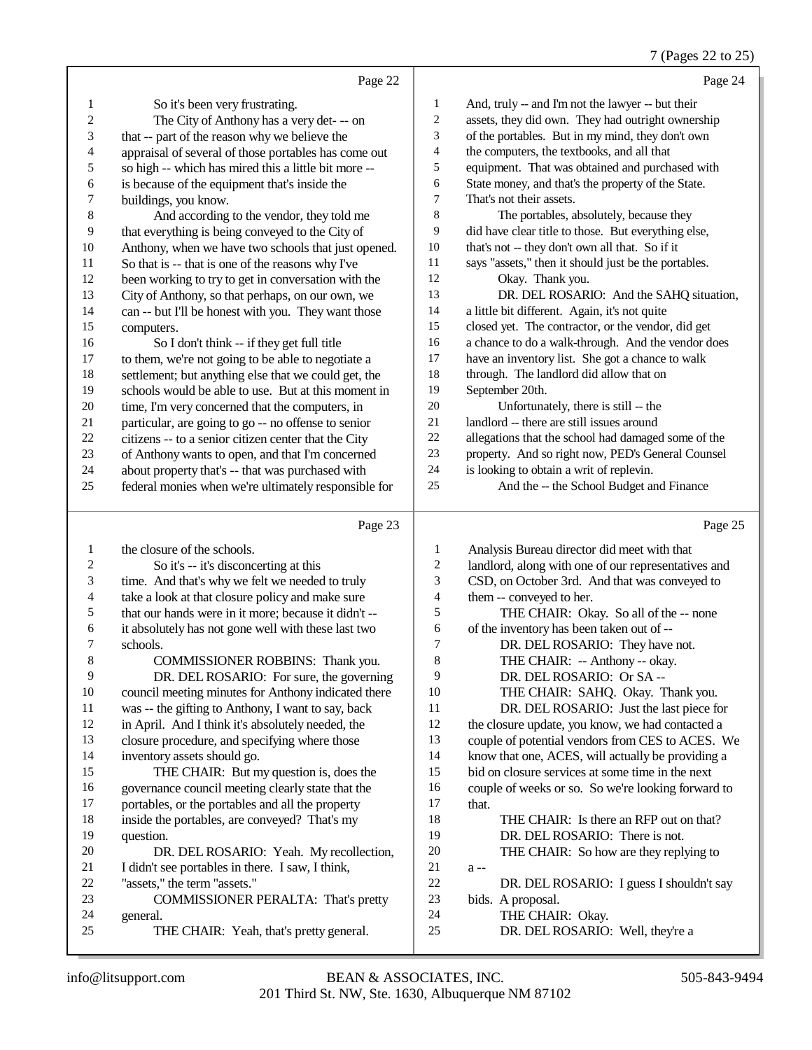Page 22

1 So it's been very frustrating.
2 The City of Anthony has a very det- -- on
3 that -- part of the reason why we believe the
4 appraisal of several of those portables has come out
5 so high -- which has mired this a little bit more --
6 is because of the equipment that's inside the
7 buildings, you know.
8 And according to the vendor, they told me
9 that everything is being conveyed to the City of
10 Anthony, when we have two schools that just opened.
11 So that is -- that is one of the reasons why I've
12 been working to try to get in conversation with the
13 City of Anthony, so that perhaps, on our own, we
14 can -- but I'll be honest with you. They want those
15 computers.
16 So I don't think -- if they get full title
17 to them, we're not going to be able to negotiate a
18 settlement; but anything else that we could get, the
19 schools would be able to use. But at this moment in
20 time, I'm very concerned that the computers, in
21 particular, are going to go -- no offense to senior
22 citizens -- to a senior citizen center that the City
23 of Anthony wants to open, and that I'm concerned
24 about property that's -- that was purchased with
25 federal monies when we're ultimately responsible for

Page 23

1 the closure of the schools.
2 So it's -- it's disconcerting at this
3 time. And that's why we felt we needed to truly
4 take a look at that closure policy and make sure
5 that our hands were in it more; because it didn't --
6 it absolutely has not gone well with these last two
7 schools.
8 COMMISSIONER ROBBINS: Thank you.
9 DR. DEL ROSARIO: For sure, the governing
10 council meeting minutes for Anthony indicated there
11 was -- the gifting to Anthony, I want to say, back
12 in April. And I think it's absolutely needed, the
13 closure procedure, and specifying where those
14 inventory assets should go.
15 THE CHAIR: But my question is, does the
16 governance council meeting clearly state that the
17 portables, or the portables and all the property
18 inside the portables, are conveyed? That's my
19 question.
20 DR. DEL ROSARIO: Yeah. My recollection,
21 I didn't see portables in there. I saw, I think,
22 "assets," the term "assets."
23 COMMISSIONER PERALTA: That's pretty
24 general.
25 THE CHAIR: Yeah, that's pretty general.

Page 24

1 And, truly -- and I'm not the lawyer -- but their
2 assets, they did own. They had outright ownership
3 of the portables. But in my mind, they don't own
4 the computers, the textbooks, and all that
5 equipment. That was obtained and purchased with
6 State money, and that's the property of the State.
7 That's not their assets.
8 The portables, absolutely, because they
9 did have clear title to those. But everything else,
10 that's not -- they don't own all that. So if it
11 says "assets," then it should just be the portables.
12 Okay. Thank you.
13 DR. DEL ROSARIO: And the SAHQ situation,
14 a little bit different. Again, it's not quite
15 closed yet. The contractor, or the vendor, did get
16 a chance to do a walk-through. And the vendor does
17 have an inventory list. She got a chance to walk
18 through. The landlord did allow that on
19 September 20th.
20 Unfortunately, there is still -- the
21 landlord -- there are still issues around
22 allegations that the school had damaged some of the
23 property. And so right now, PED's General Counsel
24 is looking to obtain a writ of replevin.
25 And the -- the School Budget and Finance

Page 25

1 Analysis Bureau director did meet with that
2 landlord, along with one of our representatives and
3 CSD, on October 3rd. And that was conveyed to
4 them -- conveyed to her.
5 THE CHAIR: Okay. So all of the -- none
6 of the inventory has been taken out of --
7 DR. DEL ROSARIO: They have not.
8 THE CHAIR: -- Anthony -- okay.
9 DR. DEL ROSARIO: Or SA --
10 THE CHAIR: SAHQ. Okay. Thank you.
11 DR. DEL ROSARIO: Just the last piece for
12 the closure update, you know, we had contacted a
13 couple of potential vendors from CES to ACES. We
14 know that one, ACES, will actually be providing a
15 bid on closure services at some time in the next
16 couple of weeks or so. So we're looking forward to
17 that.
18 THE CHAIR: Is there an RFP out on that?
19 DR. DEL ROSARIO: There is not.
20 THE CHAIR: So how are they replying to
21 a --
22 DR. DEL ROSARIO: I guess I shouldn't say
23 bids. A proposal.
24 THE CHAIR: Okay.
25 DR. DEL ROSARIO: Well, they're a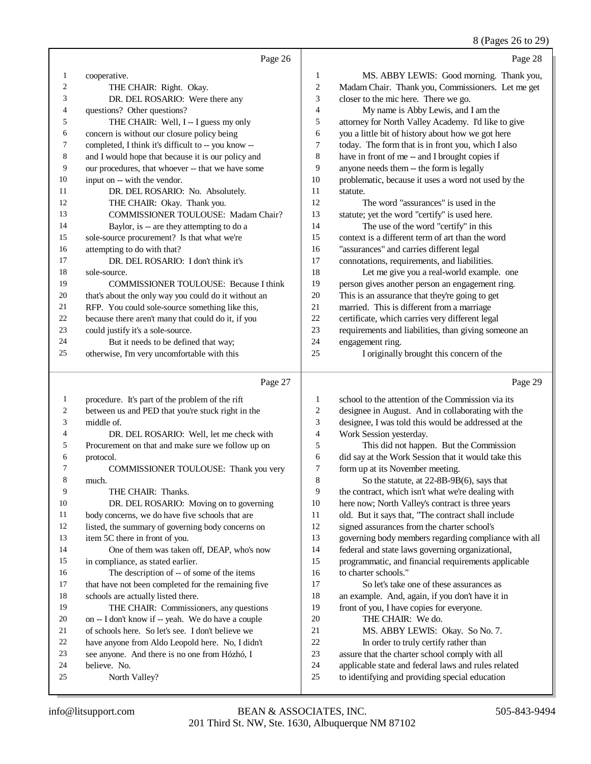Page 26

1 cooperative.
2 THE CHAIR: Right. Okay.
3 DR. DEL ROSARIO: Were there any
4 questions? Other questions?
5 THE CHAIR: Well, I -- I guess my only
6 concern is without our closure policy being
7 completed, I think it's difficult to -- you know --
8 and I would hope that because it is our policy and
9 our procedures, that whoever -- that we have some
10 input on -- with the vendor.
11 DR. DEL ROSARIO: No. Absolutely.
12 THE CHAIR: Okay. Thank you.
13 COMMISSIONER TOULOUSE: Madam Chair?
14 Baylor, is -- are they attempting to do a
15 sole-source procurement? Is that what we're
16 attempting to do with that?
17 DR. DEL ROSARIO: I don't think it's
18 sole-source.
19 COMMISSIONER TOULOUSE: Because I think
20 that's about the only way you could do it without an
21 RFP. You could sole-source something like this,
22 because there aren't many that could do it, if you
23 could justify it's a sole-source.
24 But it needs to be defined that way;
25 otherwise, I'm very uncomfortable with this

Page 27

1 procedure. It's part of the problem of the rift
2 between us and PED that you're stuck right in the
3 middle of.
4 DR. DEL ROSARIO: Well, let me check with
5 Procurement on that and make sure we follow up on
6 protocol.
7 COMMISSIONER TOULOUSE: Thank you very
8 much.
9 THE CHAIR: Thanks.
10 DR. DEL ROSARIO: Moving on to governing
11 body concerns, we do have five schools that are
12 listed, the summary of governing body concerns on
13 item 5C there in front of you.
14 One of them was taken off, DEAP, who's now
15 in compliance, as stated earlier.
16 The description of -- of some of the items
17 that have not been completed for the remaining five
18 schools are actually listed there.
19 THE CHAIR: Commissioners, any questions
20 on -- I don't know if -- yeah. We do have a couple
21 of schools here. So let's see. I don't believe we
22 have anyone from Aldo Leopold here. No, I didn't
23 see anyone. And there is no one from Hózhó, I
24 believe. No.
25 North Valley?

Page 28

1 MS. ABBY LEWIS: Good morning. Thank you,
2 Madam Chair. Thank you, Commissioners. Let me get
3 closer to the mic here. There we go.
4 My name is Abby Lewis, and I am the
5 attorney for North Valley Academy. I'd like to give
6 you a little bit of history about how we got here
7 today. The form that is in front you, which I also
8 have in front of me -- and I brought copies if
9 anyone needs them -- the form is legally
10 problematic, because it uses a word not used by the
11 statute.
12 The word "assurances" is used in the
13 statute; yet the word "certify" is used here.
14 The use of the word "certify" in this
15 context is a different term of art than the word
16 "assurances" and carries different legal
17 connotations, requirements, and liabilities.
18 Let me give you a real-world example. one
19 person gives another person an engagement ring.
20 This is an assurance that they're going to get
21 married. This is different from a marriage
22 certificate, which carries very different legal
23 requirements and liabilities, than giving someone an
24 engagement ring.
25 I originally brought this concern of the

Page 29

1 school to the attention of the Commission via its
2 designee in August. And in collaborating with the
3 designee, I was told this would be addressed at the
4 Work Session yesterday.
5 This did not happen. But the Commission
6 did say at the Work Session that it would take this
7 form up at its November meeting.
8 So the statute, at 22-8B-9B(6), says that
9 the contract, which isn't what we're dealing with
10 here now; North Valley's contract is three years
11 old. But it says that, "The contract shall include
12 signed assurances from the charter school's
13 governing body members regarding compliance with all
14 federal and state laws governing organizational,
15 programmatic, and financial requirements applicable
16 to charter schools."
17 So let's take one of these assurances as
18 an example. And, again, if you don't have it in
19 front of you, I have copies for everyone.
20 THE CHAIR: We do.
21 MS. ABBY LEWIS: Okay. So No. 7.
22 In order to truly certify rather than
23 assure that the charter school comply with all
24 applicable state and federal laws and rules related
25 to identifying and providing special education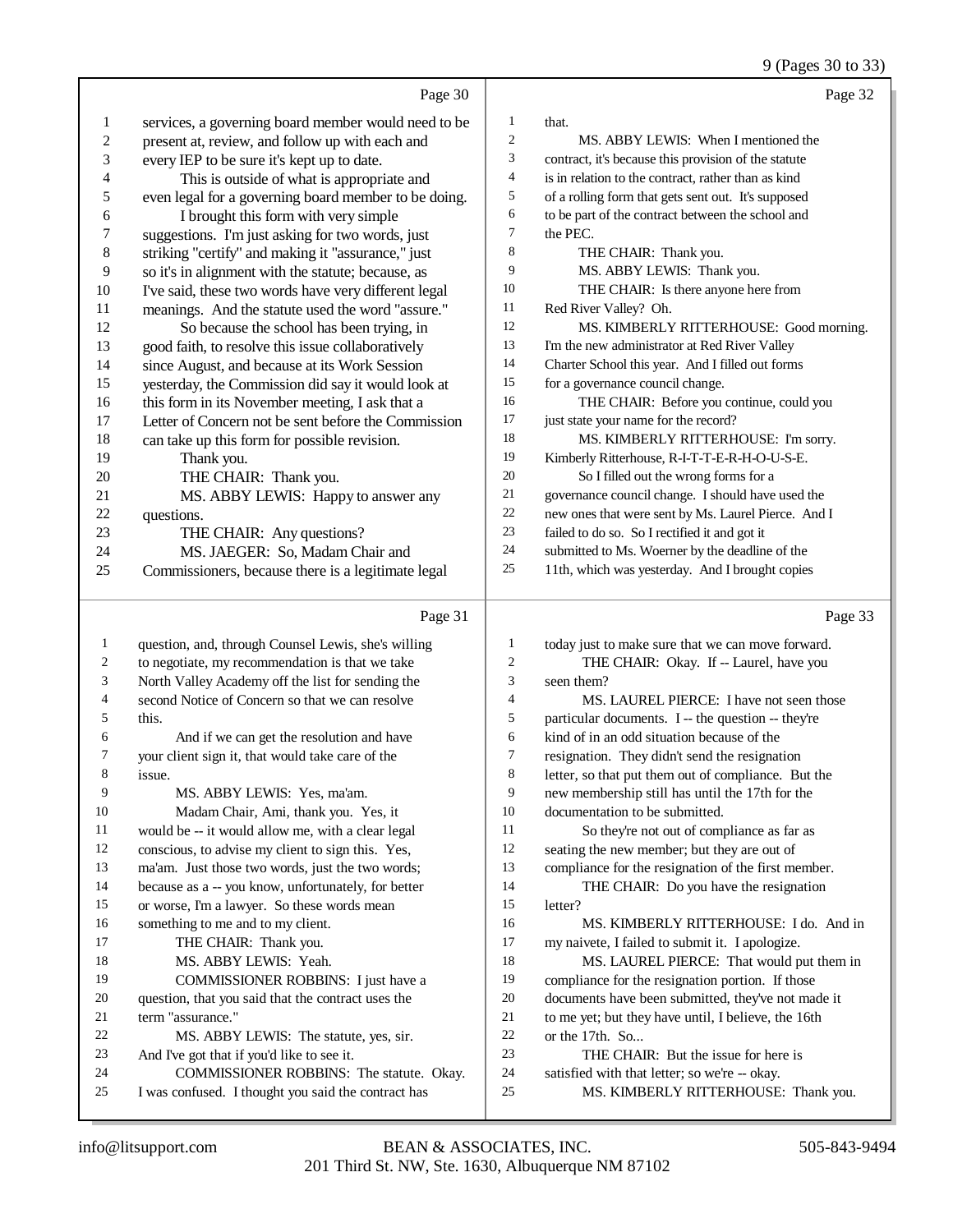Page 30

1 services, a governing board member would need to be
2 present at, review, and follow up with each and
3 every IEP to be sure it's kept up to date.
4 This is outside of what is appropriate and
5 even legal for a governing board member to be doing.
6 I brought this form with very simple
7 suggestions. I'm just asking for two words, just
8 striking "certify" and making it "assurance," just
9 so it's in alignment with the statute; because, as
10 I've said, these two words have very different legal
11 meanings. And the statute used the word "assure."
12 So because the school has been trying, in
13 good faith, to resolve this issue collaboratively
14 since August, and because at its Work Session
15 yesterday, the Commission did say it would look at
16 this form in its November meeting, I ask that a
17 Letter of Concern not be sent before the Commission
18 can take up this form for possible revision.
19 Thank you.
20 THE CHAIR: Thank you.
21 MS. ABBY LEWIS: Happy to answer any
22 questions.
23 THE CHAIR: Any questions?
24 MS. JAEGER: So, Madam Chair and
25 Commissioners, because there is a legitimate legal

Page 31

1 question, and, through Counsel Lewis, she's willing
2 to negotiate, my recommendation is that we take
3 North Valley Academy off the list for sending the
4 second Notice of Concern so that we can resolve
5 this.
6 And if we can get the resolution and have
7 your client sign it, that would take care of the
8 issue.
9 MS. ABBY LEWIS: Yes, ma'am.
10 Madam Chair, Ami, thank you. Yes, it
11 would be -- it would allow me, with a clear legal
12 conscious, to advise my client to sign this. Yes,
13 ma'am. Just those two words, just the two words;
14 because as a -- you know, unfortunately, for better
15 or worse, I'm a lawyer. So these words mean
16 something to me and to my client.
17 THE CHAIR: Thank you.
18 MS. ABBY LEWIS: Yeah.
19 COMMISSIONER ROBBINS: I just have a
20 question, that you said that the contract uses the
21 term "assurance."
22 MS. ABBY LEWIS: The statute, yes, sir.
23 And I've got that if you'd like to see it.
24 COMMISSIONER ROBBINS: The statute. Okay.
25 I was confused. I thought you said the contract has

Page 32

1 that.
2 MS. ABBY LEWIS: When I mentioned the
3 contract, it's because this provision of the statute
4 is in relation to the contract, rather than as kind
5 of a rolling form that gets sent out. It's supposed
6 to be part of the contract between the school and
7 the PEC.
8 THE CHAIR: Thank you.
9 MS. ABBY LEWIS: Thank you.
10 THE CHAIR: Is there anyone here from
11 Red River Valley? Oh.
12 MS. KIMBERLY RITTERHOUSE: Good morning.
13 I'm the new administrator at Red River Valley
14 Charter School this year. And I filled out forms
15 for a governance council change.
16 THE CHAIR: Before you continue, could you
17 just state your name for the record?
18 MS. KIMBERLY RITTERHOUSE: I'm sorry.
19 Kimberly Ritterhouse, R-I-T-T-E-R-H-O-U-S-E.
20 So I filled out the wrong forms for a
21 governance council change. I should have used the
22 new ones that were sent by Ms. Laurel Pierce. And I
23 failed to do so. So I rectified it and got it
24 submitted to Ms. Woerner by the deadline of the
25 11th, which was yesterday. And I brought copies

Page 33

1 today just to make sure that we can move forward.
2 THE CHAIR: Okay. If -- Laurel, have you
3 seen them?
4 MS. LAUREL PIERCE: I have not seen those
5 particular documents. I -- the question -- they're
6 kind of in an odd situation because of the
7 resignation. They didn't send the resignation
8 letter, so that put them out of compliance. But the
9 new membership still has until the 17th for the
10 documentation to be submitted.
11 So they're not out of compliance as far as
12 seating the new member; but they are out of
13 compliance for the resignation of the first member.
14 THE CHAIR: Do you have the resignation
15 letter?
16 MS. KIMBERLY RITTERHOUSE: I do. And in
17 my naivete, I failed to submit it. I apologize.
18 MS. LAUREL PIERCE: That would put them in
19 compliance for the resignation portion. If those
20 documents have been submitted, they've not made it
21 to me yet; but they have until, I believe, the 16th
22 or the 17th. So...
23 THE CHAIR: But the issue for here is
24 satisfied with that letter; so we're -- okay.
25 MS. KIMBERLY RITTERHOUSE: Thank you.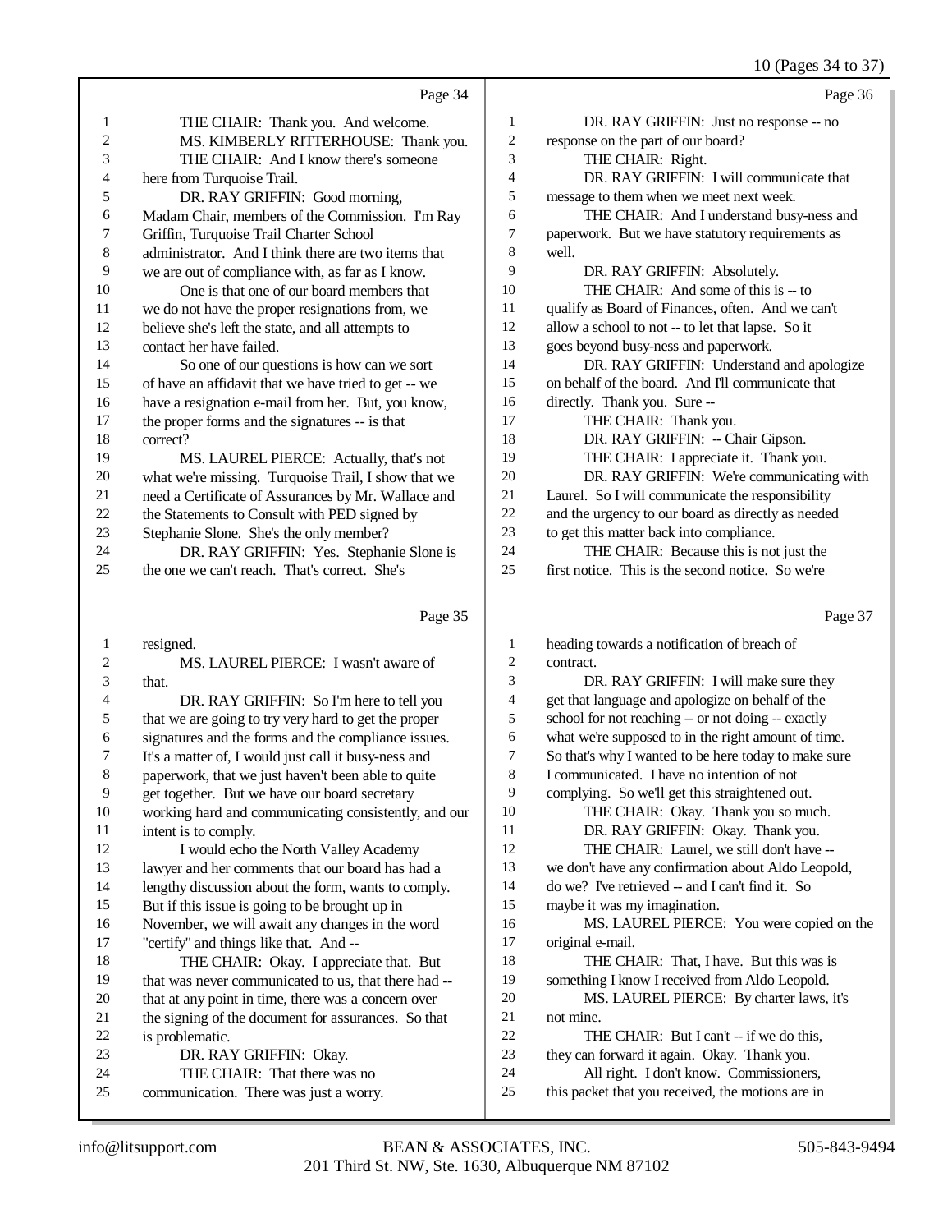Page 34

1 THE CHAIR: Thank you. And welcome.
2 MS. KIMBERLY RITTERHOUSE: Thank you.
3 THE CHAIR: And I know there's someone
4 here from Turquoise Trail.
5 DR. RAY GRIFFIN: Good morning,
6 Madam Chair, members of the Commission. I'm Ray
7 Griffin, Turquoise Trail Charter School
8 administrator. And I think there are two items that
9 we are out of compliance with, as far as I know.
10 One is that one of our board members that
11 we do not have the proper resignations from, we
12 believe she's left the state, and all attempts to
13 contact her have failed.
14 So one of our questions is how can we sort
15 of have an affidavit that we have tried to get -- we
16 have a resignation e-mail from her. But, you know,
17 the proper forms and the signatures -- is that
18 correct?
19 MS. LAUREL PIERCE: Actually, that's not
20 what we're missing. Turquoise Trail, I show that we
21 need a Certificate of Assurances by Mr. Wallace and
22 the Statements to Consult with PED signed by
23 Stephanie Slone. She's the only member?
24 DR. RAY GRIFFIN: Yes. Stephanie Slone is
25 the one we can't reach. That's correct. She's

Page 35

1 resigned.
2 MS. LAUREL PIERCE: I wasn't aware of
3 that.
4 DR. RAY GRIFFIN: So I'm here to tell you
5 that we are going to try very hard to get the proper
6 signatures and the forms and the compliance issues.
7 It's a matter of, I would just call it busy-ness and
8 paperwork, that we just haven't been able to quite
9 get together. But we have our board secretary
10 working hard and communicating consistently, and our
11 intent is to comply.
12 I would echo the North Valley Academy
13 lawyer and her comments that our board has had a
14 lengthy discussion about the form, wants to comply.
15 But if this issue is going to be brought up in
16 November, we will await any changes in the word
17 "certify" and things like that. And --
18 THE CHAIR: Okay. I appreciate that. But
19 that was never communicated to us, that there had --
20 that at any point in time, there was a concern over
21 the signing of the document for assurances. So that
22 is problematic.
23 DR. RAY GRIFFIN: Okay.
24 THE CHAIR: That there was no
25 communication. There was just a worry.

Page 36

1 DR. RAY GRIFFIN: Just no response -- no
2 response on the part of our board?
3 THE CHAIR: Right.
4 DR. RAY GRIFFIN: I will communicate that
5 message to them when we meet next week.
6 THE CHAIR: And I understand busy-ness and
7 paperwork. But we have statutory requirements as
8 well.
9 DR. RAY GRIFFIN: Absolutely.
10 THE CHAIR: And some of this is -- to
11 qualify as Board of Finances, often. And we can't
12 allow a school to not -- to let that lapse. So it
13 goes beyond busy-ness and paperwork.
14 DR. RAY GRIFFIN: Understand and apologize
15 on behalf of the board. And I'll communicate that
16 directly. Thank you. Sure --
17 THE CHAIR: Thank you.
18 DR. RAY GRIFFIN: -- Chair Gipson.
19 THE CHAIR: I appreciate it. Thank you.
20 DR. RAY GRIFFIN: We're communicating with
21 Laurel. So I will communicate the responsibility
22 and the urgency to our board as directly as needed
23 to get this matter back into compliance.
24 THE CHAIR: Because this is not just the
25 first notice. This is the second notice. So we're

Page 37

1 heading towards a notification of breach of
2 contract.
3 DR. RAY GRIFFIN: I will make sure they
4 get that language and apologize on behalf of the
5 school for not reaching -- or not doing -- exactly
6 what we're supposed to in the right amount of time.
7 So that's why I wanted to be here today to make sure
8 I communicated. I have no intention of not
9 complying. So we'll get this straightened out.
10 THE CHAIR: Okay. Thank you so much.
11 DR. RAY GRIFFIN: Okay. Thank you.
12 THE CHAIR: Laurel, we still don't have --
13 we don't have any confirmation about Aldo Leopold,
14 do we? I've retrieved -- and I can't find it. So
15 maybe it was my imagination.
16 MS. LAUREL PIERCE: You were copied on the
17 original e-mail.
18 THE CHAIR: That, I have. But this was is
19 something I know I received from Aldo Leopold.
20 MS. LAUREL PIERCE: By charter laws, it's
21 not mine.
22 THE CHAIR: But I can't -- if we do this,
23 they can forward it again. Okay. Thank you.
24 All right. I don't know. Commissioners,
25 this packet that you received, the motions are in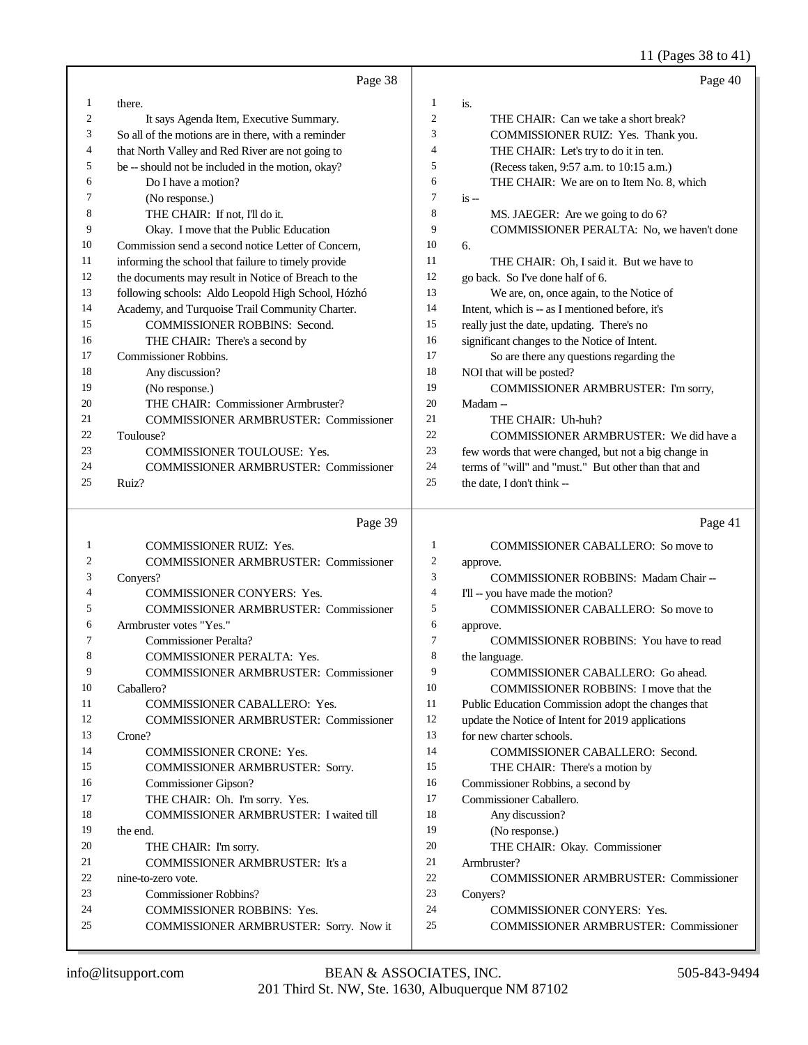Page 38

1 there.
2 It says Agenda Item, Executive Summary.
3 So all of the motions are in there, with a reminder
4 that North Valley and Red River are not going to
5 be -- should not be included in the motion, okay?
6 Do I have a motion?
7 (No response.)
8 THE CHAIR: If not, I'll do it.
9 Okay. I move that the Public Education
10 Commission send a second notice Letter of Concern,
11 informing the school that failure to timely provide
12 the documents may result in Notice of Breach to the
13 following schools: Aldo Leopold High School, Hózhó
14 Academy, and Turquoise Trail Community Charter.
15 COMMISSIONER ROBBINS: Second.
16 THE CHAIR: There's a second by
17 Commissioner Robbins.
18 Any discussion?
19 (No response.)
20 THE CHAIR: Commissioner Armbruster?
21 COMMISSIONER ARMBRUSTER: Commissioner
22 Toulouse?
23 COMMISSIONER TOULOUSE: Yes.
24 COMMISSIONER ARMBRUSTER: Commissioner
25 Ruiz?

Page 39

1 COMMISSIONER RUIZ: Yes.
2 COMMISSIONER ARMBRUSTER: Commissioner
3 Conyers?
4 COMMISSIONER CONYERS: Yes.
5 COMMISSIONER ARMBRUSTER: Commissioner
6 Armbruster votes "Yes."
7 Commissioner Peralta?
8 COMMISSIONER PERALTA: Yes.
9 COMMISSIONER ARMBRUSTER: Commissioner
10 Caballero?
11 COMMISSIONER CABALLERO: Yes.
12 COMMISSIONER ARMBRUSTER: Commissioner
13 Crone?
14 COMMISSIONER CRONE: Yes.
15 COMMISSIONER ARMBRUSTER: Sorry.
16 Commissioner Gipson?
17 THE CHAIR: Oh. I'm sorry. Yes.
18 COMMISSIONER ARMBRUSTER: I waited till
19 the end.
20 THE CHAIR: I'm sorry.
21 COMMISSIONER ARMBRUSTER: It's a
22 nine-to-zero vote.
23 Commissioner Robbins?
24 COMMISSIONER ROBBINS: Yes.
25 COMMISSIONER ARMBRUSTER: Sorry. Now it

Page 40

1 is.
2 THE CHAIR: Can we take a short break?
3 COMMISSIONER RUIZ: Yes. Thank you.
4 THE CHAIR: Let's try to do it in ten.
5 (Recess taken, 9:57 a.m. to 10:15 a.m.)
6 THE CHAIR: We are on to Item No. 8, which
7 is --
8 MS. JAEGER: Are we going to do 6?
9 COMMISSIONER PERALTA: No, we haven't done
10 6.
11 THE CHAIR: Oh, I said it. But we have to
12 go back. So I've done half of 6.
13 We are, on, once again, to the Notice of
14 Intent, which is -- as I mentioned before, it's
15 really just the date, updating. There's no
16 significant changes to the Notice of Intent.
17 So are there any questions regarding the
18 NOI that will be posted?
19 COMMISSIONER ARMBRUSTER: I'm sorry,
20 Madam --
21 THE CHAIR: Uh-huh?
22 COMMISSIONER ARMBRUSTER: We did have a
23 few words that were changed, but not a big change in
24 terms of "will" and "must." But other than that and
25 the date, I don't think --

Page 41

1 COMMISSIONER CABALLERO: So move to
2 approve.
3 COMMISSIONER ROBBINS: Madam Chair --
4 I'll -- you have made the motion?
5 COMMISSIONER CABALLERO: So move to
6 approve.
7 COMMISSIONER ROBBINS: You have to read
8 the language.
9 COMMISSIONER CABALLERO: Go ahead.
10 COMMISSIONER ROBBINS: I move that the
11 Public Education Commission adopt the changes that
12 update the Notice of Intent for 2019 applications
13 for new charter schools.
14 COMMISSIONER CABALLERO: Second.
15 THE CHAIR: There's a motion by
16 Commissioner Robbins, a second by
17 Commissioner Caballero.
18 Any discussion?
19 (No response.)
20 THE CHAIR: Okay. Commissioner
21 Armbruster?
22 COMMISSIONER ARMBRUSTER: Commissioner
23 Conyers?
24 COMMISSIONER CONYERS: Yes.
25 COMMISSIONER ARMBRUSTER: Commissioner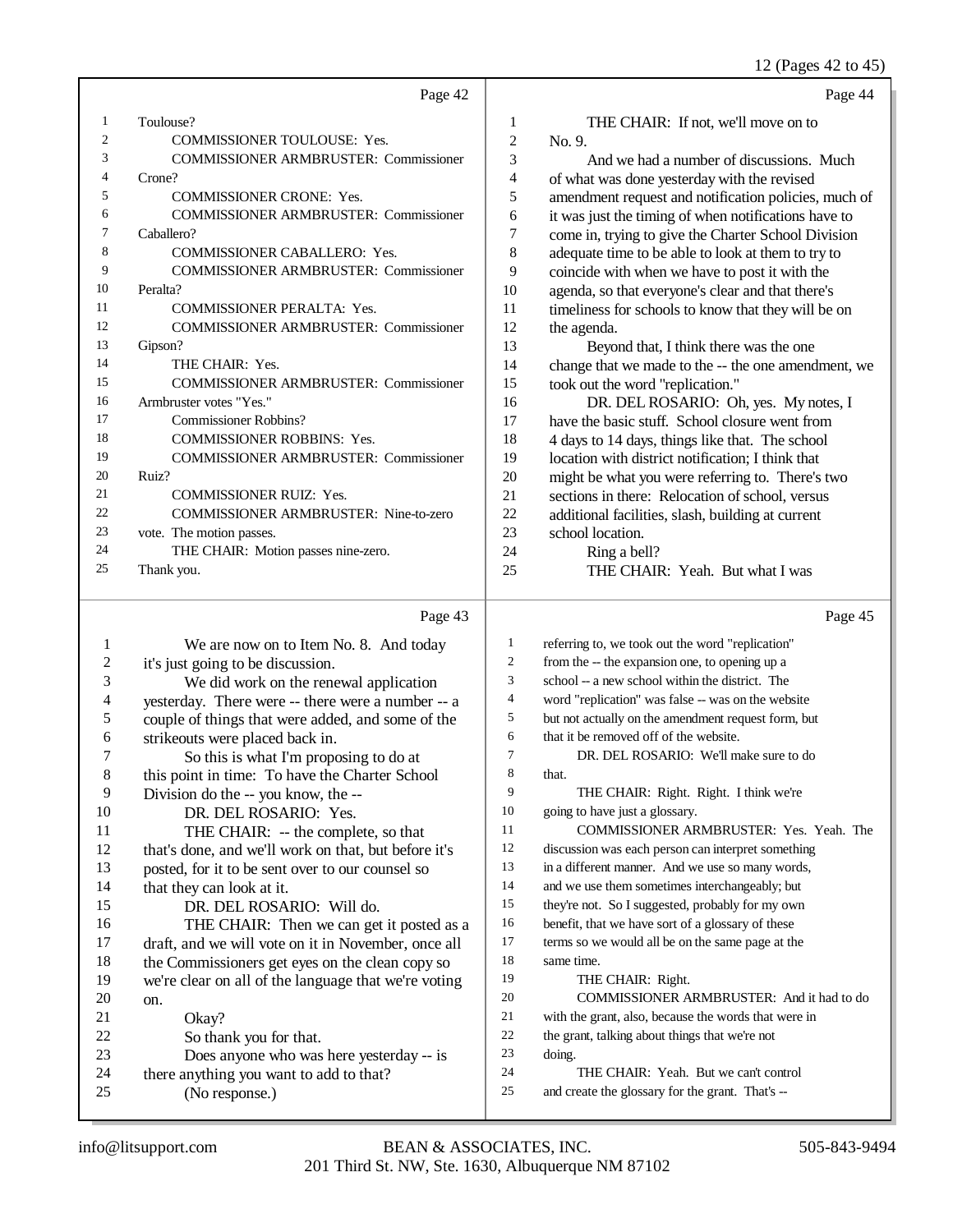Page 42

1 Toulouse?
2 COMMISSIONER TOULOUSE: Yes.
3 COMMISSIONER ARMBRUSTER: Commissioner
4 Crone?
5 COMMISSIONER CRONE: Yes.
6 COMMISSIONER ARMBRUSTER: Commissioner
7 Caballero?
8 COMMISSIONER CABALLERO: Yes.
9 COMMISSIONER ARMBRUSTER: Commissioner
10 Peralta?
11 COMMISSIONER PERALTA: Yes.
12 COMMISSIONER ARMBRUSTER: Commissioner
13 Gipson?
14 THE CHAIR: Yes.
15 COMMISSIONER ARMBRUSTER: Commissioner
16 Armbruster votes "Yes."
17 Commissioner Robbins?
18 COMMISSIONER ROBBINS: Yes.
19 COMMISSIONER ARMBRUSTER: Commissioner
20 Ruiz?
21 COMMISSIONER RUIZ: Yes.
22 COMMISSIONER ARMBRUSTER: Nine-to-zero
23 vote. The motion passes.
24 THE CHAIR: Motion passes nine-zero.
25 Thank you.

Page 43

1 We are now on to Item No. 8. And today
2 it's just going to be discussion.
3 We did work on the renewal application
4 yesterday. There were -- there were a number -- a
5 couple of things that were added, and some of the
6 strikeouts were placed back in.
7 So this is what I'm proposing to do at
8 this point in time: To have the Charter School
9 Division do the -- you know, the --
10 DR. DEL ROSARIO: Yes.
11 THE CHAIR: -- the complete, so that
12 that's done, and we'll work on that, but before it's
13 posted, for it to be sent over to our counsel so
14 that they can look at it.
15 DR. DEL ROSARIO: Will do.
16 THE CHAIR: Then we can get it posted as a
17 draft, and we will vote on it in November, once all
18 the Commissioners get eyes on the clean copy so
19 we're clear on all of the language that we're voting
20 on.
21 Okay?
22 So thank you for that.
23 Does anyone who was here yesterday -- is
24 there anything you want to add to that?
25 (No response.)

Page 44

1 THE CHAIR: If not, we'll move on to
2 No. 9.
3 And we had a number of discussions. Much
4 of what was done yesterday with the revised
5 amendment request and notification policies, much of
6 it was just the timing of when notifications have to
7 come in, trying to give the Charter School Division
8 adequate time to be able to look at them to try to
9 coincide with when we have to post it with the
10 agenda, so that everyone's clear and that there's
11 timeliness for schools to know that they will be on
12 the agenda.
13 Beyond that, I think there was the one
14 change that we made to the -- the one amendment, we
15 took out the word "replication."
16 DR. DEL ROSARIO: Oh, yes. My notes, I
17 have the basic stuff. School closure went from
18 4 days to 14 days, things like that. The school
19 location with district notification; I think that
20 might be what you were referring to. There's two
21 sections in there: Relocation of school, versus
22 additional facilities, slash, building at current
23 school location.
24 Ring a bell?
25 THE CHAIR: Yeah. But what I was

Page 45

1 referring to, we took out the word "replication"
2 from the -- the expansion one, to opening up a
3 school -- a new school within the district. The
4 word "replication" was false -- was on the website
5 but not actually on the amendment request form, but
6 that it be removed off of the website.
7 DR. DEL ROSARIO: We'll make sure to do
8 that.
9 THE CHAIR: Right. Right. I think we're
10 going to have just a glossary.
11 COMMISSIONER ARMBRUSTER: Yes. Yeah. The
12 discussion was each person can interpret something
13 in a different manner. And we use so many words,
14 and we use them sometimes interchangeably; but
15 they're not. So I suggested, probably for my own
16 benefit, that we have sort of a glossary of these
17 terms so we would all be on the same page at the
18 same time.
19 THE CHAIR: Right.
20 COMMISSIONER ARMBRUSTER: And it had to do
21 with the grant, also, because the words that were in
22 the grant, talking about things that we're not
23 doing.
24 THE CHAIR: Yeah. But we can't control
25 and create the glossary for the grant. That's --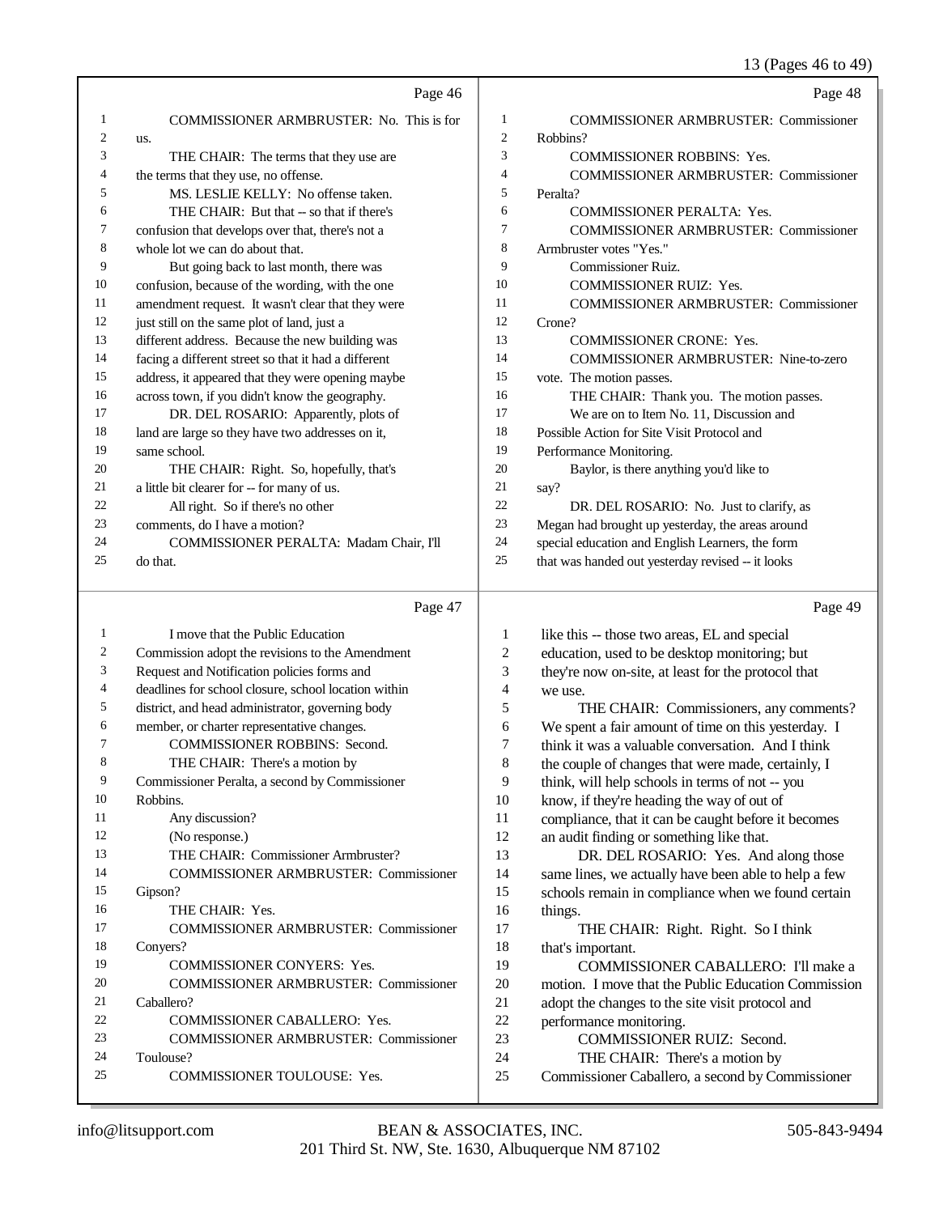Page 46

1 COMMISSIONER ARMBRUSTER: No. This is for
2 us.
3 THE CHAIR: The terms that they use are
4 the terms that they use, no offense.
5 MS. LESLIE KELLY: No offense taken.
6 THE CHAIR: But that -- so that if there's
7 confusion that develops over that, there's not a
8 whole lot we can do about that.
9 But going back to last month, there was
10 confusion, because of the wording, with the one
11 amendment request. It wasn't clear that they were
12 just still on the same plot of land, just a
13 different address. Because the new building was
14 facing a different street so that it had a different
15 address, it appeared that they were opening maybe
16 across town, if you didn't know the geography.
17 DR. DEL ROSARIO: Apparently, plots of
18 land are large so they have two addresses on it,
19 same school.
20 THE CHAIR: Right. So, hopefully, that's
21 a little bit clearer for -- for many of us.
22 All right. So if there's no other
23 comments, do I have a motion?
24 COMMISSIONER PERALTA: Madam Chair, I'll
25 do that.

Page 47

1 I move that the Public Education
2 Commission adopt the revisions to the Amendment
3 Request and Notification policies forms and
4 deadlines for school closure, school location within
5 district, and head administrator, governing body
6 member, or charter representative changes.
7 COMMISSIONER ROBBINS: Second.
8 THE CHAIR: There's a motion by
9 Commissioner Peralta, a second by Commissioner
10 Robbins.
11 Any discussion?
12 (No response.)
13 THE CHAIR: Commissioner Armbruster?
14 COMMISSIONER ARMBRUSTER: Commissioner
15 Gipson?
16 THE CHAIR: Yes.
17 COMMISSIONER ARMBRUSTER: Commissioner
18 Conyers?
19 COMMISSIONER CONYERS: Yes.
20 COMMISSIONER ARMBRUSTER: Commissioner
21 Caballero?
22 COMMISSIONER CABALLERO: Yes.
23 COMMISSIONER ARMBRUSTER: Commissioner
24 Toulouse?
25 COMMISSIONER TOULOUSE: Yes.

Page 48

1 COMMISSIONER ARMBRUSTER: Commissioner
2 Robbins?
3 COMMISSIONER ROBBINS: Yes.
4 COMMISSIONER ARMBRUSTER: Commissioner
5 Peralta?
6 COMMISSIONER PERALTA: Yes.
7 COMMISSIONER ARMBRUSTER: Commissioner
8 Armbruster votes "Yes."
9 Commissioner Ruiz.
10 COMMISSIONER RUIZ: Yes.
11 COMMISSIONER ARMBRUSTER: Commissioner
12 Crone?
13 COMMISSIONER CRONE: Yes.
14 COMMISSIONER ARMBRUSTER: Nine-to-zero
15 vote. The motion passes.
16 THE CHAIR: Thank you. The motion passes.
17 We are on to Item No. 11, Discussion and
18 Possible Action for Site Visit Protocol and
19 Performance Monitoring.
20 Baylor, is there anything you'd like to
21 say?
22 DR. DEL ROSARIO: No. Just to clarify, as
23 Megan had brought up yesterday, the areas around
24 special education and English Learners, the form
25 that was handed out yesterday revised -- it looks

Page 49

1 like this -- those two areas, EL and special
2 education, used to be desktop monitoring; but
3 they're now on-site, at least for the protocol that
4 we use.
5 THE CHAIR: Commissioners, any comments?
6 We spent a fair amount of time on this yesterday. I
7 think it was a valuable conversation. And I think
8 the couple of changes that were made, certainly, I
9 think, will help schools in terms of not -- you
10 know, if they're heading the way of out of
11 compliance, that it can be caught before it becomes
12 an audit finding or something like that.
13 DR. DEL ROSARIO: Yes. And along those
14 same lines, we actually have been able to help a few
15 schools remain in compliance when we found certain
16 things.
17 THE CHAIR: Right. Right. So I think
18 that's important.
19 COMMISSIONER CABALLERO: I'll make a
20 motion. I move that the Public Education Commission
21 adopt the changes to the site visit protocol and
22 performance monitoring.
23 COMMISSIONER RUIZ: Second.
24 THE CHAIR: There's a motion by
25 Commissioner Caballero, a second by Commissioner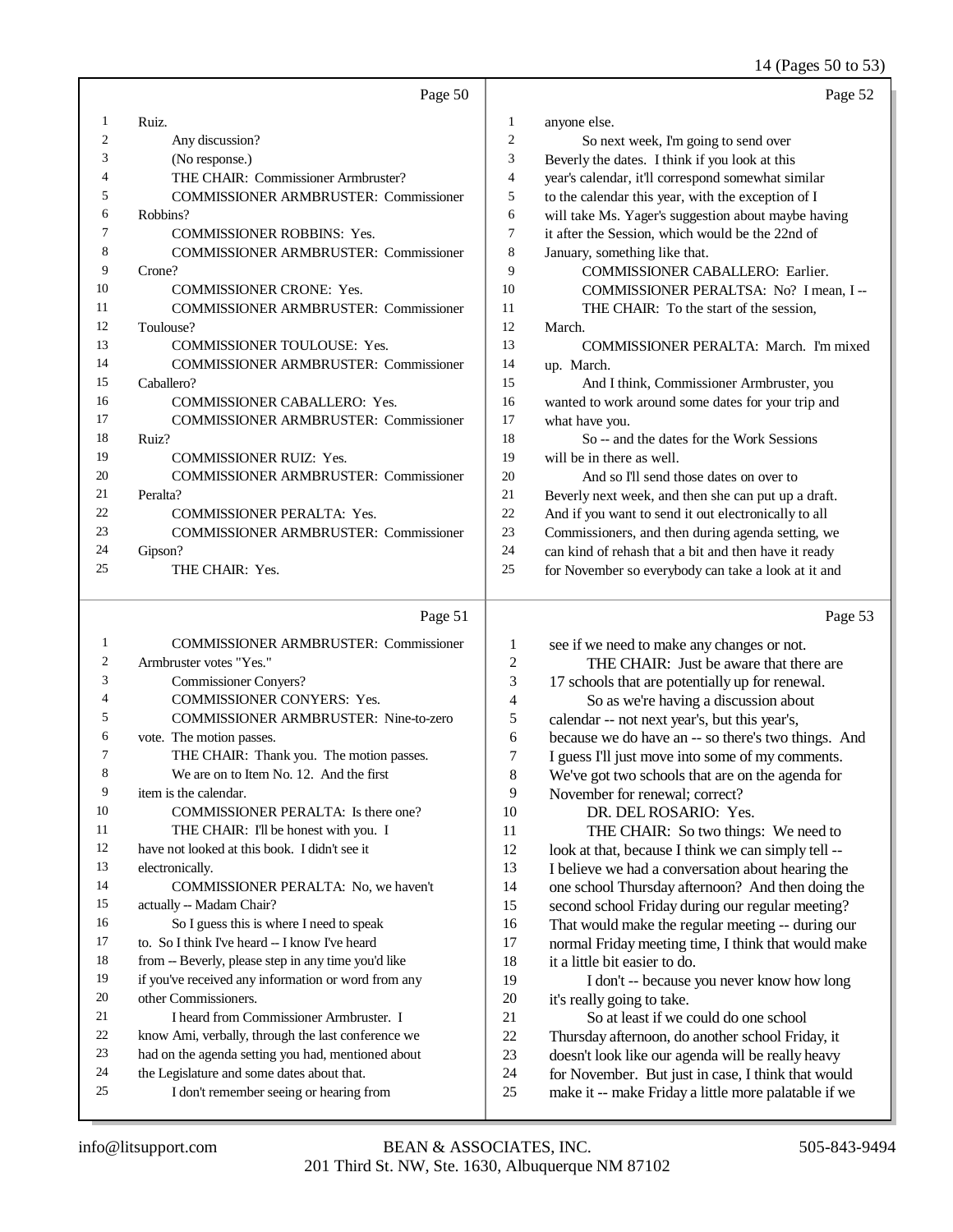Page 50

1 Ruiz.
2 Any discussion?
3 (No response.)
4 THE CHAIR: Commissioner Armbruster?
5 COMMISSIONER ARMBRUSTER: Commissioner
6 Robbins?
7 COMMISSIONER ROBBINS: Yes.
8 COMMISSIONER ARMBRUSTER: Commissioner
9 Crone?
10 COMMISSIONER CRONE: Yes.
11 COMMISSIONER ARMBRUSTER: Commissioner
12 Toulouse?
13 COMMISSIONER TOULOUSE: Yes.
14 COMMISSIONER ARMBRUSTER: Commissioner
15 Caballero?
16 COMMISSIONER CABALLERO: Yes.
17 COMMISSIONER ARMBRUSTER: Commissioner
18 Ruiz?
19 COMMISSIONER RUIZ: Yes.
20 COMMISSIONER ARMBRUSTER: Commissioner
21 Peralta?
22 COMMISSIONER PERALTA: Yes.
23 COMMISSIONER ARMBRUSTER: Commissioner
24 Gipson?
25 THE CHAIR: Yes.

Page 51

1 COMMISSIONER ARMBRUSTER: Commissioner
2 Armbruster votes "Yes."
3 Commissioner Conyers?
4 COMMISSIONER CONYERS: Yes.
5 COMMISSIONER ARMBRUSTER: Nine-to-zero
6 vote. The motion passes.
7 THE CHAIR: Thank you. The motion passes.
8 We are on to Item No. 12. And the first
9 item is the calendar.
10 COMMISSIONER PERALTA: Is there one?
11 THE CHAIR: I'll be honest with you. I
12 have not looked at this book. I didn't see it
13 electronically.
14 COMMISSIONER PERALTA: No, we haven't
15 actually -- Madam Chair?
16 So I guess this is where I need to speak
17 to. So I think I've heard -- I know I've heard
18 from -- Beverly, please step in any time you'd like
19 if you've received any information or word from any
20 other Commissioners.
21 I heard from Commissioner Armbruster. I
22 know Ami, verbally, through the last conference we
23 had on the agenda setting you had, mentioned about
24 the Legislature and some dates about that.
25 I don't remember seeing or hearing from

Page 52

1 anyone else.
2 So next week, I'm going to send over
3 Beverly the dates. I think if you look at this
4 year's calendar, it'll correspond somewhat similar
5 to the calendar this year, with the exception of I
6 will take Ms. Yager's suggestion about maybe having
7 it after the Session, which would be the 22nd of
8 January, something like that.
9 COMMISSIONER CABALLERO: Earlier.
10 COMMISSIONER PERALTSA: No? I mean, I --
11 THE CHAIR: To the start of the session,
12 March.
13 COMMISSIONER PERALTA: March. I'm mixed
14 up. March.
15 And I think, Commissioner Armbruster, you
16 wanted to work around some dates for your trip and
17 what have you.
18 So -- and the dates for the Work Sessions
19 will be in there as well.
20 And so I'll send those dates on over to
21 Beverly next week, and then she can put up a draft.
22 And if you want to send it out electronically to all
23 Commissioners, and then during agenda setting, we
24 can kind of rehash that a bit and then have it ready
25 for November so everybody can take a look at it and

Page 53

1 see if we need to make any changes or not.
2 THE CHAIR: Just be aware that there are
3 17 schools that are potentially up for renewal.
4 So as we're having a discussion about
5 calendar -- not next year's, but this year's,
6 because we do have an -- so there's two things. And
7 I guess I'll just move into some of my comments.
8 We've got two schools that are on the agenda for
9 November for renewal; correct?
10 DR. DEL ROSARIO: Yes.
11 THE CHAIR: So two things: We need to
12 look at that, because I think we can simply tell --
13 I believe we had a conversation about hearing the
14 one school Thursday afternoon? And then doing the
15 second school Friday during our regular meeting?
16 That would make the regular meeting -- during our
17 normal Friday meeting time, I think that would make
18 it a little bit easier to do.
19 I don't -- because you never know how long
20 it's really going to take.
21 So at least if we could do one school
22 Thursday afternoon, do another school Friday, it
23 doesn't look like our agenda will be really heavy
24 for November. But just in case, I think that would
25 make it -- make Friday a little more palatable if we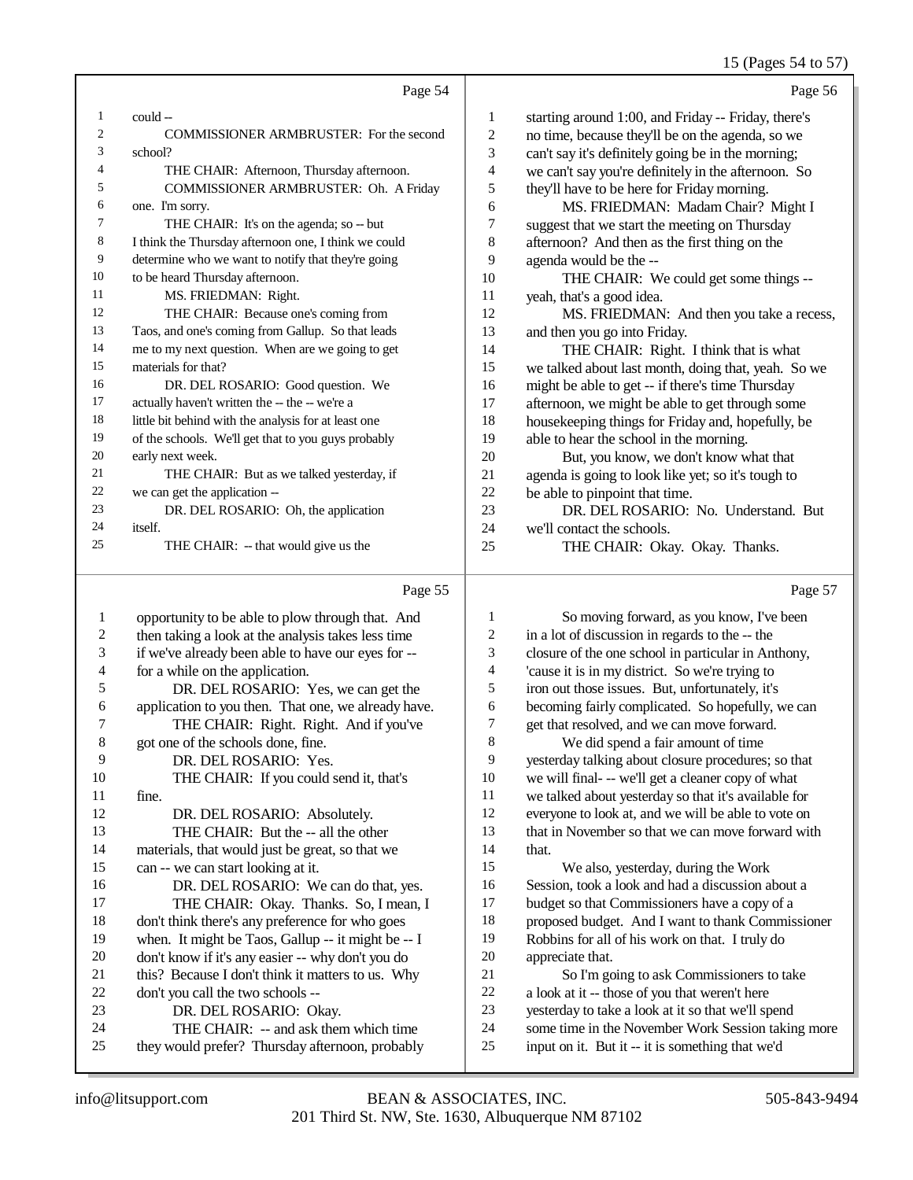Page 54

could --

COMMISSIONER ARMBRUSTER: For the second school?

THE CHAIR: Afternoon, Thursday afternoon.

COMMISSIONER ARMBRUSTER: Oh. A Friday one. I'm sorry.

THE CHAIR: It's on the agenda; so -- but I think the Thursday afternoon one, I think we could determine who we want to notify that they're going to be heard Thursday afternoon.

MS. FRIEDMAN: Right.

THE CHAIR: Because one's coming from Taos, and one's coming from Gallup. So that leads me to my next question. When are we going to get materials for that?

DR. DEL ROSARIO: Good question. We actually haven't written the -- the -- we're a little bit behind with the analysis for at least one of the schools. We'll get that to you guys probably early next week.

THE CHAIR: But as we talked yesterday, if we can get the application --

DR. DEL ROSARIO: Oh, the application itself.

THE CHAIR: -- that would give us the

Page 55

opportunity to be able to plow through that. And then taking a look at the analysis takes less time if we've already been able to have our eyes for -- for a while on the application.

DR. DEL ROSARIO: Yes, we can get the application to you then. That one, we already have.

THE CHAIR: Right. Right. And if you've got one of the schools done, fine.

DR. DEL ROSARIO: Yes.

THE CHAIR: If you could send it, that's fine.

DR. DEL ROSARIO: Absolutely.

THE CHAIR: But the -- all the other materials, that would just be great, so that we can -- we can start looking at it.

DR. DEL ROSARIO: We can do that, yes.

THE CHAIR: Okay. Thanks. So, I mean, I don't think there's any preference for who goes when. It might be Taos, Gallup -- it might be -- I don't know if it's any easier -- why don't you do this? Because I don't think it matters to us. Why don't you call the two schools --

DR. DEL ROSARIO: Okay.

THE CHAIR: -- and ask them which time they would prefer? Thursday afternoon, probably

Page 56

starting around 1:00, and Friday -- Friday, there's no time, because they'll be on the agenda, so we can't say it's definitely going be in the morning; we can't say you're definitely in the afternoon. So they'll have to be here for Friday morning.

MS. FRIEDMAN: Madam Chair? Might I suggest that we start the meeting on Thursday afternoon? And then as the first thing on the agenda would be the --

THE CHAIR: We could get some things -- yeah, that's a good idea.

MS. FRIEDMAN: And then you take a recess, and then you go into Friday.

THE CHAIR: Right. I think that is what we talked about last month, doing that, yeah. So we might be able to get -- if there's time Thursday afternoon, we might be able to get through some housekeeping things for Friday and, hopefully, be able to hear the school in the morning.

But, you know, we don't know what that agenda is going to look like yet; so it's tough to be able to pinpoint that time.

DR. DEL ROSARIO: No. Understand. But we'll contact the schools.

THE CHAIR: Okay. Okay. Thanks.

Page 57

So moving forward, as you know, I've been in a lot of discussion in regards to the -- the closure of the one school in particular in Anthony, 'cause it is in my district. So we're trying to iron out those issues. But, unfortunately, it's becoming fairly complicated. So hopefully, we can get that resolved, and we can move forward.

We did spend a fair amount of time yesterday talking about closure procedures; so that we will final- -- we'll get a cleaner copy of what we talked about yesterday so that it's available for everyone to look at, and we will be able to vote on that in November so that we can move forward with that.

We also, yesterday, during the Work Session, took a look and had a discussion about a budget so that Commissioners have a copy of a proposed budget. And I want to thank Commissioner Robbins for all of his work on that. I truly do appreciate that.

So I'm going to ask Commissioners to take a look at it -- those of you that weren't here yesterday to take a look at it so that we'll spend some time in the November Work Session taking more input on it. But it -- it is something that we'd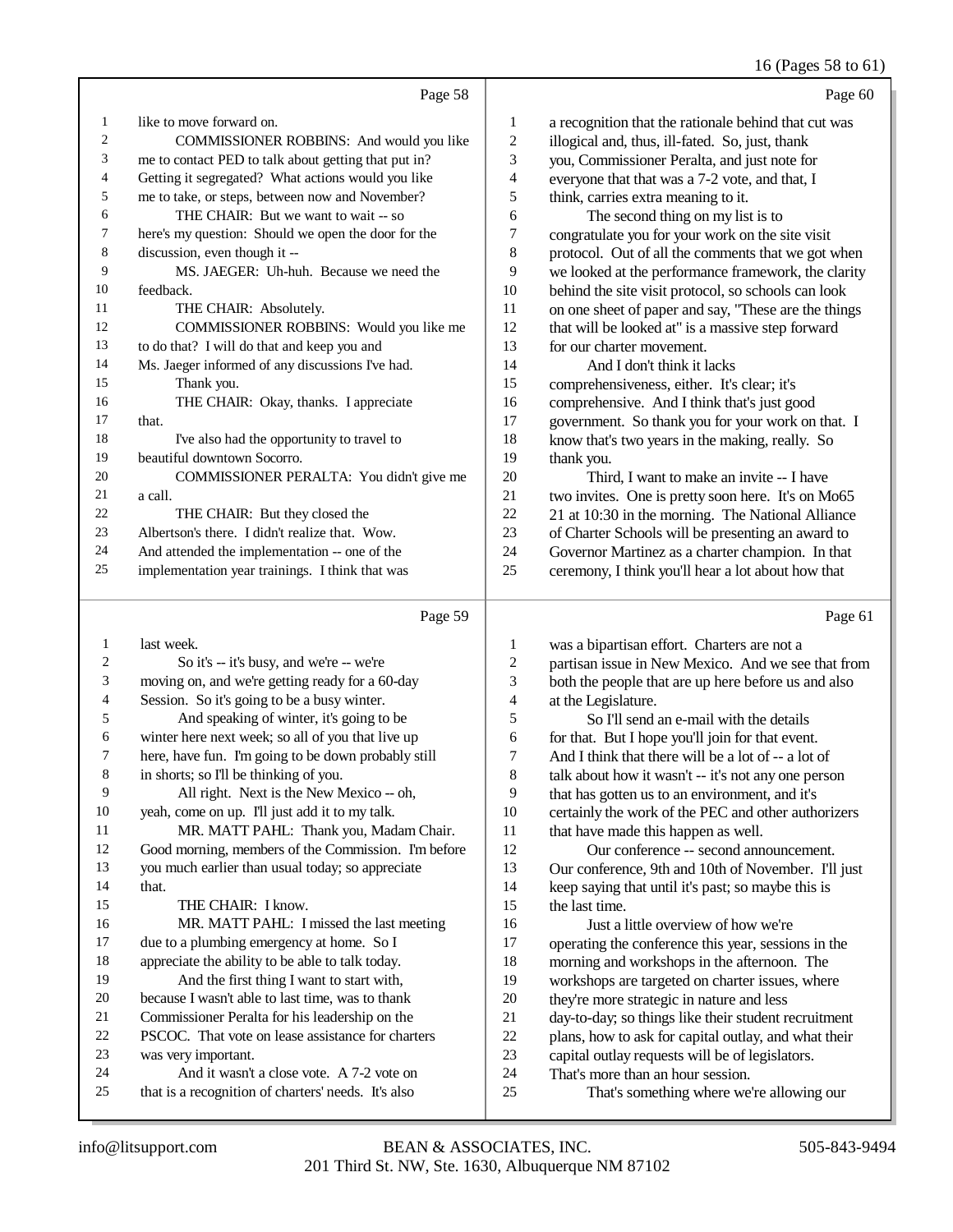Page 58

1 like to move forward on.
2 COMMISSIONER ROBBINS: And would you like
3 me to contact PED to talk about getting that put in?
4 Getting it segregated? What actions would you like
5 me to take, or steps, between now and November?
6 THE CHAIR: But we want to wait -- so
7 here's my question: Should we open the door for the
8 discussion, even though it --
9 MS. JAEGER: Uh-huh. Because we need the
10 feedback.
11 THE CHAIR: Absolutely.
12 COMMISSIONER ROBBINS: Would you like me
13 to do that? I will do that and keep you and
14 Ms. Jaeger informed of any discussions I've had.
15 Thank you.
16 THE CHAIR: Okay, thanks. I appreciate
17 that.
18 I've also had the opportunity to travel to
19 beautiful downtown Socorro.
20 COMMISSIONER PERALTA: You didn't give me
21 a call.
22 THE CHAIR: But they closed the
23 Albertson's there. I didn't realize that. Wow.
24 And attended the implementation -- one of the
25 implementation year trainings. I think that was

Page 59

1 last week.
2 So it's -- it's busy, and we're -- we're
3 moving on, and we're getting ready for a 60-day
4 Session. So it's going to be a busy winter.
5 And speaking of winter, it's going to be
6 winter here next week; so all of you that live up
7 here, have fun. I'm going to be down probably still
8 in shorts; so I'll be thinking of you.
9 All right. Next is the New Mexico -- oh,
10 yeah, come on up. I'll just add it to my talk.
11 MR. MATT PAHL: Thank you, Madam Chair.
12 Good morning, members of the Commission. I'm before
13 you much earlier than usual today; so appreciate
14 that.
15 THE CHAIR: I know.
16 MR. MATT PAHL: I missed the last meeting
17 due to a plumbing emergency at home. So I
18 appreciate the ability to be able to talk today.
19 And the first thing I want to start with,
20 because I wasn't able to last time, was to thank
21 Commissioner Peralta for his leadership on the
22 PSCOC. That vote on lease assistance for charters
23 was very important.
24 And it wasn't a close vote. A 7-2 vote on
25 that is a recognition of charters' needs. It's also

Page 60

1 a recognition that the rationale behind that cut was
2 illogical and, thus, ill-fated. So, just, thank
3 you, Commissioner Peralta, and just note for
4 everyone that that was a 7-2 vote, and that, I
5 think, carries extra meaning to it.
6 The second thing on my list is to
7 congratulate you for your work on the site visit
8 protocol. Out of all the comments that we got when
9 we looked at the performance framework, the clarity
10 behind the site visit protocol, so schools can look
11 on one sheet of paper and say, "These are the things
12 that will be looked at" is a massive step forward
13 for our charter movement.
14 And I don't think it lacks
15 comprehensiveness, either. It's clear; it's
16 comprehensive. And I think that's just good
17 government. So thank you for your work on that. I
18 know that's two years in the making, really. So
19 thank you.
20 Third, I want to make an invite -- I have
21 two invites. One is pretty soon here. It's on Mo65
22 21 at 10:30 in the morning. The National Alliance
23 of Charter Schools will be presenting an award to
24 Governor Martinez as a charter champion. In that
25 ceremony, I think you'll hear a lot about how that

Page 61

1 was a bipartisan effort. Charters are not a
2 partisan issue in New Mexico. And we see that from
3 both the people that are up here before us and also
4 at the Legislature.
5 So I'll send an e-mail with the details
6 for that. But I hope you'll join for that event.
7 And I think that there will be a lot of -- a lot of
8 talk about how it wasn't -- it's not any one person
9 that has gotten us to an environment, and it's
10 certainly the work of the PEC and other authorizers
11 that have made this happen as well.
12 Our conference -- second announcement.
13 Our conference, 9th and 10th of November. I'll just
14 keep saying that until it's past; so maybe this is
15 the last time.
16 Just a little overview of how we're
17 operating the conference this year, sessions in the
18 morning and workshops in the afternoon. The
19 workshops are targeted on charter issues, where
20 they're more strategic in nature and less
21 day-to-day; so things like their student recruitment
22 plans, how to ask for capital outlay, and what their
23 capital outlay requests will be of legislators.
24 That's more than an hour session.
25 That's something where we're allowing our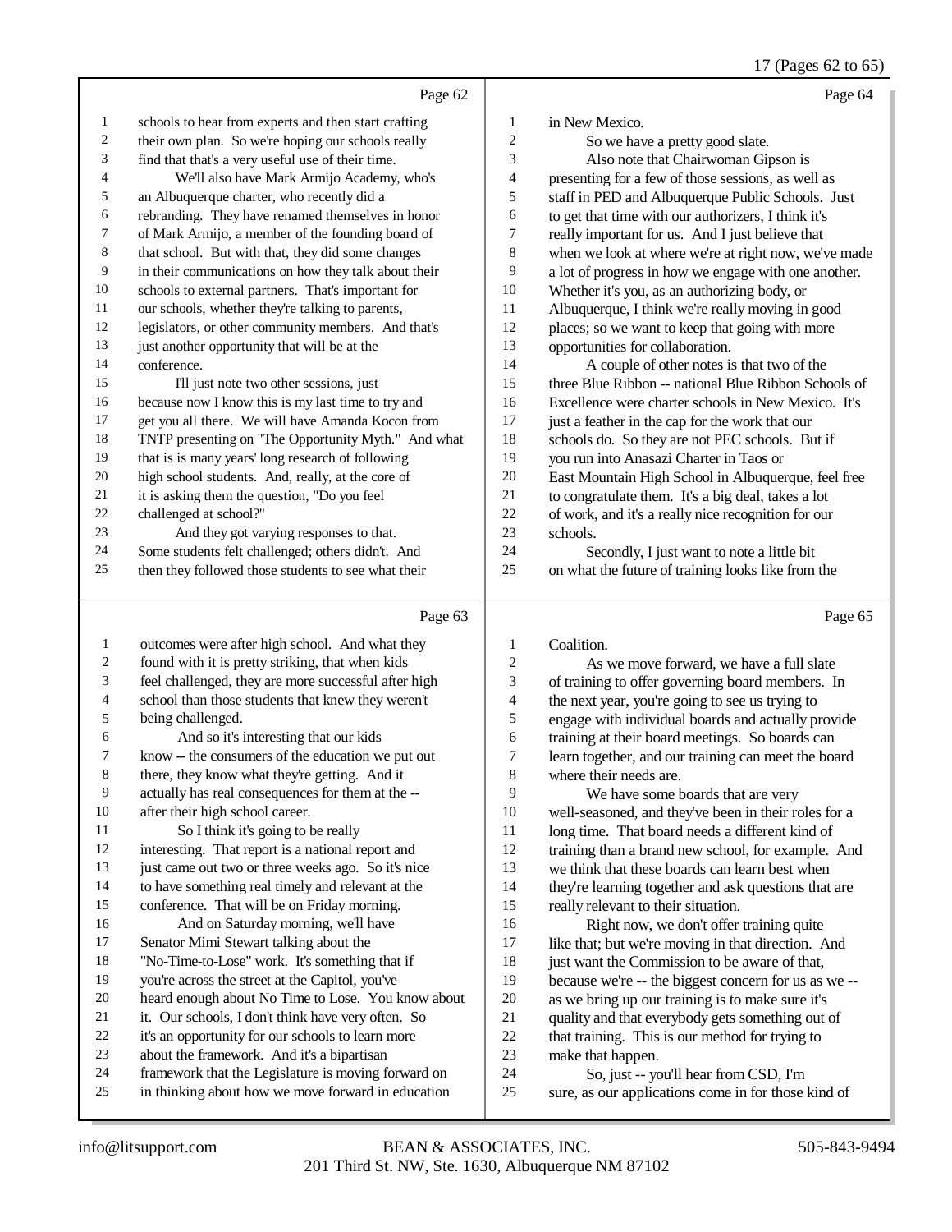Page 62

1 schools to hear from experts and then start crafting
2 their own plan. So we're hoping our schools really
3 find that that's a very useful use of their time.
4 We'll also have Mark Armijo Academy, who's
5 an Albuquerque charter, who recently did a
6 rebranding. They have renamed themselves in honor
7 of Mark Armijo, a member of the founding board of
8 that school. But with that, they did some changes
9 in their communications on how they talk about their
10 schools to external partners. That's important for
11 our schools, whether they're talking to parents,
12 legislators, or other community members. And that's
13 just another opportunity that will be at the
14 conference.
15 I'll just note two other sessions, just
16 because now I know this is my last time to try and
17 get you all there. We will have Amanda Kocon from
18 TNTP presenting on "The Opportunity Myth." And what
19 that is is many years' long research of following
20 high school students. And, really, at the core of
21 it is asking them the question, "Do you feel
22 challenged at school?"
23 And they got varying responses to that.
24 Some students felt challenged; others didn't. And
25 then they followed those students to see what their

Page 63

1 outcomes were after high school. And what they
2 found with it is pretty striking, that when kids
3 feel challenged, they are more successful after high
4 school than those students that knew they weren't
5 being challenged.
6 And so it's interesting that our kids
7 know -- the consumers of the education we put out
8 there, they know what they're getting. And it
9 actually has real consequences for them at the --
10 after their high school career.
11 So I think it's going to be really
12 interesting. That report is a national report and
13 just came out two or three weeks ago. So it's nice
14 to have something real timely and relevant at the
15 conference. That will be on Friday morning.
16 And on Saturday morning, we'll have
17 Senator Mimi Stewart talking about the
18 "No-Time-to-Lose" work. It's something that if
19 you're across the street at the Capitol, you've
20 heard enough about No Time to Lose. You know about
21 it. Our schools, I don't think have very often. So
22 it's an opportunity for our schools to learn more
23 about the framework. And it's a bipartisan
24 framework that the Legislature is moving forward on
25 in thinking about how we move forward in education

Page 64

1 in New Mexico.
2 So we have a pretty good slate.
3 Also note that Chairwoman Gipson is
4 presenting for a few of those sessions, as well as
5 staff in PED and Albuquerque Public Schools. Just
6 to get that time with our authorizers, I think it's
7 really important for us. And I just believe that
8 when we look at where we're at right now, we've made
9 a lot of progress in how we engage with one another.
10 Whether it's you, as an authorizing body, or
11 Albuquerque, I think we're really moving in good
12 places; so we want to keep that going with more
13 opportunities for collaboration.
14 A couple of other notes is that two of the
15 three Blue Ribbon -- national Blue Ribbon Schools of
16 Excellence were charter schools in New Mexico. It's
17 just a feather in the cap for the work that our
18 schools do. So they are not PEC schools. But if
19 you run into Anasazi Charter in Taos or
20 East Mountain High School in Albuquerque, feel free
21 to congratulate them. It's a big deal, takes a lot
22 of work, and it's a really nice recognition for our
23 schools.
24 Secondly, I just want to note a little bit
25 on what the future of training looks like from the

Page 65

1 Coalition.
2 As we move forward, we have a full slate
3 of training to offer governing board members. In
4 the next year, you're going to see us trying to
5 engage with individual boards and actually provide
6 training at their board meetings. So boards can
7 learn together, and our training can meet the board
8 where their needs are.
9 We have some boards that are very
10 well-seasoned, and they've been in their roles for a
11 long time. That board needs a different kind of
12 training than a brand new school, for example. And
13 we think that these boards can learn best when
14 they're learning together and ask questions that are
15 really relevant to their situation.
16 Right now, we don't offer training quite
17 like that; but we're moving in that direction. And
18 just want the Commission to be aware of that,
19 because we're -- the biggest concern for us as we --
20 as we bring up our training is to make sure it's
21 quality and that everybody gets something out of
22 that training. This is our method for trying to
23 make that happen.
24 So, just -- you'll hear from CSD, I'm
25 sure, as our applications come in for those kind of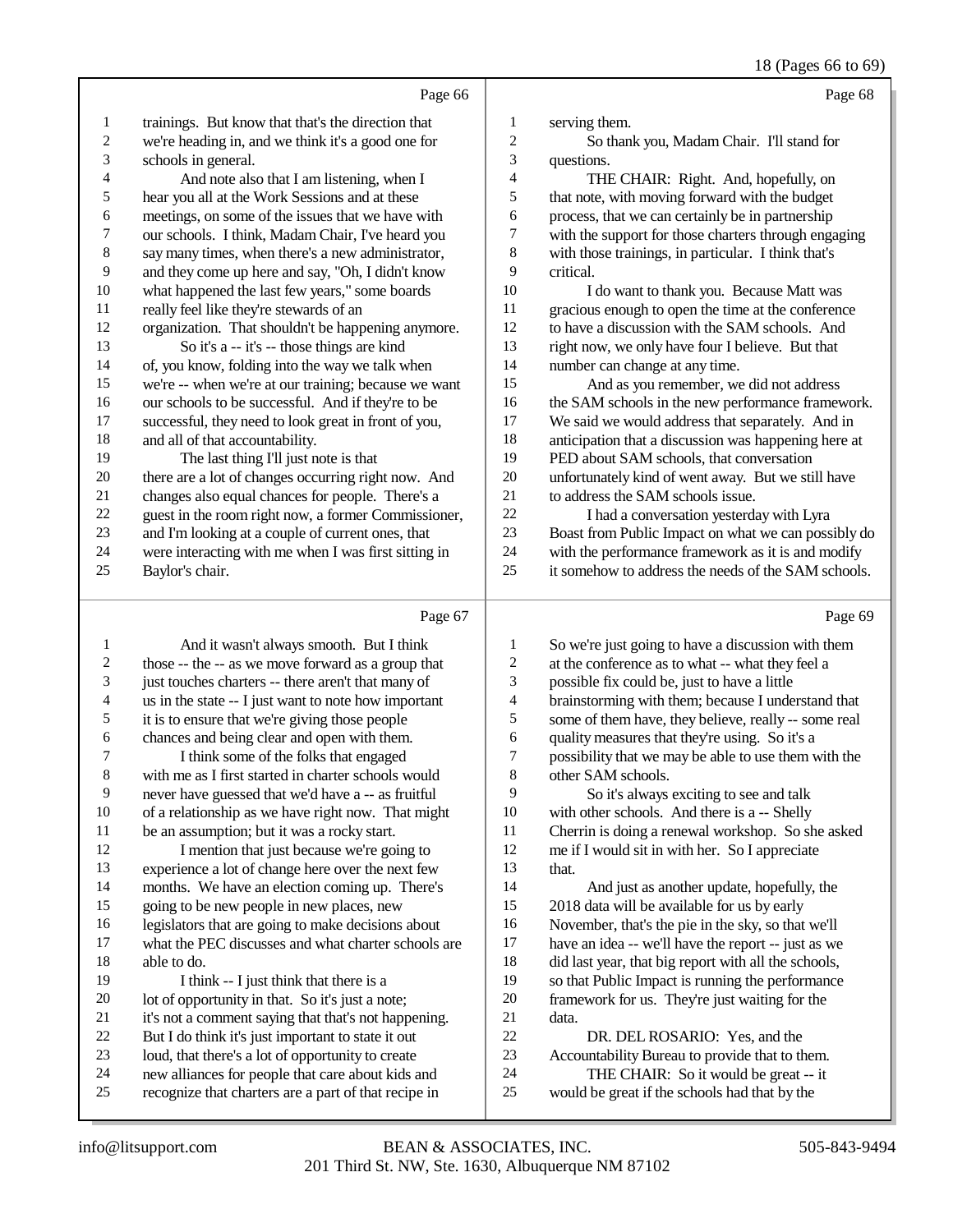Page 66

trainings. But know that that's the direction that we're heading in, and we think it's a good one for schools in general.

And note also that I am listening, when I hear you all at the Work Sessions and at these meetings, on some of the issues that we have with our schools. I think, Madam Chair, I've heard you say many times, when there's a new administrator, and they come up here and say, "Oh, I didn't know what happened the last few years," some boards really feel like they're stewards of an organization. That shouldn't be happening anymore.

So it's a -- it's -- those things are kind of, you know, folding into the way we talk when we're -- when we're at our training; because we want our schools to be successful. And if they're to be successful, they need to look great in front of you, and all of that accountability.

The last thing I'll just note is that there are a lot of changes occurring right now. And changes also equal chances for people. There's a guest in the room right now, a former Commissioner, and I'm looking at a couple of current ones, that were interacting with me when I was first sitting in Baylor's chair.

Page 67

And it wasn't always smooth. But I think those -- the -- as we move forward as a group that just touches charters -- there aren't that many of us in the state -- I just want to note how important it is to ensure that we're giving those people chances and being clear and open with them.

I think some of the folks that engaged with me as I first started in charter schools would never have guessed that we'd have a -- as fruitful of a relationship as we have right now. That might be an assumption; but it was a rocky start.

I mention that just because we're going to experience a lot of change here over the next few months. We have an election coming up. There's going to be new people in new places, new legislators that are going to make decisions about what the PEC discusses and what charter schools are able to do.

I think -- I just think that there is a lot of opportunity in that. So it's just a note; it's not a comment saying that that's not happening. But I do think it's just important to state it out loud, that there's a lot of opportunity to create new alliances for people that care about kids and recognize that charters are a part of that recipe in

Page 68

serving them.

So thank you, Madam Chair. I'll stand for questions.

THE CHAIR: Right. And, hopefully, on that note, with moving forward with the budget process, that we can certainly be in partnership with the support for those charters through engaging with those trainings, in particular. I think that's critical.

I do want to thank you. Because Matt was gracious enough to open the time at the conference to have a discussion with the SAM schools. And right now, we only have four I believe. But that number can change at any time.

And as you remember, we did not address the SAM schools in the new performance framework. We said we would address that separately. And in anticipation that a discussion was happening here at PED about SAM schools, that conversation unfortunately kind of went away. But we still have to address the SAM schools issue.

I had a conversation yesterday with Lyra Boast from Public Impact on what we can possibly do with the performance framework as it is and modify it somehow to address the needs of the SAM schools.

Page 69

So we're just going to have a discussion with them at the conference as to what -- what they feel a possible fix could be, just to have a little brainstorming with them; because I understand that some of them have, they believe, really -- some real quality measures that they're using. So it's a possibility that we may be able to use them with the other SAM schools.

So it's always exciting to see and talk with other schools. And there is a -- Shelly Cherrin is doing a renewal workshop. So she asked me if I would sit in with her. So I appreciate that.

And just as another update, hopefully, the 2018 data will be available for us by early November, that's the pie in the sky, so that we'll have an idea -- we'll have the report -- just as we did last year, that big report with all the schools, so that Public Impact is running the performance framework for us. They're just waiting for the data.

DR. DEL ROSARIO: Yes, and the Accountability Bureau to provide that to them.

THE CHAIR: So it would be great -- it would be great if the schools had that by the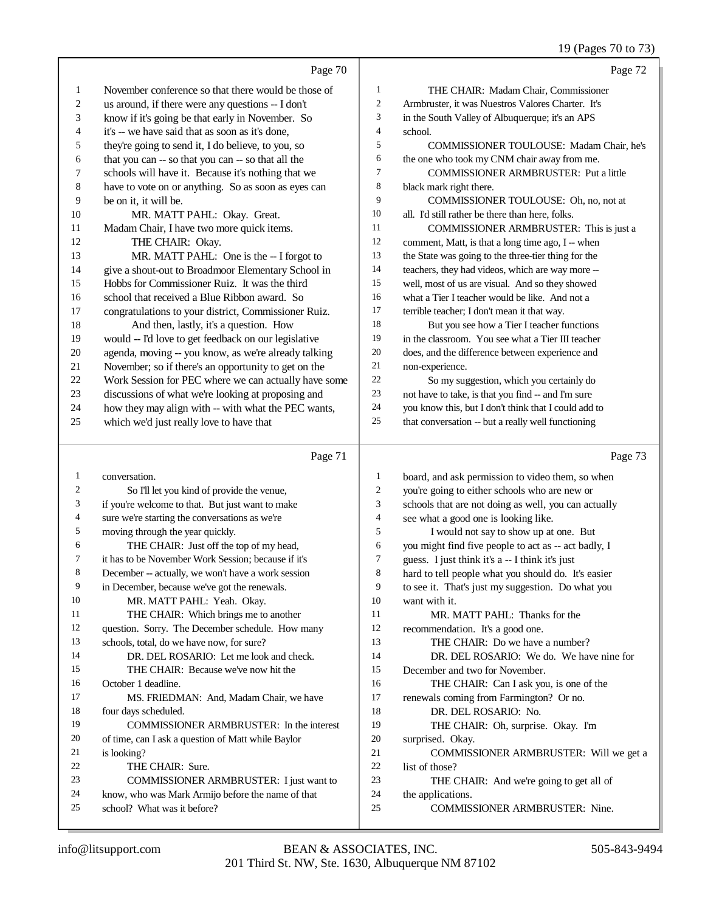Page 70

1 November conference so that there would be those of
2 us around, if there were any questions -- I don't
3 know if it's going be that early in November. So
4 it's -- we have said that as soon as it's done,
5 they're going to send it, I do believe, to you, so
6 that you can -- so that you can -- so that all the
7 schools will have it. Because it's nothing that we
8 have to vote on or anything. So as soon as eyes can
9 be on it, it will be.
10 MR. MATT PAHL: Okay. Great.
11 Madam Chair, I have two more quick items.
12 THE CHAIR: Okay.
13 MR. MATT PAHL: One is the -- I forgot to
14 give a shout-out to Broadmoor Elementary School in
15 Hobbs for Commissioner Ruiz. It was the third
16 school that received a Blue Ribbon award. So
17 congratulations to your district, Commissioner Ruiz.
18 And then, lastly, it's a question. How
19 would -- I'd love to get feedback on our legislative
20 agenda, moving -- you know, as we're already talking
21 November; so if there's an opportunity to get on the
22 Work Session for PEC where we can actually have some
23 discussions of what we're looking at proposing and
24 how they may align with -- with what the PEC wants,
25 which we'd just really love to have that

Page 71

1 conversation.
2 So I'll let you kind of provide the venue,
3 if you're welcome to that. But just want to make
4 sure we're starting the conversations as we're
5 moving through the year quickly.
6 THE CHAIR: Just off the top of my head,
7 it has to be November Work Session; because if it's
8 December -- actually, we won't have a work session
9 in December, because we've got the renewals.
10 MR. MATT PAHL: Yeah. Okay.
11 THE CHAIR: Which brings me to another
12 question. Sorry. The December schedule. How many
13 schools, total, do we have now, for sure?
14 DR. DEL ROSARIO: Let me look and check.
15 THE CHAIR: Because we've now hit the
16 October 1 deadline.
17 MS. FRIEDMAN: And, Madam Chair, we have
18 four days scheduled.
19 COMMISSIONER ARMBRUSTER: In the interest
20 of time, can I ask a question of Matt while Baylor
21 is looking?
22 THE CHAIR: Sure.
23 COMMISSIONER ARMBRUSTER: I just want to
24 know, who was Mark Armijo before the name of that
25 school? What was it before?

Page 72

1 THE CHAIR: Madam Chair, Commissioner
2 Armbruster, it was Nuestros Valores Charter. It's
3 in the South Valley of Albuquerque; it's an APS
4 school.
5 COMMISSIONER TOULOUSE: Madam Chair, he's
6 the one who took my CNM chair away from me.
7 COMMISSIONER ARMBRUSTER: Put a little
8 black mark right there.
9 COMMISSIONER TOULOUSE: Oh, no, not at
10 all. I'd still rather be there than here, folks.
11 COMMISSIONER ARMBRUSTER: This is just a
12 comment, Matt, is that a long time ago, I -- when
13 the State was going to the three-tier thing for the
14 teachers, they had videos, which are way more --
15 well, most of us are visual. And so they showed
16 what a Tier I teacher would be like. And not a
17 terrible teacher; I don't mean it that way.
18 But you see how a Tier I teacher functions
19 in the classroom. You see what a Tier III teacher
20 does, and the difference between experience and
21 non-experience.
22 So my suggestion, which you certainly do
23 not have to take, is that you find -- and I'm sure
24 you know this, but I don't think that I could add to
25 that conversation -- but a really well functioning

Page 73

1 board, and ask permission to video them, so when
2 you're going to either schools who are new or
3 schools that are not doing as well, you can actually
4 see what a good one is looking like.
5 I would not say to show up at one. But
6 you might find five people to act as -- act badly, I
7 guess. I just think it's a -- I think it's just
8 hard to tell people what you should do. It's easier
9 to see it. That's just my suggestion. Do what you
10 want with it.
11 MR. MATT PAHL: Thanks for the
12 recommendation. It's a good one.
13 THE CHAIR: Do we have a number?
14 DR. DEL ROSARIO: We do. We have nine for
15 December and two for November.
16 THE CHAIR: Can I ask you, is one of the
17 renewals coming from Farmington? Or no.
18 DR. DEL ROSARIO: No.
19 THE CHAIR: Oh, surprise. Okay. I'm
20 surprised. Okay.
21 COMMISSIONER ARMBRUSTER: Will we get a
22 list of those?
23 THE CHAIR: And we're going to get all of
24 the applications.
25 COMMISSIONER ARMBRUSTER: Nine.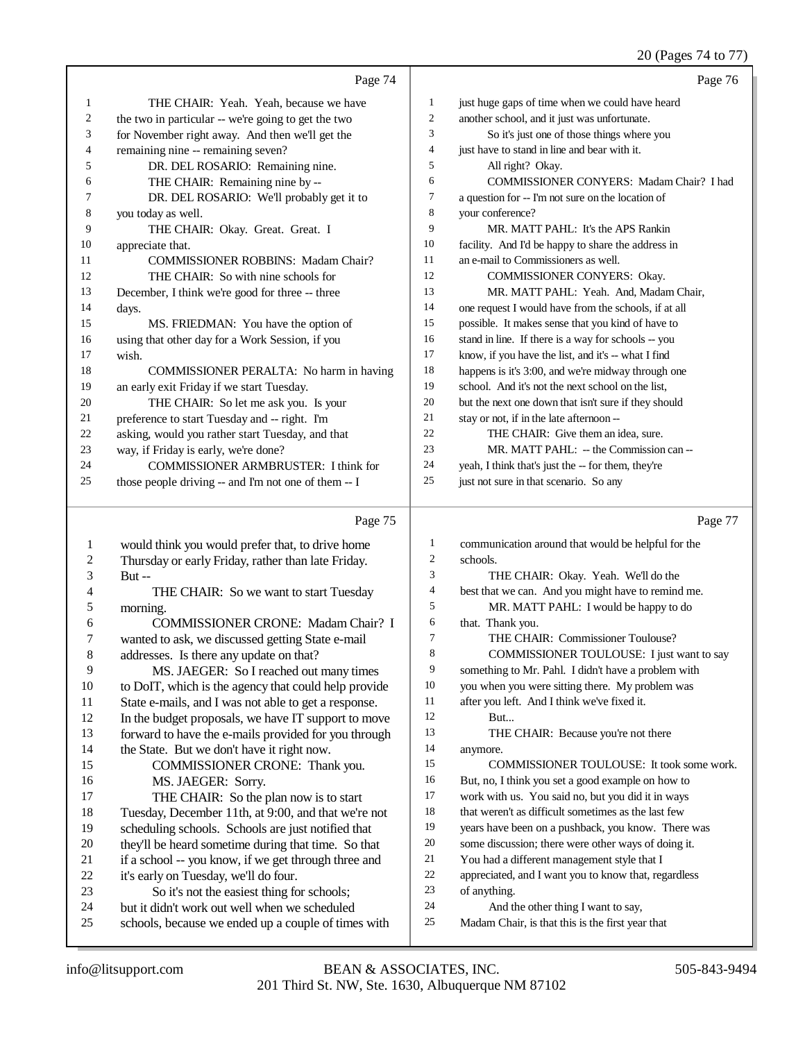Page 74

1 THE CHAIR: Yeah. Yeah, because we have
2 the two in particular -- we're going to get the two
3 for November right away. And then we'll get the
4 remaining nine -- remaining seven?
5 DR. DEL ROSARIO: Remaining nine.
6 THE CHAIR: Remaining nine by --
7 DR. DEL ROSARIO: We'll probably get it to
8 you today as well.
9 THE CHAIR: Okay. Great. Great. I
10 appreciate that.
11 COMMISSIONER ROBBINS: Madam Chair?
12 THE CHAIR: So with nine schools for
13 December, I think we're good for three -- three
14 days.
15 MS. FRIEDMAN: You have the option of
16 using that other day for a Work Session, if you
17 wish.
18 COMMISSIONER PERALTA: No harm in having
19 an early exit Friday if we start Tuesday.
20 THE CHAIR: So let me ask you. Is your
21 preference to start Tuesday and -- right. I'm
22 asking, would you rather start Tuesday, and that
23 way, if Friday is early, we're done?
24 COMMISSIONER ARMBRUSTER: I think for
25 those people driving -- and I'm not one of them -- I

Page 75

1 would think you would prefer that, to drive home
2 Thursday or early Friday, rather than late Friday.
3 But --
4 THE CHAIR: So we want to start Tuesday
5 morning.
6 COMMISSIONER CRONE: Madam Chair? I
7 wanted to ask, we discussed getting State e-mail
8 addresses. Is there any update on that?
9 MS. JAEGER: So I reached out many times
10 to DoIT, which is the agency that could help provide
11 State e-mails, and I was not able to get a response.
12 In the budget proposals, we have IT support to move
13 forward to have the e-mails provided for you through
14 the State. But we don't have it right now.
15 COMMISSIONER CRONE: Thank you.
16 MS. JAEGER: Sorry.
17 THE CHAIR: So the plan now is to start
18 Tuesday, December 11th, at 9:00, and that we're not
19 scheduling schools. Schools are just notified that
20 they'll be heard sometime during that time. So that
21 if a school -- you know, if we get through three and
22 it's early on Tuesday, we'll do four.
23 So it's not the easiest thing for schools;
24 but it didn't work out well when we scheduled
25 schools, because we ended up a couple of times with

Page 76

1 just huge gaps of time when we could have heard
2 another school, and it just was unfortunate.
3 So it's just one of those things where you
4 just have to stand in line and bear with it.
5 All right? Okay.
6 COMMISSIONER CONYERS: Madam Chair? I had
7 a question for -- I'm not sure on the location of
8 your conference?
9 MR. MATT PAHL: It's the APS Rankin
10 facility. And I'd be happy to share the address in
11 an e-mail to Commissioners as well.
12 COMMISSIONER CONYERS: Okay.
13 MR. MATT PAHL: Yeah. And, Madam Chair,
14 one request I would have from the schools, if at all
15 possible. It makes sense that you kind of have to
16 stand in line. If there is a way for schools -- you
17 know, if you have the list, and it's -- what I find
18 happens is it's 3:00, and we're midway through one
19 school. And it's not the next school on the list,
20 but the next one down that isn't sure if they should
21 stay or not, if in the late afternoon --
22 THE CHAIR: Give them an idea, sure.
23 MR. MATT PAHL: -- the Commission can --
24 yeah, I think that's just the -- for them, they're
25 just not sure in that scenario. So any

Page 77

1 communication around that would be helpful for the
2 schools.
3 THE CHAIR: Okay. Yeah. We'll do the
4 best that we can. And you might have to remind me.
5 MR. MATT PAHL: I would be happy to do
6 that. Thank you.
7 THE CHAIR: Commissioner Toulouse?
8 COMMISSIONER TOULOUSE: I just want to say
9 something to Mr. Pahl. I didn't have a problem with
10 you when you were sitting there. My problem was
11 after you left. And I think we've fixed it.
12 But...
13 THE CHAIR: Because you're not there
14 anymore.
15 COMMISSIONER TOULOUSE: It took some work.
16 But, no, I think you set a good example on how to
17 work with us. You said no, but you did it in ways
18 that weren't as difficult sometimes as the last few
19 years have been on a pushback, you know. There was
20 some discussion; there were other ways of doing it.
21 You had a different management style that I
22 appreciated, and I want you to know that, regardless
23 of anything.
24 And the other thing I want to say,
25 Madam Chair, is that this is the first year that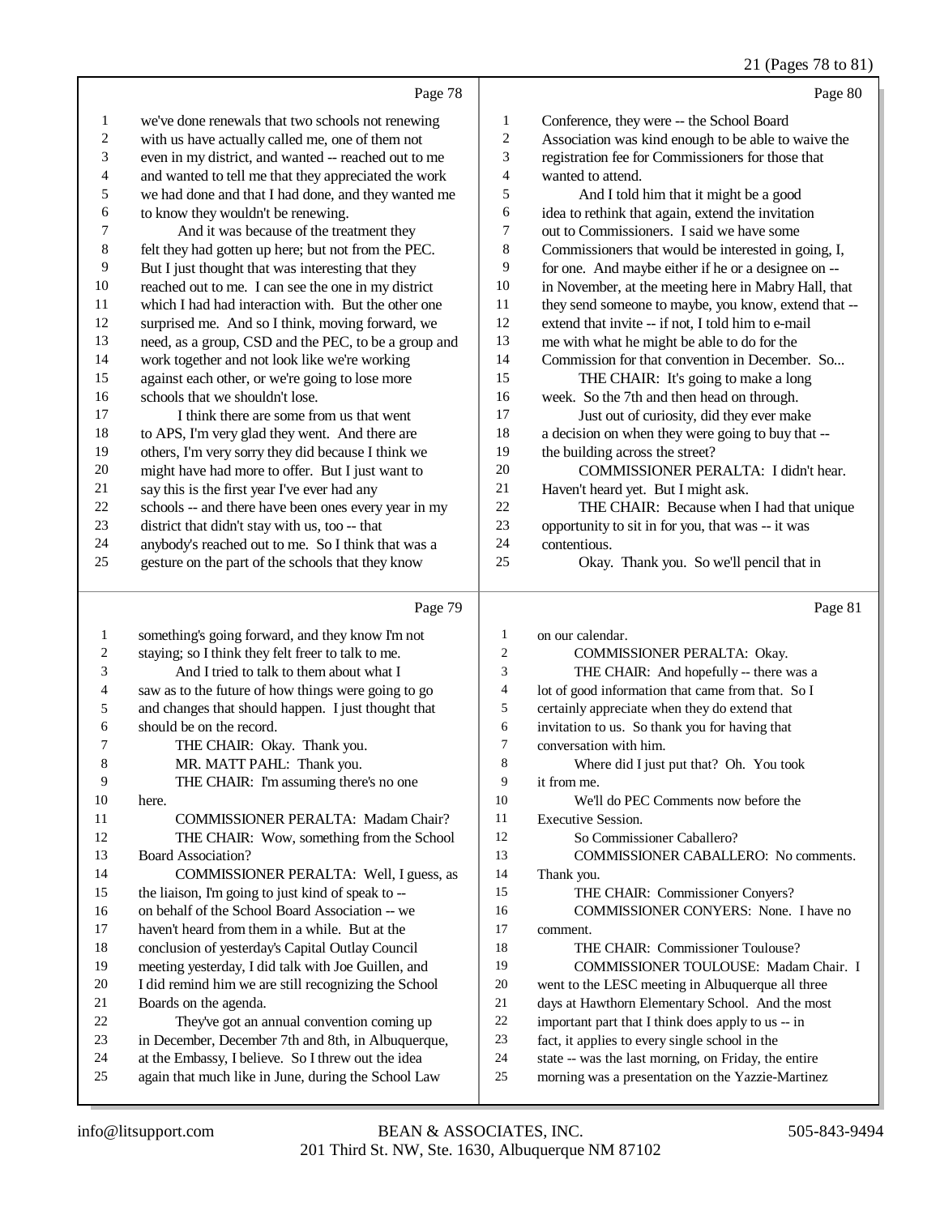Page 78

1 we've done renewals that two schools not renewing
2 with us have actually called me, one of them not
3 even in my district, and wanted -- reached out to me
4 and wanted to tell me that they appreciated the work
5 we had done and that I had done, and they wanted me
6 to know they wouldn't be renewing.
7 And it was because of the treatment they
8 felt they had gotten up here; but not from the PEC.
9 But I just thought that was interesting that they
10 reached out to me. I can see the one in my district
11 which I had had interaction with. But the other one
12 surprised me. And so I think, moving forward, we
13 need, as a group, CSD and the PEC, to be a group and
14 work together and not look like we're working
15 against each other, or we're going to lose more
16 schools that we shouldn't lose.
17 I think there are some from us that went
18 to APS, I'm very glad they went. And there are
19 others, I'm very sorry they did because I think we
20 might have had more to offer. But I just want to
21 say this is the first year I've ever had any
22 schools -- and there have been ones every year in my
23 district that didn't stay with us, too -- that
24 anybody's reached out to me. So I think that was a
25 gesture on the part of the schools that they know

Page 79

1 something's going forward, and they know I'm not
2 staying; so I think they felt freer to talk to me.
3 And I tried to talk to them about what I
4 saw as to the future of how things were going to go
5 and changes that should happen. I just thought that
6 should be on the record.
7 THE CHAIR: Okay. Thank you.
8 MR. MATT PAHL: Thank you.
9 THE CHAIR: I'm assuming there's no one
10 here.
11 COMMISSIONER PERALTA: Madam Chair?
12 THE CHAIR: Wow, something from the School
13 Board Association?
14 COMMISSIONER PERALTA: Well, I guess, as
15 the liaison, I'm going to just kind of speak to --
16 on behalf of the School Board Association -- we
17 haven't heard from them in a while. But at the
18 conclusion of yesterday's Capital Outlay Council
19 meeting yesterday, I did talk with Joe Guillen, and
20 I did remind him we are still recognizing the School
21 Boards on the agenda.
22 They've got an annual convention coming up
23 in December, December 7th and 8th, in Albuquerque,
24 at the Embassy, I believe. So I threw out the idea
25 again that much like in June, during the School Law

Page 80

1 Conference, they were -- the School Board
2 Association was kind enough to be able to waive the
3 registration fee for Commissioners for those that
4 wanted to attend.
5 And I told him that it might be a good
6 idea to rethink that again, extend the invitation
7 out to Commissioners. I said we have some
8 Commissioners that would be interested in going, I,
9 for one. And maybe either if he or a designee on --
10 in November, at the meeting here in Mabry Hall, that
11 they send someone to maybe, you know, extend that --
12 extend that invite -- if not, I told him to e-mail
13 me with what he might be able to do for the
14 Commission for that convention in December. So...
15 THE CHAIR: It's going to make a long
16 week. So the 7th and then head on through.
17 Just out of curiosity, did they ever make
18 a decision on when they were going to buy that --
19 the building across the street?
20 COMMISSIONER PERALTA: I didn't hear.
21 Haven't heard yet. But I might ask.
22 THE CHAIR: Because when I had that unique
23 opportunity to sit in for you, that was -- it was
24 contentious.
25 Okay. Thank you. So we'll pencil that in

Page 81

1 on our calendar.
2 COMMISSIONER PERALTA: Okay.
3 THE CHAIR: And hopefully -- there was a
4 lot of good information that came from that. So I
5 certainly appreciate when they do extend that
6 invitation to us. So thank you for having that
7 conversation with him.
8 Where did I just put that? Oh. You took
9 it from me.
10 We'll do PEC Comments now before the
11 Executive Session.
12 So Commissioner Caballero?
13 COMMISSIONER CABALLERO: No comments.
14 Thank you.
15 THE CHAIR: Commissioner Conyers?
16 COMMISSIONER CONYERS: None. I have no
17 comment.
18 THE CHAIR: Commissioner Toulouse?
19 COMMISSIONER TOULOUSE: Madam Chair. I
20 went to the LESC meeting in Albuquerque all three
21 days at Hawthorn Elementary School. And the most
22 important part that I think does apply to us -- in
23 fact, it applies to every single school in the
24 state -- was the last morning, on Friday, the entire
25 morning was a presentation on the Yazzie-Martinez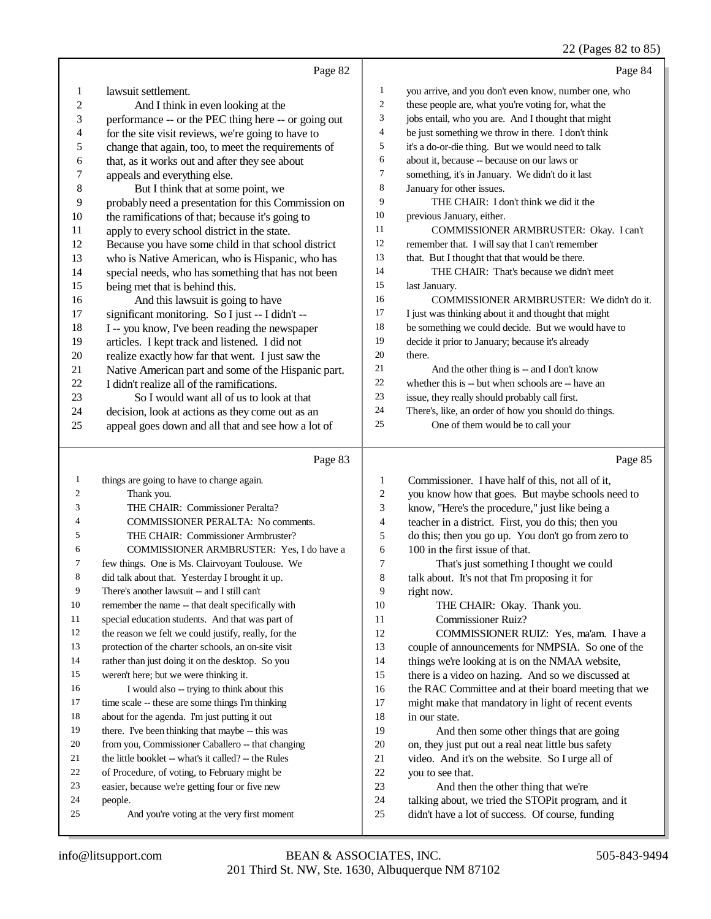Page 82

lawsuit settlement.

And I think in even looking at the performance -- or the PEC thing here -- or going out for the site visit reviews, we're going to have to change that again, too, to meet the requirements of that, as it works out and after they see about appeals and everything else.

But I think that at some point, we probably need a presentation for this Commission on the ramifications of that; because it's going to apply to every school district in the state. Because you have some child in that school district who is Native American, who is Hispanic, who has special needs, who has something that has not been being met that is behind this.

And this lawsuit is going to have significant monitoring. So I just -- I didn't -- I -- you know, I've been reading the newspaper articles. I kept track and listened. I did not realize exactly how far that went. I just saw the Native American part and some of the Hispanic part. I didn't realize all of the ramifications.

So I would want all of us to look at that decision, look at actions as they come out as an appeal goes down and all that and see how a lot of

Page 83

things are going to have to change again.

Thank you.

THE CHAIR: Commissioner Peralta?

COMMISSIONER PERALTA: No comments.

THE CHAIR: Commissioner Armbruster?

COMMISSIONER ARMBRUSTER: Yes, I do have a few things. One is Ms. Clairvoyant Toulouse. We did talk about that. Yesterday I brought it up. There's another lawsuit -- and I still can't remember the name -- that dealt specifically with special education students. And that was part of the reason we felt we could justify, really, for the protection of the charter schools, an on-site visit rather than just doing it on the desktop. So you weren't here; but we were thinking it.

I would also -- trying to think about this time scale -- these are some things I'm thinking about for the agenda. I'm just putting it out there. I've been thinking that maybe -- this was from you, Commissioner Caballero -- that changing the little booklet -- what's it called? -- the Rules of Procedure, of voting, to February might be easier, because we're getting four or five new people.

And you're voting at the very first moment

Page 84

you arrive, and you don't even know, number one, who these people are, what you're voting for, what the jobs entail, who you are. And I thought that might be just something we throw in there. I don't think it's a do-or-die thing. But we would need to talk about it, because -- because on our laws or something, it's in January. We didn't do it last January for other issues.

THE CHAIR: I don't think we did it the previous January, either.

COMMISSIONER ARMBRUSTER: Okay. I can't remember that. I will say that I can't remember that. But I thought that that would be there.

THE CHAIR: That's because we didn't meet last January.

COMMISSIONER ARMBRUSTER: We didn't do it. I just was thinking about it and thought that might be something we could decide. But we would have to decide it prior to January; because it's already there.

And the other thing is -- and I don't know whether this is -- but when schools are -- have an issue, they really should probably call first. There's, like, an order of how you should do things.

One of them would be to call your

Page 85

Commissioner. I have half of this, not all of it, you know how that goes. But maybe schools need to know, "Here's the procedure," just like being a teacher in a district. First, you do this; then you do this; then you go up. You don't go from zero to 100 in the first issue of that.

That's just something I thought we could talk about. It's not that I'm proposing it for right now.

THE CHAIR: Okay. Thank you.

Commissioner Ruiz?

COMMISSIONER RUIZ: Yes, ma'am. I have a couple of announcements for NMPSIA. So one of the things we're looking at is on the NMAA website, there is a video on hazing. And so we discussed at the RAC Committee and at their board meeting that we might make that mandatory in light of recent events in our state.

And then some other things that are going on, they just put out a real neat little bus safety video. And it's on the website. So I urge all of you to see that.

And then the other thing that we're talking about, we tried the STOPit program, and it didn't have a lot of success. Of course, funding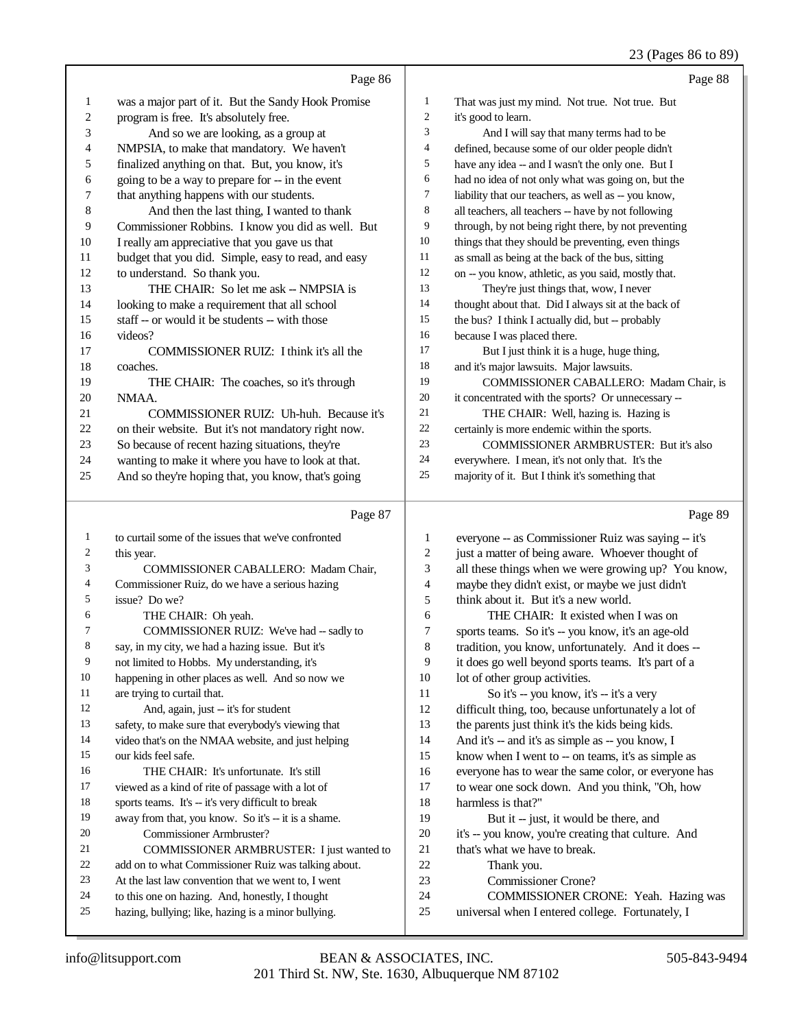Page 86

1 was a major part of it. But the Sandy Hook Promise
2 program is free. It's absolutely free.
3 And so we are looking, as a group at
4 NMPSIA, to make that mandatory. We haven't
5 finalized anything on that. But, you know, it's
6 going to be a way to prepare for -- in the event
7 that anything happens with our students.
8 And then the last thing, I wanted to thank
9 Commissioner Robbins. I know you did as well. But
10 I really am appreciative that you gave us that
11 budget that you did. Simple, easy to read, and easy
12 to understand. So thank you.
13 THE CHAIR: So let me ask -- NMPSIA is
14 looking to make a requirement that all school
15 staff -- or would it be students -- with those
16 videos?
17 COMMISSIONER RUIZ: I think it's all the
18 coaches.
19 THE CHAIR: The coaches, so it's through
20 NMAA.
21 COMMISSIONER RUIZ: Uh-huh. Because it's
22 on their website. But it's not mandatory right now.
23 So because of recent hazing situations, they're
24 wanting to make it where you have to look at that.
25 And so they're hoping that, you know, that's going

Page 87

1 to curtail some of the issues that we've confronted
2 this year.
3 COMMISSIONER CABALLERO: Madam Chair,
4 Commissioner Ruiz, do we have a serious hazing
5 issue? Do we?
6 THE CHAIR: Oh yeah.
7 COMMISSIONER RUIZ: We've had -- sadly to
8 say, in my city, we had a hazing issue. But it's
9 not limited to Hobbs. My understanding, it's
10 happening in other places as well. And so now we
11 are trying to curtail that.
12 And, again, just -- it's for student
13 safety, to make sure that everybody's viewing that
14 video that's on the NMAA website, and just helping
15 our kids feel safe.
16 THE CHAIR: It's unfortunate. It's still
17 viewed as a kind of rite of passage with a lot of
18 sports teams. It's -- it's very difficult to break
19 away from that, you know. So it's -- it is a shame.
20 Commissioner Armbruster?
21 COMMISSIONER ARMBRUSTER: I just wanted to
22 add on to what Commissioner Ruiz was talking about.
23 At the last law convention that we went to, I went
24 to this one on hazing. And, honestly, I thought
25 hazing, bullying; like, hazing is a minor bullying.

Page 88

1 That was just my mind. Not true. Not true. But
2 it's good to learn.
3 And I will say that many terms had to be
4 defined, because some of our older people didn't
5 have any idea -- and I wasn't the only one. But I
6 had no idea of not only what was going on, but the
7 liability that our teachers, as well as -- you know,
8 all teachers, all teachers -- have by not following
9 through, by not being right there, by not preventing
10 things that they should be preventing, even things
11 as small as being at the back of the bus, sitting
12 on -- you know, athletic, as you said, mostly that.
13 They're just things that, wow, I never
14 thought about that. Did I always sit at the back of
15 the bus? I think I actually did, but -- probably
16 because I was placed there.
17 But I just think it is a huge, huge thing,
18 and it's major lawsuits. Major lawsuits.
19 COMMISSIONER CABALLERO: Madam Chair, is
20 it concentrated with the sports? Or unnecessary --
21 THE CHAIR: Well, hazing is. Hazing is
22 certainly is more endemic within the sports.
23 COMMISSIONER ARMBRUSTER: But it's also
24 everywhere. I mean, it's not only that. It's the
25 majority of it. But I think it's something that

Page 89

1 everyone -- as Commissioner Ruiz was saying -- it's
2 just a matter of being aware. Whoever thought of
3 all these things when we were growing up? You know,
4 maybe they didn't exist, or maybe we just didn't
5 think about it. But it's a new world.
6 THE CHAIR: It existed when I was on
7 sports teams. So it's -- you know, it's an age-old
8 tradition, you know, unfortunately. And it does --
9 it does go well beyond sports teams. It's part of a
10 lot of other group activities.
11 So it's -- you know, it's -- it's a very
12 difficult thing, too, because unfortunately a lot of
13 the parents just think it's the kids being kids.
14 And it's -- and it's as simple as -- you know, I
15 know when I went to -- on teams, it's as simple as
16 everyone has to wear the same color, or everyone has
17 to wear one sock down. And you think, "Oh, how
18 harmless is that?"
19 But it -- just, it would be there, and
20 it's -- you know, you're creating that culture. And
21 that's what we have to break.
22 Thank you.
23 Commissioner Crone?
24 COMMISSIONER CRONE: Yeah. Hazing was
25 universal when I entered college. Fortunately, I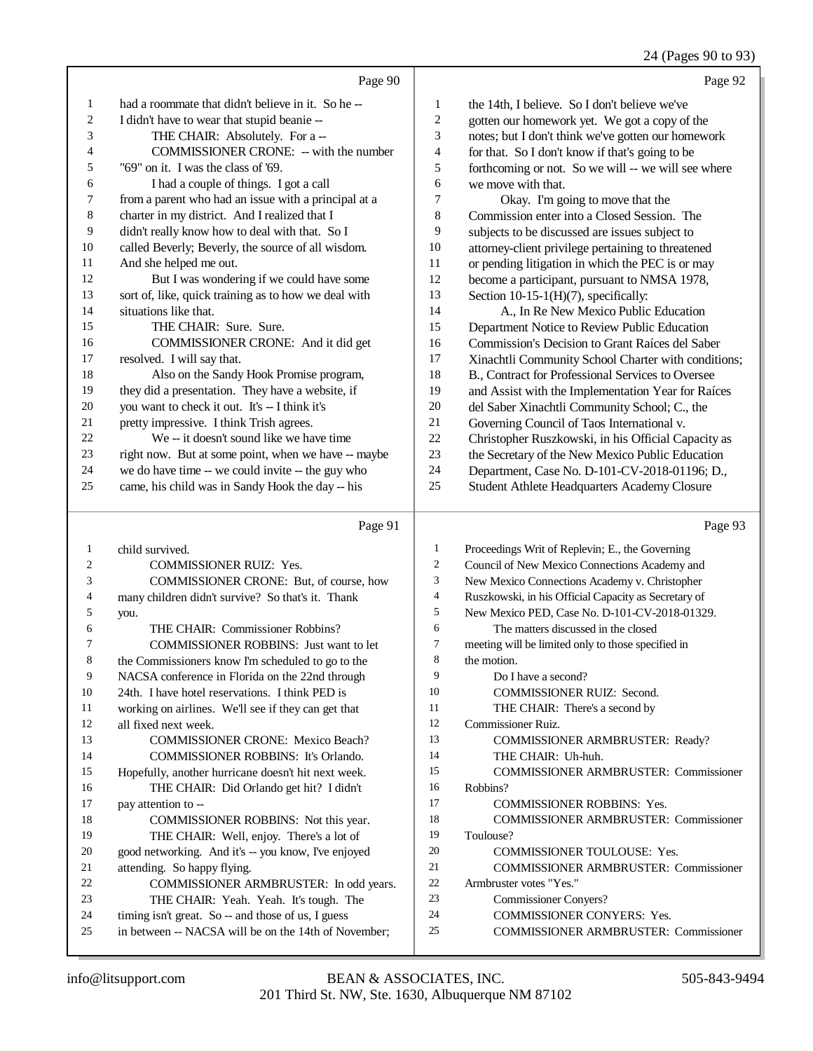Page 90

1 had a roommate that didn't believe in it. So he --
2 I didn't have to wear that stupid beanie --
3 THE CHAIR: Absolutely. For a --
4 COMMISSIONER CRONE: -- with the number
5 "69" on it. I was the class of '69.
6 I had a couple of things. I got a call
7 from a parent who had an issue with a principal at a
8 charter in my district. And I realized that I
9 didn't really know how to deal with that. So I
10 called Beverly; Beverly, the source of all wisdom.
11 And she helped me out.
12 But I was wondering if we could have some
13 sort of, like, quick training as to how we deal with
14 situations like that.
15 THE CHAIR: Sure. Sure.
16 COMMISSIONER CRONE: And it did get
17 resolved. I will say that.
18 Also on the Sandy Hook Promise program,
19 they did a presentation. They have a website, if
20 you want to check it out. It's -- I think it's
21 pretty impressive. I think Trish agrees.
22 We -- it doesn't sound like we have time
23 right now. But at some point, when we have -- maybe
24 we do have time -- we could invite -- the guy who
25 came, his child was in Sandy Hook the day -- his

Page 91

1 child survived.
2 COMMISSIONER RUIZ: Yes.
3 COMMISSIONER CRONE: But, of course, how
4 many children didn't survive? So that's it. Thank
5 you.
6 THE CHAIR: Commissioner Robbins?
7 COMMISSIONER ROBBINS: Just want to let
8 the Commissioners know I'm scheduled to go to the
9 NACSA conference in Florida on the 22nd through
10 24th. I have hotel reservations. I think PED is
11 working on airlines. We'll see if they can get that
12 all fixed next week.
13 COMMISSIONER CRONE: Mexico Beach?
14 COMMISSIONER ROBBINS: It's Orlando.
15 Hopefully, another hurricane doesn't hit next week.
16 THE CHAIR: Did Orlando get hit? I didn't
17 pay attention to --
18 COMMISSIONER ROBBINS: Not this year.
19 THE CHAIR: Well, enjoy. There's a lot of
20 good networking. And it's -- you know, I've enjoyed
21 attending. So happy flying.
22 COMMISSIONER ARMBRUSTER: In odd years.
23 THE CHAIR: Yeah. Yeah. It's tough. The
24 timing isn't great. So -- and those of us, I guess
25 in between -- NACSA will be on the 14th of November;

Page 92

1 the 14th, I believe. So I don't believe we've
2 gotten our homework yet. We got a copy of the
3 notes; but I don't think we've gotten our homework
4 for that. So I don't know if that's going to be
5 forthcoming or not. So we will -- we will see where
6 we move with that.
7 Okay. I'm going to move that the
8 Commission enter into a Closed Session. The
9 subjects to be discussed are issues subject to
10 attorney-client privilege pertaining to threatened
11 or pending litigation in which the PEC is or may
12 become a participant, pursuant to NMSA 1978,
13 Section 10-15-1(H)(7), specifically:
14 A., In Re New Mexico Public Education
15 Department Notice to Review Public Education
16 Commission's Decision to Grant Raíces del Saber
17 Xinachtli Community School Charter with conditions;
18 B., Contract for Professional Services to Oversee
19 and Assist with the Implementation Year for Raíces
20 del Saber Xinachtli Community School; C., the
21 Governing Council of Taos International v.
22 Christopher Ruszkowski, in his Official Capacity as
23 the Secretary of the New Mexico Public Education
24 Department, Case No. D-101-CV-2018-01196; D.,
25 Student Athlete Headquarters Academy Closure

Page 93

1 Proceedings Writ of Replevin; E., the Governing
2 Council of New Mexico Connections Academy and
3 New Mexico Connections Academy v. Christopher
4 Ruszkowski, in his Official Capacity as Secretary of
5 New Mexico PED, Case No. D-101-CV-2018-01329.
6 The matters discussed in the closed
7 meeting will be limited only to those specified in
8 the motion.
9 Do I have a second?
10 COMMISSIONER RUIZ: Second.
11 THE CHAIR: There's a second by
12 Commissioner Ruiz.
13 COMMISSIONER ARMBRUSTER: Ready?
14 THE CHAIR: Uh-huh.
15 COMMISSIONER ARMBRUSTER: Commissioner
16 Robbins?
17 COMMISSIONER ROBBINS: Yes.
18 COMMISSIONER ARMBRUSTER: Commissioner
19 Toulouse?
20 COMMISSIONER TOULOUSE: Yes.
21 COMMISSIONER ARMBRUSTER: Commissioner
22 Armbruster votes "Yes."
23 Commissioner Conyers?
24 COMMISSIONER CONYERS: Yes.
25 COMMISSIONER ARMBRUSTER: Commissioner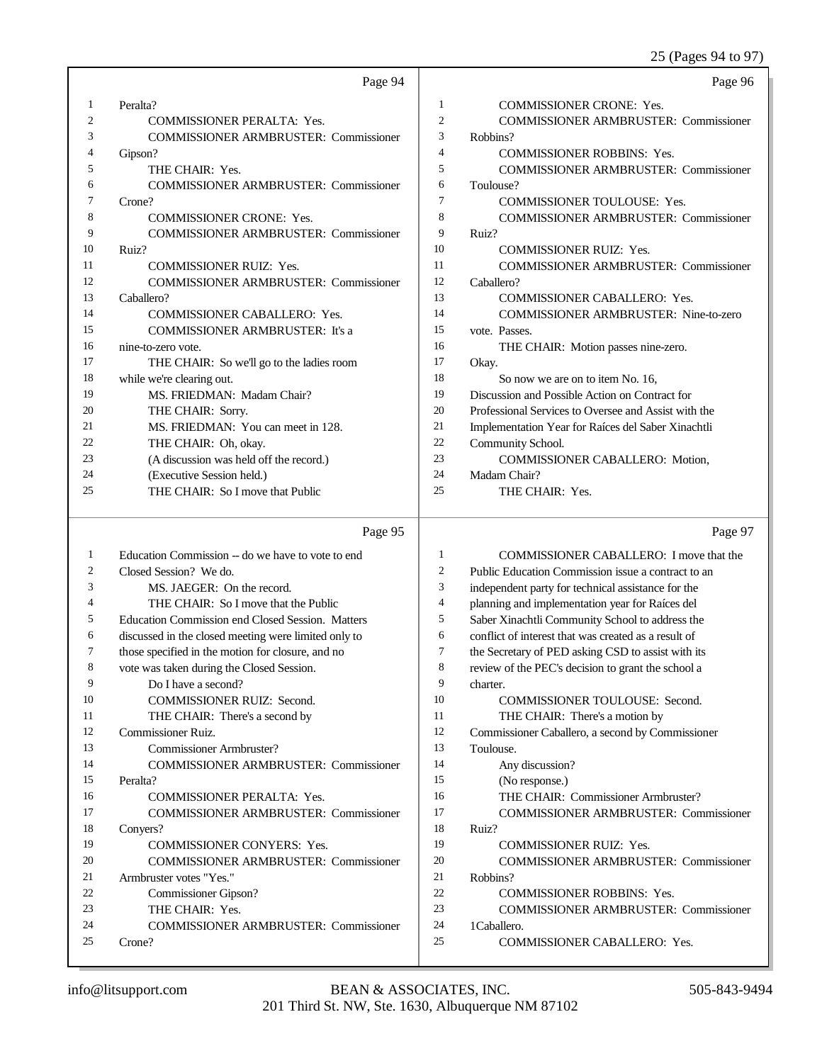Page 94

1 Peralta?
2 COMMISSIONER PERALTA: Yes.
3 COMMISSIONER ARMBRUSTER: Commissioner
4 Gipson?
5 THE CHAIR: Yes.
6 COMMISSIONER ARMBRUSTER: Commissioner
7 Crone?
8 COMMISSIONER CRONE: Yes.
9 COMMISSIONER ARMBRUSTER: Commissioner
10 Ruiz?
11 COMMISSIONER RUIZ: Yes.
12 COMMISSIONER ARMBRUSTER: Commissioner
13 Caballero?
14 COMMISSIONER CABALLERO: Yes.
15 COMMISSIONER ARMBRUSTER: It's a
16 nine-to-zero vote.
17 THE CHAIR: So we'll go to the ladies room
18 while we're clearing out.
19 MS. FRIEDMAN: Madam Chair?
20 THE CHAIR: Sorry.
21 MS. FRIEDMAN: You can meet in 128.
22 THE CHAIR: Oh, okay.
23 (A discussion was held off the record.)
24 (Executive Session held.)
25 THE CHAIR: So I move that Public

Page 95

1 Education Commission -- do we have to vote to end
2 Closed Session? We do.
3 MS. JAEGER: On the record.
4 THE CHAIR: So I move that the Public
5 Education Commission end Closed Session. Matters
6 discussed in the closed meeting were limited only to
7 those specified in the motion for closure, and no
8 vote was taken during the Closed Session.
9 Do I have a second?
10 COMMISSIONER RUIZ: Second.
11 THE CHAIR: There's a second by
12 Commissioner Ruiz.
13 Commissioner Armbruster?
14 COMMISSIONER ARMBRUSTER: Commissioner
15 Peralta?
16 COMMISSIONER PERALTA: Yes.
17 COMMISSIONER ARMBRUSTER: Commissioner
18 Conyers?
19 COMMISSIONER CONYERS: Yes.
20 COMMISSIONER ARMBRUSTER: Commissioner
21 Armbruster votes "Yes."
22 Commissioner Gipson?
23 THE CHAIR: Yes.
24 COMMISSIONER ARMBRUSTER: Commissioner
25 Crone?

Page 96

1 COMMISSIONER CRONE: Yes.
2 COMMISSIONER ARMBRUSTER: Commissioner
3 Robbins?
4 COMMISSIONER ROBBINS: Yes.
5 COMMISSIONER ARMBRUSTER: Commissioner
6 Toulouse?
7 COMMISSIONER TOULOUSE: Yes.
8 COMMISSIONER ARMBRUSTER: Commissioner
9 Ruiz?
10 COMMISSIONER RUIZ: Yes.
11 COMMISSIONER ARMBRUSTER: Commissioner
12 Caballero?
13 COMMISSIONER CABALLERO: Yes.
14 COMMISSIONER ARMBRUSTER: Nine-to-zero
15 vote. Passes.
16 THE CHAIR: Motion passes nine-zero.
17 Okay.
18 So now we are on to item No. 16,
19 Discussion and Possible Action on Contract for
20 Professional Services to Oversee and Assist with the
21 Implementation Year for Raíces del Saber Xinachtli
22 Community School.
23 COMMISSIONER CABALLERO: Motion,
24 Madam Chair?
25 THE CHAIR: Yes.

Page 97

1 COMMISSIONER CABALLERO: I move that the
2 Public Education Commission issue a contract to an
3 independent party for technical assistance for the
4 planning and implementation year for Raíces del
5 Saber Xinachtli Community School to address the
6 conflict of interest that was created as a result of
7 the Secretary of PED asking CSD to assist with its
8 review of the PEC's decision to grant the school a
9 charter.
10 COMMISSIONER TOULOUSE: Second.
11 THE CHAIR: There's a motion by
12 Commissioner Caballero, a second by Commissioner
13 Toulouse.
14 Any discussion?
15 (No response.)
16 THE CHAIR: Commissioner Armbruster?
17 COMMISSIONER ARMBRUSTER: Commissioner
18 Ruiz?
19 COMMISSIONER RUIZ: Yes.
20 COMMISSIONER ARMBRUSTER: Commissioner
21 Robbins?
22 COMMISSIONER ROBBINS: Yes.
23 COMMISSIONER ARMBRUSTER: Commissioner
24 1Caballero.
25 COMMISSIONER CABALLERO: Yes.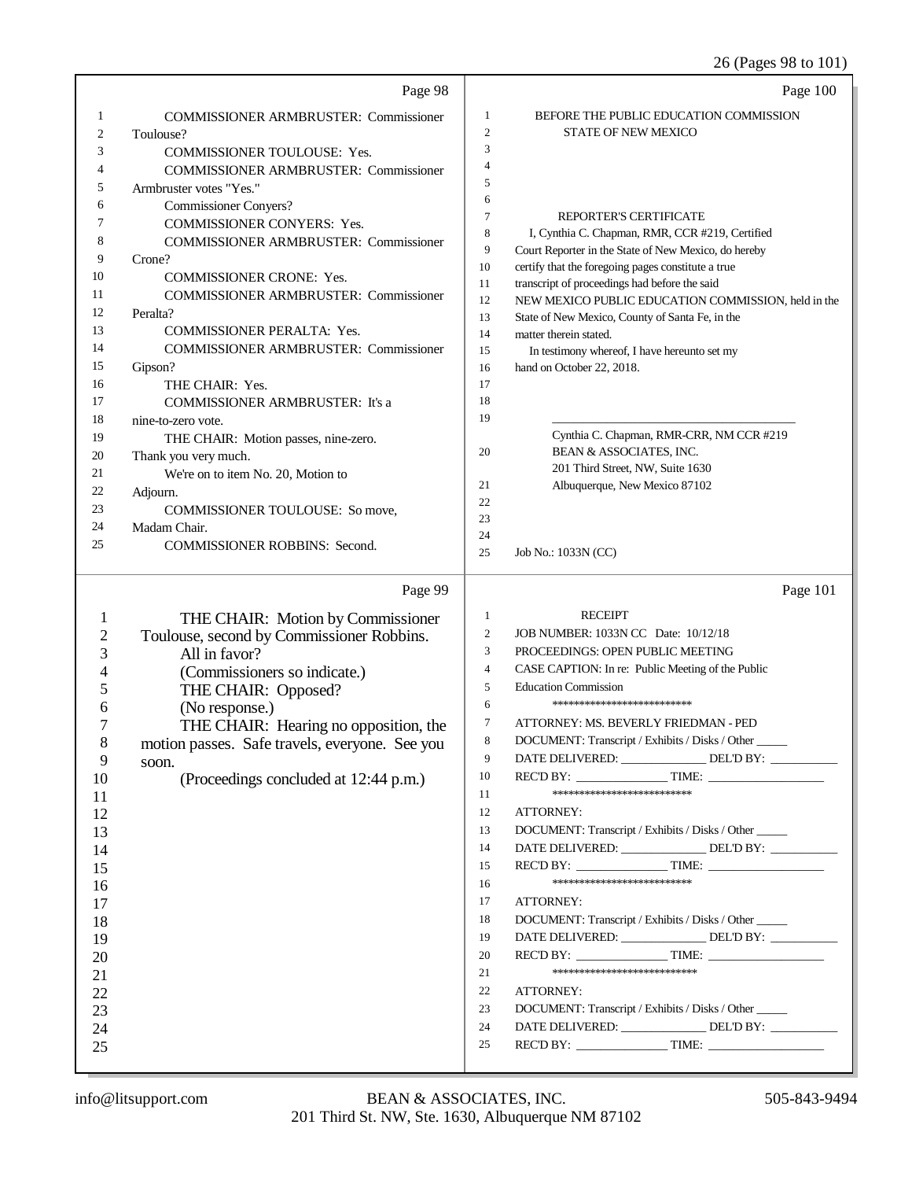Page 98

1 COMMISSIONER ARMBRUSTER: Commissioner
2 Toulouse?
3 COMMISSIONER TOULOUSE: Yes.
4 COMMISSIONER ARMBRUSTER: Commissioner
5 Armbruster votes "Yes."
6 Commissioner Conyers?
7 COMMISSIONER CONYERS: Yes.
8 COMMISSIONER ARMBRUSTER: Commissioner
9 Crone?
10 COMMISSIONER CRONE: Yes.
11 COMMISSIONER ARMBRUSTER: Commissioner
12 Peralta?
13 COMMISSIONER PERALTA: Yes.
14 COMMISSIONER ARMBRUSTER: Commissioner
15 Gipson?
16 THE CHAIR: Yes.
17 COMMISSIONER ARMBRUSTER: It's a
18 nine-to-zero vote.
19 THE CHAIR: Motion passes, nine-zero.
20 Thank you very much.
21 We're on to item No. 20, Motion to
22 Adjourn.
23 COMMISSIONER TOULOUSE: So move,
24 Madam Chair.
25 COMMISSIONER ROBBINS: Second.

Page 99

1 THE CHAIR: Motion by Commissioner
2 Toulouse, second by Commissioner Robbins.
3 All in favor?
4 (Commissioners so indicate.)
5 THE CHAIR: Opposed?
6 (No response.)
7 THE CHAIR: Hearing no opposition, the
8 motion passes. Safe travels, everyone. See you
9 soon.
10 (Proceedings concluded at 12:44 p.m.)
11
12
13
14
15
16
17
18
19
20
21
22
23
24
25

Page 100

1 BEFORE THE PUBLIC EDUCATION COMMISSION
2 STATE OF NEW MEXICO
3
4
5
6
7 REPORTER'S CERTIFICATE
8 I, Cynthia C. Chapman, RMR, CCR #219, Certified
9 Court Reporter in the State of New Mexico, do hereby
10 certify that the foregoing pages constitute a true
11 transcript of proceedings had before the said
12 NEW MEXICO PUBLIC EDUCATION COMMISSION, held in the
13 State of New Mexico, County of Santa Fe, in the
14 matter therein stated.
15 In testimony whereof, I have hereunto set my
16 hand on October 22, 2018.
17
18
19 \_\_\_\_\_\_\_\_\_\_\_\_\_\_\_\_\_\_\_\_\_\_\_\_\_\_\_\_\_\_\_\_\_\_\_\_\_\_\_\_
Cynthia C. Chapman, RMR-CRR, NM CCR #219
20 BEAN & ASSOCIATES, INC.
201 Third Street, NW, Suite 1630
21 Albuquerque, New Mexico 87102
22
23
24
25 Job No.: 1033N (CC)

Page 101

1 RECEIPT
2 JOB NUMBER: 1033N CC Date: 10/12/18
3 PROCEEDINGS: OPEN PUBLIC MEETING
4 CASE CAPTION: In re: Public Meeting of the Public
5 Education Commission
6 **************************
7 ATTORNEY: MS. BEVERLY FRIEDMAN - PED
8 DOCUMENT: Transcript / Exhibits / Disks / Other \_\_\_\_\_
9 DATE DELIVERED: \_\_\_\_\_\_\_\_\_\_\_\_\_\_ DEL'D BY: \_\_\_\_\_\_\_\_\_\_\_
10 REC'D BY: \_\_\_\_\_\_\_\_\_\_\_\_\_\_\_ TIME: \_\_\_\_\_\_\_\_\_\_\_\_\_\_\_\_\_\_\_
11 **************************
12 ATTORNEY:
13 DOCUMENT: Transcript / Exhibits / Disks / Other \_\_\_\_\_
14 DATE DELIVERED: \_\_\_\_\_\_\_\_\_\_\_\_\_\_ DEL'D BY: \_\_\_\_\_\_\_\_\_\_\_
15 REC'D BY: \_\_\_\_\_\_\_\_\_\_\_\_\_\_\_ TIME: \_\_\_\_\_\_\_\_\_\_\_\_\_\_\_\_\_\_\_
16 **************************
17 ATTORNEY:
18 DOCUMENT: Transcript / Exhibits / Disks / Other \_\_\_\_\_
19 DATE DELIVERED: \_\_\_\_\_\_\_\_\_\_\_\_\_\_ DEL'D BY: \_\_\_\_\_\_\_\_\_\_\_
20 REC'D BY: \_\_\_\_\_\_\_\_\_\_\_\_\_\_\_ TIME: \_\_\_\_\_\_\_\_\_\_\_\_\_\_\_\_\_\_\_
21 ***************************
22 ATTORNEY:
23 DOCUMENT: Transcript / Exhibits / Disks / Other \_\_\_\_\_
24 DATE DELIVERED: \_\_\_\_\_\_\_\_\_\_\_\_\_\_ DEL'D BY: \_\_\_\_\_\_\_\_\_\_\_
25 REC'D BY: \_\_\_\_\_\_\_\_\_\_\_\_\_\_\_ TIME: \_\_\_\_\_\_\_\_\_\_\_\_\_\_\_\_\_\_\_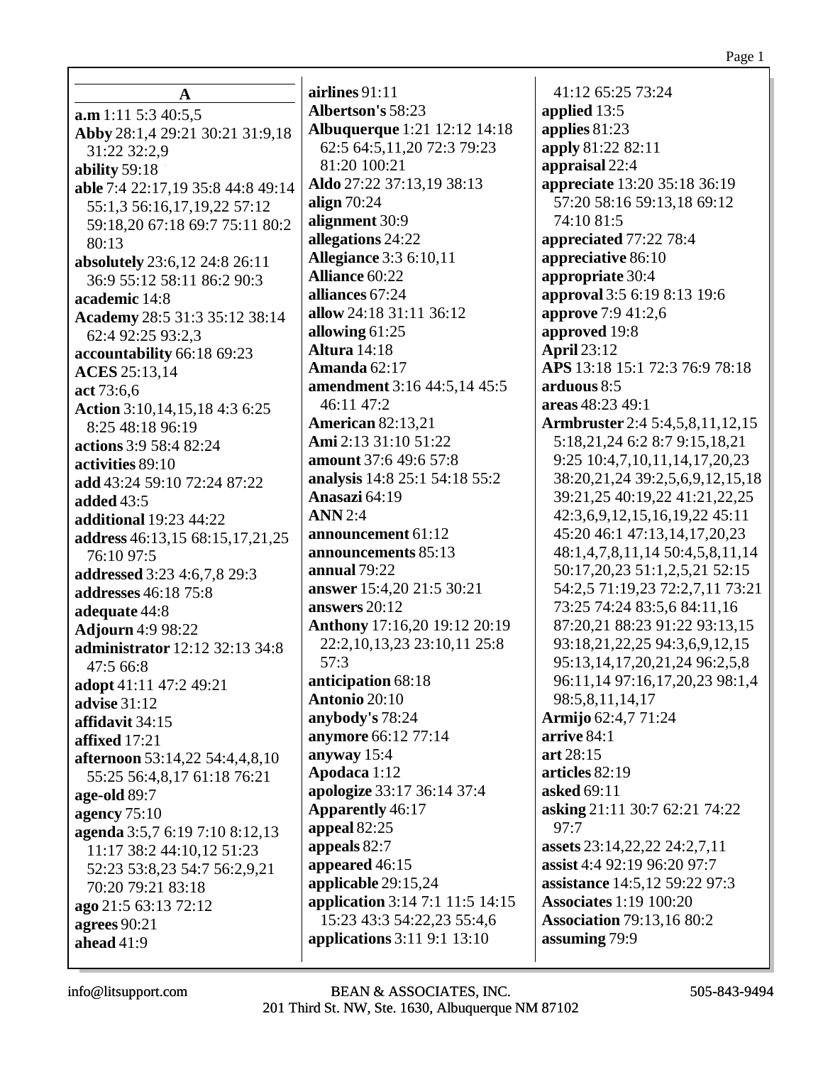## A

**a.m** 1:11 5:3 40:5,5
**Abby** 28:1,4 29:21 30:21 31:9,18 31:22 32:2,9
**ability** 59:18
**able** 7:4 22:17,19 35:8 44:8 49:14 55:1,3 56:16,17,19,22 57:12 59:18,20 67:18 69:7 75:11 80:2 80:13
**absolutely** 23:6,12 24:8 26:11 36:9 55:12 58:11 86:2 90:3
**academic** 14:8
**Academy** 28:5 31:3 35:12 38:14 62:4 92:25 93:2,3
**accountability** 66:18 69:23
**ACES** 25:13,14
**act** 73:6,6
**Action** 3:10,14,15,18 4:3 6:25 8:25 48:18 96:19
**actions** 3:9 58:4 82:24
**activities** 89:10
**add** 43:24 59:10 72:24 87:22
**added** 43:5
**additional** 19:23 44:22
**address** 46:13,15 68:15,17,21,25 76:10 97:5
**addressed** 3:23 4:6,7,8 29:3
**addresses** 46:18 75:8
**adequate** 44:8
**Adjourn** 4:9 98:22
**administrator** 12:12 32:13 34:8 47:5 66:8
**adopt** 41:11 47:2 49:21
**advise** 31:12
**affidavit** 34:15
**affixed** 17:21
**afternoon** 53:14,22 54:4,4,8,10 55:25 56:4,8,17 61:18 76:21
**age-old** 89:7
**agency** 75:10
**agenda** 3:5,7 6:19 7:10 8:12,13 11:17 38:2 44:10,12 51:23 52:23 53:8,23 54:7 56:2,9,21 70:20 79:21 83:18
**ago** 21:5 63:13 72:12
**agrees** 90:21
**ahead** 41:9
**airlines** 91:11
**Albertson's** 58:23
**Albuquerque** 1:21 12:12 14:18 62:5 64:5,11,20 72:3 79:23 81:20 100:21
**Aldo** 27:22 37:13,19 38:13
**align** 70:24
**alignment** 30:9
**allegations** 24:22
**Allegiance** 3:3 6:10,11
**Alliance** 60:22
**alliances** 67:24
**allow** 24:18 31:11 36:12
**allowing** 61:25
**Altura** 14:18
**Amanda** 62:17
**amendment** 3:16 44:5,14 45:5 46:11 47:2
**American** 82:13,21
**Ami** 2:13 31:10 51:22
**amount** 37:6 49:6 57:8
**analysis** 14:8 25:1 54:18 55:2
**Anasazi** 64:19
**ANN** 2:4
**announcement** 61:12
**announcements** 85:13
**annual** 79:22
**answer** 15:4,20 21:5 30:21
**answers** 20:12
**Anthony** 17:16,20 19:12 20:19 22:2,10,13,23 23:10,11 25:8 57:3
**anticipation** 68:18
**Antonio** 20:10
**anybody's** 78:24
**anymore** 66:12 77:14
**anyway** 15:4
**Apodaca** 1:12
**apologize** 33:17 36:14 37:4
**Apparently** 46:17
**appeal** 82:25
**appeals** 82:7
**appeared** 46:15
**applicable** 29:15,24
**application** 3:14 7:1 11:5 14:15 15:23 43:3 54:22,23 55:4,6
**applications** 3:11 9:1 13:10 41:12 65:25 73:24
**applied** 13:5
**applies** 81:23
**apply** 81:22 82:11
**appraisal** 22:4
**appreciate** 13:20 35:18 36:19 57:20 58:16 59:13,18 69:12 74:10 81:5
**appreciated** 77:22 78:4
**appreciative** 86:10
**appropriate** 30:4
**approval** 3:5 6:19 8:13 19:6
**approve** 7:9 41:2,6
**approved** 19:8
**April** 23:12
**APS** 13:18 15:1 72:3 76:9 78:18
**arduous** 8:5
**areas** 48:23 49:1
**Armbruster** 2:4 5:4,5,8,11,12,15 5:18,21,24 6:2 8:7 9:15,18,21 9:25 10:4,7,10,11,14,17,20,23 38:20,21,24 39:2,5,6,9,12,15,18 39:21,25 40:19,22 41:21,22,25 42:3,6,9,12,15,16,19,22 45:11 45:20 46:1 47:13,14,17,20,23 48:1,4,7,8,11,14 50:4,5,8,11,14 50:17,20,23 51:1,2,5,21 52:15 54:2,5 71:19,23 72:2,7,11 73:21 73:25 74:24 83:5,6 84:11,16 87:20,21 88:23 91:22 93:13,15 93:18,21,22,25 94:3,6,9,12,15 95:13,14,17,20,21,24 96:2,5,8 96:11,14 97:16,17,20,23 98:1,4 98:5,8,11,14,17
**Armijo** 62:4,7 71:24
**arrive** 84:1
**art** 28:15
**articles** 82:19
**asked** 69:11
**asking** 21:11 30:7 62:21 74:22 97:7
**assets** 23:14,22,22 24:2,7,11
**assist** 4:4 92:19 96:20 97:7
**assistance** 14:5,12 59:22 97:3
**Associates** 1:19 100:20
**Association** 79:13,16 80:2
**assuming** 79:9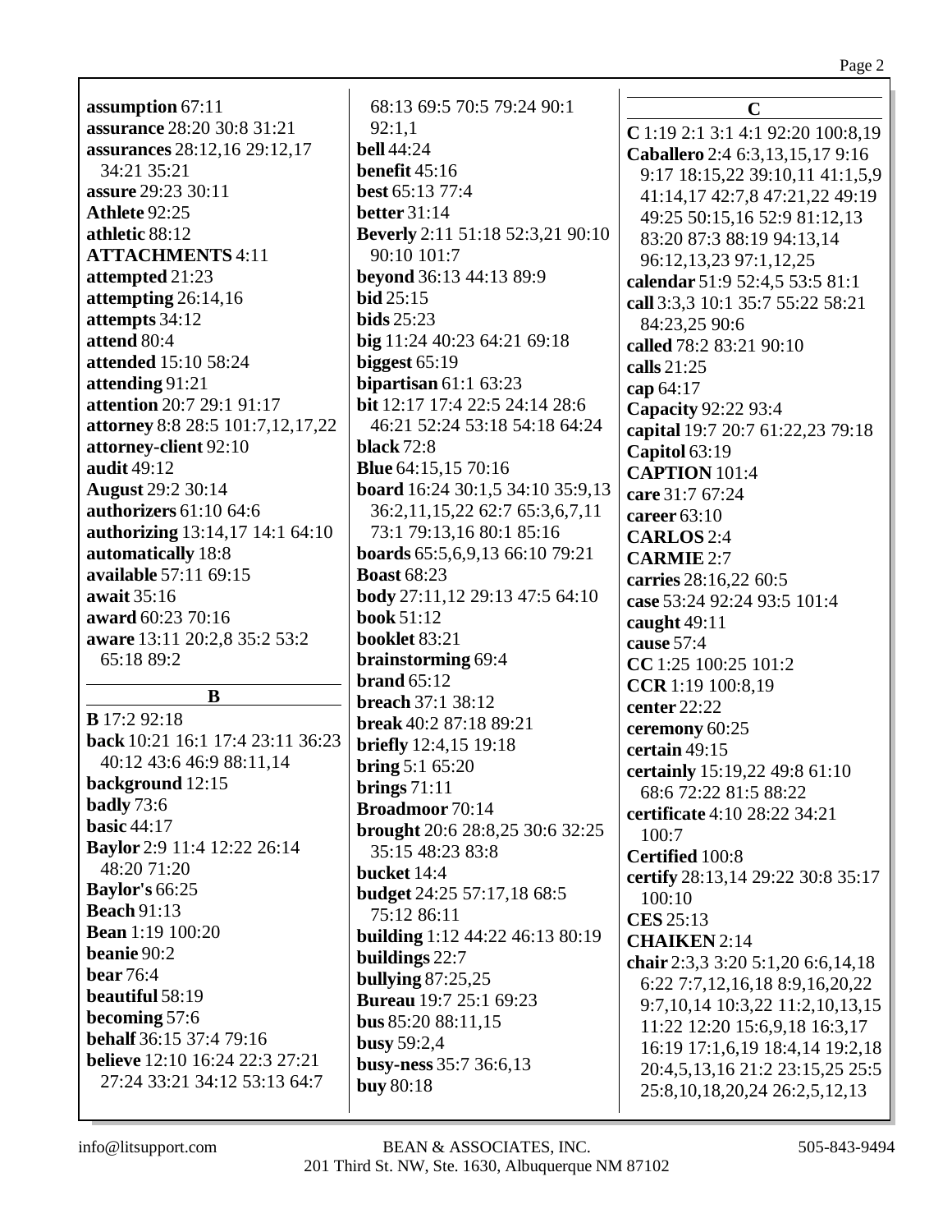**assumption** 67:11
**assurance** 28:20 30:8 31:21
**assurances** 28:12,16 29:12,17 34:21 35:21
**assure** 29:23 30:11
**Athlete** 92:25
**athletic** 88:12
**ATTACHMENTS** 4:11
**attempted** 21:23
**attempting** 26:14,16
**attempts** 34:12
**attend** 80:4
**attended** 15:10 58:24
**attending** 91:21
**attention** 20:7 29:1 91:17
**attorney** 8:8 28:5 101:7,12,17,22
**attorney-client** 92:10
**audit** 49:12
**August** 29:2 30:14
**authorizers** 61:10 64:6
**authorizing** 13:14,17 14:1 64:10
**automatically** 18:8
**available** 57:11 69:15
**await** 35:16
**award** 60:23 70:16
**aware** 13:11 20:2,8 35:2 53:2 65:18 89:2

## B

**B** 17:2 92:18
**back** 10:21 16:1 17:4 23:11 36:23 40:12 43:6 46:9 88:11,14
**background** 12:15
**badly** 73:6
**basic** 44:17
**Baylor** 2:9 11:4 12:22 26:14 48:20 71:20
**Baylor's** 66:25
**Beach** 91:13
**Bean** 1:19 100:20
**beanie** 90:2
**bear** 76:4
**beautiful** 58:19
**becoming** 57:6
**behalf** 36:15 37:4 79:16
**believe** 12:10 16:24 22:3 27:21 27:24 33:21 34:12 53:13 64:7 68:13 69:5 70:5 79:24 90:1 92:1,1
**bell** 44:24
**benefit** 45:16
**best** 65:13 77:4
**better** 31:14
**Beverly** 2:11 51:18 52:3,21 90:10 90:10 101:7
**beyond** 36:13 44:13 89:9
**bid** 25:15
**bids** 25:23
**big** 11:24 40:23 64:21 69:18
**biggest** 65:19
**bipartisan** 61:1 63:23
**bit** 12:17 17:4 22:5 24:14 28:6 46:21 52:24 53:18 54:18 64:24
**black** 72:8
**Blue** 64:15,15 70:16
**board** 16:24 30:1,5 34:10 35:9,13 36:2,11,15,22 62:7 65:3,6,7,11 73:1 79:13,16 80:1 85:16
**boards** 65:5,6,9,13 66:10 79:21
**Boast** 68:23
**body** 27:11,12 29:13 47:5 64:10
**book** 51:12
**booklet** 83:21
**brainstorming** 69:4
**brand** 65:12
**breach** 37:1 38:12
**break** 40:2 87:18 89:21
**briefly** 12:4,15 19:18
**bring** 5:1 65:20
**brings** 71:11
**Broadmoor** 70:14
**brought** 20:6 28:8,25 30:6 32:25 35:15 48:23 83:8
**bucket** 14:4
**budget** 24:25 57:17,18 68:5 75:12 86:11
**building** 1:12 44:22 46:13 80:19
**buildings** 22:7
**bullying** 87:25,25
**Bureau** 19:7 25:1 69:23
**bus** 85:20 88:11,15
**busy** 59:2,4
**busy-ness** 35:7 36:6,13
**buy** 80:18

## C

**C** 1:19 2:1 3:1 4:1 92:20 100:8,19
**Caballero** 2:4 6:3,13,15,17 9:16 9:17 18:15,22 39:10,11 41:1,5,9 41:14,17 42:7,8 47:21,22 49:19 49:25 50:15,16 52:9 81:12,13 83:20 87:3 88:19 94:13,14 96:12,13,23 97:1,12,25
**calendar** 51:9 52:4,5 53:5 81:1
**call** 3:3,3 10:1 35:7 55:22 58:21 84:23,25 90:6
**called** 78:2 83:21 90:10
**calls** 21:25
**cap** 64:17
**Capacity** 92:22 93:4
**capital** 19:7 20:7 61:22,23 79:18
**Capitol** 63:19
**CAPTION** 101:4
**care** 31:7 67:24
**career** 63:10
**CARLOS** 2:4
**CARMIE** 2:7
**carries** 28:16,22 60:5
**case** 53:24 92:24 93:5 101:4
**caught** 49:11
**cause** 57:4
**CC** 1:25 100:25 101:2
**CCR** 1:19 100:8,19
**center** 22:22
**ceremony** 60:25
**certain** 49:15
**certainly** 15:19,22 49:8 61:10 68:6 72:22 81:5 88:22
**certificate** 4:10 28:22 34:21 100:7
**Certified** 100:8
**certify** 28:13,14 29:22 30:8 35:17 100:10
**CES** 25:13
**CHAIKEN** 2:14
**chair** 2:3,3 3:20 5:1,20 6:6,14,18 6:22 7:7,12,16,18 8:9,16,20,22 9:7,10,14 10:3,22 11:2,10,13,15 11:22 12:20 15:6,9,18 16:3,17 16:19 17:1,6,19 18:4,14 19:2,18 20:4,5,13,16 21:2 23:15,25 25:5 25:8,10,18,20,24 26:2,5,12,13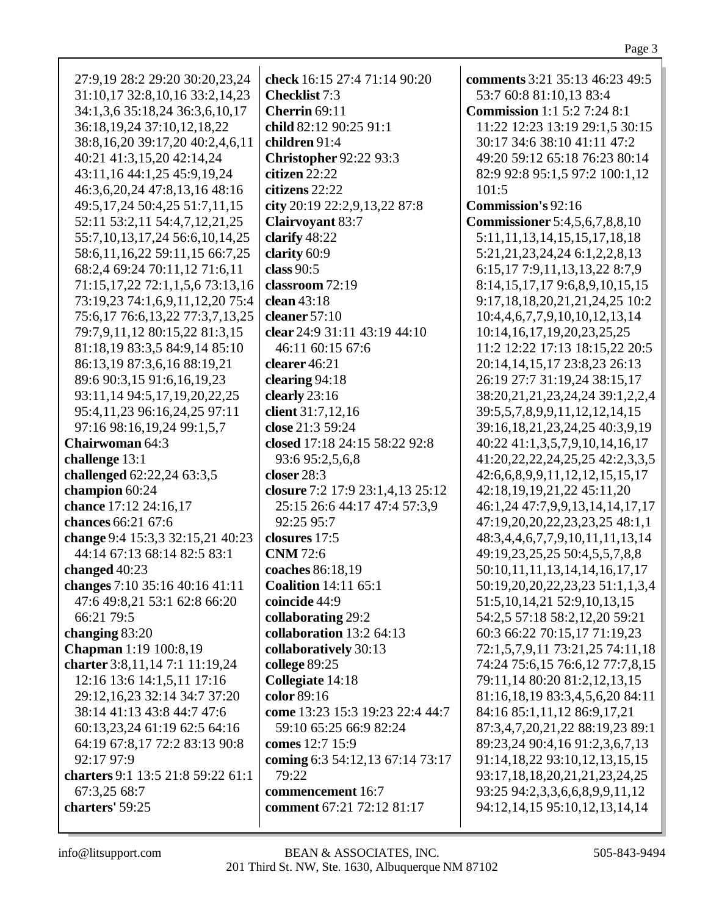27:9,19 28:2 29:20 30:20,23,24 31:10,17 32:8,10,16 33:2,14,23 34:1,3,6 35:18,24 36:3,6,10,17 36:18,19,24 37:10,12,18,22 38:8,16,20 39:17,20 40:2,4,6,11 40:21 41:3,15,20 42:14,24 43:11,16 44:1,25 45:9,19,24 46:3,6,20,24 47:8,13,16 48:16 49:5,17,24 50:4,25 51:7,11,15 52:11 53:2,11 54:4,7,12,21,25 55:7,10,13,17,24 56:6,10,14,25 58:6,11,16,22 59:11,15 66:7,25 68:2,4 69:24 70:11,12 71:6,11 71:15,17,22 72:1,1,5,6 73:13,16 73:19,23 74:1,6,9,11,12,20 75:4 75:6,17 76:6,13,22 77:3,7,13,25 79:7,9,11,12 80:15,22 81:3,15 81:18,19 83:3,5 84:9,14 85:10 86:13,19 87:3,6,16 88:19,21 89:6 90:3,15 91:6,16,19,23 93:11,14 94:5,17,19,20,22,25 95:4,11,23 96:16,24,25 97:11 97:16 98:16,19,24 99:1,5,7

**Chairwoman** 64:3
**challenge** 13:1
**challenged** 62:22,24 63:3,5
**champion** 60:24
**chance** 17:12 24:16,17
**chances** 66:21 67:6
**change** 9:4 15:3,3 32:15,21 40:23 44:14 67:13 68:14 82:5 83:1
**changed** 40:23
**changes** 7:10 35:16 40:16 41:11 47:6 49:8,21 53:1 62:8 66:20 66:21 79:5
**changing** 83:20
**Chapman** 1:19 100:8,19
**charter** 3:8,11,14 7:1 11:19,24 12:16 13:6 14:1,5,11 17:16 29:12,16,23 32:14 34:7 37:20 38:14 41:13 43:8 44:7 47:6 60:13,23,24 61:19 62:5 64:16 64:19 67:8,17 72:2 83:13 90:8 92:17 97:9
**charters** 9:1 13:5 21:8 59:22 61:1 67:3,25 68:7
**charters'** 59:25
**check** 16:15 27:4 71:14 90:20
**Checklist** 7:3
**Cherrin** 69:11
**child** 82:12 90:25 91:1
**children** 91:4
**Christopher** 92:22 93:3
**citizen** 22:22
**citizens** 22:22
**city** 20:19 22:2,9,13,22 87:8
**Clairvoyant** 83:7
**clarify** 48:22
**clarity** 60:9
**class** 90:5
**classroom** 72:19
**clean** 43:18
**cleaner** 57:10
**clear** 24:9 31:11 43:19 44:10 46:11 60:15 67:6
**clearer** 46:21
**clearing** 94:18
**clearly** 23:16
**client** 31:7,12,16
**close** 21:3 59:24
**closed** 17:18 24:15 58:22 92:8 93:6 95:2,5,6,8
**closer** 28:3
**closure** 7:2 17:9 23:1,4,13 25:12 25:15 26:6 44:17 47:4 57:3,9 92:25 95:7
**closures** 17:5
**CNM** 72:6
**coaches** 86:18,19
**Coalition** 14:11 65:1
**coincide** 44:9
**collaborating** 29:2
**collaboration** 13:2 64:13
**collaboratively** 30:13
**college** 89:25
**Collegiate** 14:18
**color** 89:16
**come** 13:23 15:3 19:23 22:4 44:7 59:10 65:25 66:9 82:24
**comes** 12:7 15:9
**coming** 6:3 54:12,13 67:14 73:17 79:22
**commencement** 16:7
**comment** 67:21 72:12 81:17
**comments** 3:21 35:13 46:23 49:5 53:7 60:8 81:10,13 83:4
**Commission** 1:1 5:2 7:24 8:1 11:22 12:23 13:19 29:1,5 30:15 30:17 34:6 38:10 41:11 47:2 49:20 59:12 65:18 76:23 80:14 82:9 92:8 95:1,5 97:2 100:1,12 101:5
**Commission's** 92:16
**Commissioner** 5:4,5,6,7,8,8,10 5:11,11,13,14,15,15,17,18,18 5:21,21,23,24,24 6:1,2,2,8,13 6:15,17 7:9,11,13,13,22 8:7,9 8:14,15,17,17 9:6,8,9,10,15,15 9:17,18,18,20,21,21,24,25 10:2 10:4,4,6,7,7,9,10,10,12,13,14 10:14,16,17,19,20,23,25,25 11:2 12:22 17:13 18:15,22 20:5 20:14,14,15,17 23:8,23 26:13 26:19 27:7 31:19,24 38:15,17 38:20,21,21,23,24,24 39:1,2,2,4 39:5,5,7,8,9,9,11,12,12,14,15 39:16,18,21,23,24,25 40:3,9,19 40:22 41:1,3,5,7,9,10,14,16,17 41:20,22,22,24,25,25 42:2,3,3,5 42:6,6,8,9,9,11,12,12,15,15,17 42:18,19,19,21,22 45:11,20 46:1,24 47:7,9,9,13,14,14,17,17 47:19,20,20,22,23,23,25 48:1,1 48:3,4,4,6,7,7,9,10,11,11,13,14 49:19,23,25,25 50:4,5,5,7,8,8 50:10,11,11,13,14,14,16,17,17 50:19,20,20,22,23,23 51:1,1,3,4 51:5,10,14,21 52:9,10,13,15 54:2,5 57:18 58:2,12,20 59:21 60:3 66:22 70:15,17 71:19,23 72:1,5,7,9,11 73:21,25 74:11,18 74:24 75:6,15 76:6,12 77:7,8,15 79:11,14 80:20 81:2,12,13,15 81:16,18,19 83:3,4,5,6,20 84:11 84:16 85:1,11,12 86:9,17,21 87:3,4,7,20,21,22 88:19,23 89:1 89:23,24 90:4,16 91:2,3,6,7,13 91:14,18,22 93:10,12,13,15,15 93:17,18,18,20,21,21,23,24,25 93:25 94:2,3,3,6,6,8,9,9,11,12 94:12,14,15 95:10,12,13,14,14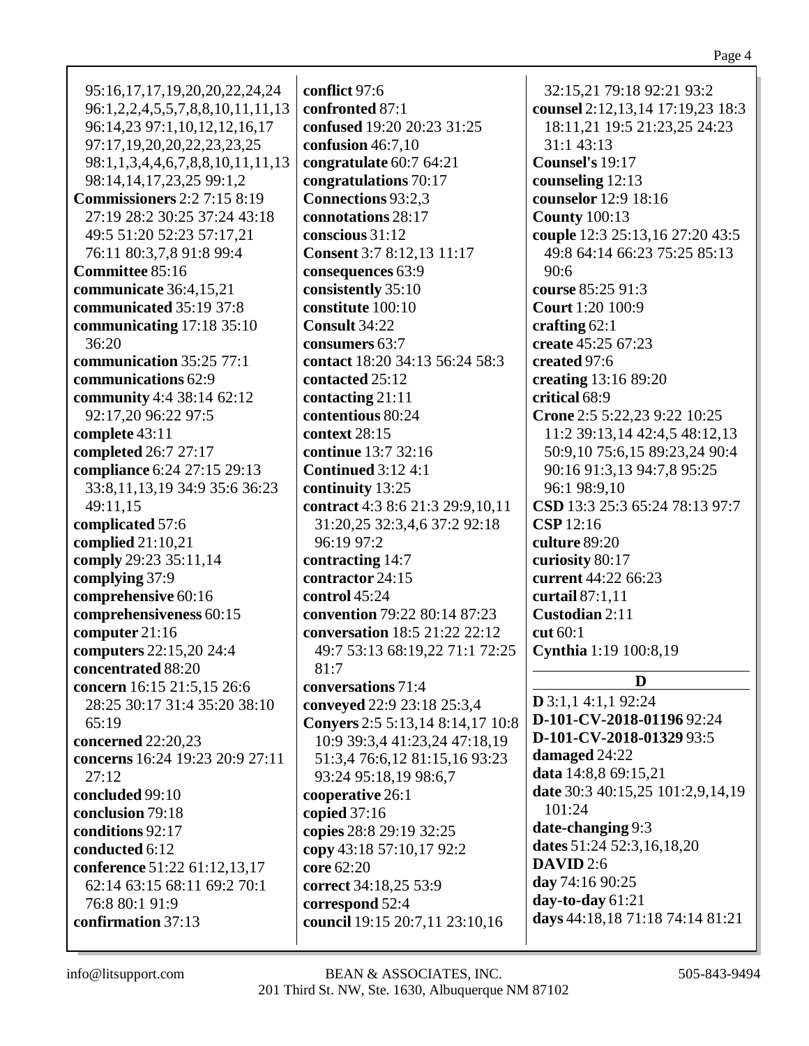95:16,17,17,19,20,20,22,24,24
96:1,2,2,4,5,5,7,8,8,10,11,11,13
96:14,23 97:1,10,12,12,16,17
97:17,19,20,20,22,23,23,25
98:1,1,3,4,4,6,7,8,8,10,11,11,13
98:14,14,17,23,25 99:1,2
**Commissioners** 2:2 7:15 8:19
27:19 28:2 30:25 37:24 43:18
49:5 51:20 52:23 57:17,21
76:11 80:3,7,8 91:8 99:4
**Committee** 85:16
**communicate** 36:4,15,21
**communicated** 35:19 37:8
**communicating** 17:18 35:10
36:20
**communication** 35:25 77:1
**communications** 62:9
**community** 4:4 38:14 62:12
92:17,20 96:22 97:5
**complete** 43:11
**completed** 26:7 27:17
**compliance** 6:24 27:15 29:13
33:8,11,13,19 34:9 35:6 36:23
49:11,15
**complicated** 57:6
**complied** 21:10,21
**comply** 29:23 35:11,14
**complying** 37:9
**comprehensive** 60:16
**comprehensiveness** 60:15
**computer** 21:16
**computers** 22:15,20 24:4
**concentrated** 88:20
**concern** 16:15 21:5,15 26:6
28:25 30:17 31:4 35:20 38:10
65:19
**concerned** 22:20,23
**concerns** 16:24 19:23 20:9 27:11
27:12
**concluded** 99:10
**conclusion** 79:18
**conditions** 92:17
**conducted** 6:12
**conference** 51:22 61:12,13,17
62:14 63:15 68:11 69:2 70:1
76:8 80:1 91:9
**confirmation** 37:13
**conflict** 97:6
**confronted** 87:1
**confused** 19:20 20:23 31:25
**confusion** 46:7,10
**congratulate** 60:7 64:21
**congratulations** 70:17
**Connections** 93:2,3
**connotations** 28:17
**conscious** 31:12
**Consent** 3:7 8:12,13 11:17
**consequences** 63:9
**consistently** 35:10
**constitute** 100:10
**Consult** 34:22
**consumers** 63:7
**contact** 18:20 34:13 56:24 58:3
**contacted** 25:12
**contacting** 21:11
**contentious** 80:24
**context** 28:15
**continue** 13:7 32:16
**Continued** 3:12 4:1
**continuity** 13:25
**contract** 4:3 8:6 21:3 29:9,10,11
31:20,25 32:3,4,6 37:2 92:18
96:19 97:2
**contracting** 14:7
**contractor** 24:15
**control** 45:24
**convention** 79:22 80:14 87:23
**conversation** 18:5 21:22 22:12
49:7 53:13 68:19,22 71:1 72:25
81:7
**conversations** 71:4
**conveyed** 22:9 23:18 25:3,4
**Conyers** 2:5 5:13,14 8:14,17 10:8
10:9 39:3,4 41:23,24 47:18,19
51:3,4 76:6,12 81:15,16 93:23
93:24 95:18,19 98:6,7
**cooperative** 26:1
**copied** 37:16
**copies** 28:8 29:19 32:25
**copy** 43:18 57:10,17 92:2
**core** 62:20
**correct** 34:18,25 53:9
**correspond** 52:4
**council** 19:15 20:7,11 23:10,16
32:15,21 79:18 92:21 93:2
**counsel** 2:12,13,14 17:19,23 18:3
18:11,21 19:5 21:23,25 24:23
31:1 43:13
**Counsel's** 19:17
**counseling** 12:13
**counselor** 12:9 18:16
**County** 100:13
**couple** 12:3 25:13,16 27:20 43:5
49:8 64:14 66:23 75:25 85:13
90:6
**course** 85:25 91:3
**Court** 1:20 100:9
**crafting** 62:1
**create** 45:25 67:23
**created** 97:6
**creating** 13:16 89:20
**critical** 68:9
**Crone** 2:5 5:22,23 9:22 10:25
11:2 39:13,14 42:4,5 48:12,13
50:9,10 75:6,15 89:23,24 90:4
90:16 91:3,13 94:7,8 95:25
96:1 98:9,10
**CSD** 13:3 25:3 65:24 78:13 97:7
**CSP** 12:16
**culture** 89:20
**curiosity** 80:17
**current** 44:22 66:23
**curtail** 87:1,11
**Custodian** 2:11
**cut** 60:1
**Cynthia** 1:19 100:8,19

## D

**D** 3:1,1 4:1,1 92:24
**D-101-CV-2018-01196** 92:24
**D-101-CV-2018-01329** 93:5
**damaged** 24:22
**data** 14:8,8 69:15,21
**date** 30:3 40:15,25 101:2,9,14,19
101:24
**date-changing** 9:3
**dates** 51:24 52:3,16,18,20
**DAVID** 2:6
**day** 74:16 90:25
**day-to-day** 61:21
**days** 44:18,18 71:18 74:14 81:21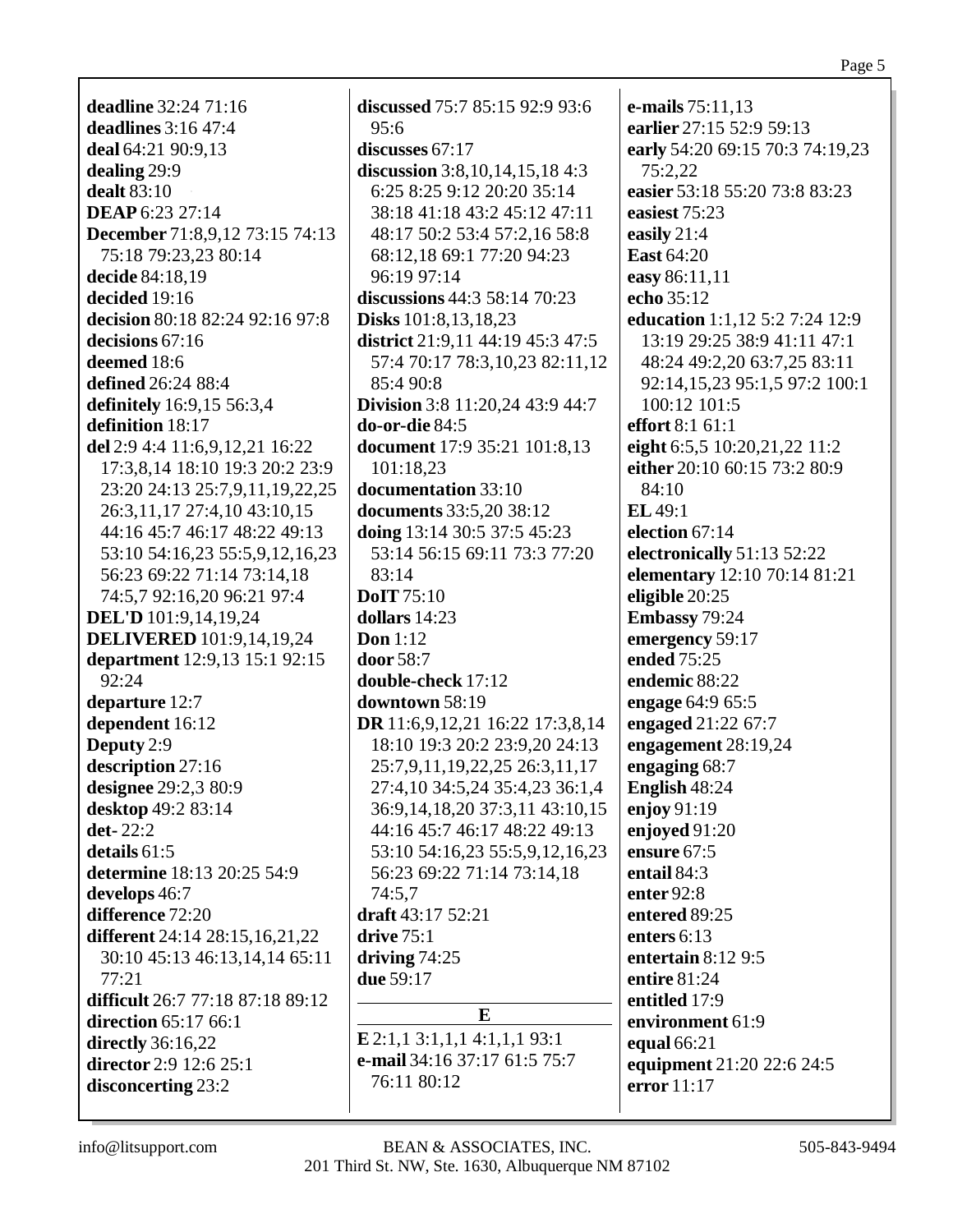**deadline** 32:24 71:16
**deadlines** 3:16 47:4
**deal** 64:21 90:9,13
**dealing** 29:9
**dealt** 83:10
**DEAP** 6:23 27:14
**December** 71:8,9,12 73:15 74:13 75:18 79:23,23 80:14
**decide** 84:18,19
**decided** 19:16
**decision** 80:18 82:24 92:16 97:8
**decisions** 67:16
**deemed** 18:6
**defined** 26:24 88:4
**definitely** 16:9,15 56:3,4
**definition** 18:17
**del** 2:9 4:4 11:6,9,12,21 16:22 17:3,8,14 18:10 19:3 20:2 23:9 23:20 24:13 25:7,9,11,19,22,25 26:3,11,17 27:4,10 43:10,15 44:16 45:7 46:17 48:22 49:13 53:10 54:16,23 55:5,9,12,16,23 56:23 69:22 71:14 73:14,18 74:5,7 92:16,20 96:21 97:4
**DEL'D** 101:9,14,19,24
**DELIVERED** 101:9,14,19,24
**department** 12:9,13 15:1 92:15 92:24
**departure** 12:7
**dependent** 16:12
**Deputy** 2:9
**description** 27:16
**designee** 29:2,3 80:9
**desktop** 49:2 83:14
**det-** 22:2
**details** 61:5
**determine** 18:13 20:25 54:9
**develops** 46:7
**difference** 72:20
**different** 24:14 28:15,16,21,22 30:10 45:13 46:13,14,14 65:11 77:21
**difficult** 26:7 77:18 87:18 89:12
**direction** 65:17 66:1
**directly** 36:16,22
**director** 2:9 12:6 25:1
**disconcerting** 23:2
**discussed** 75:7 85:15 92:9 93:6 95:6
**discusses** 67:17
**discussion** 3:8,10,14,15,18 4:3 6:25 8:25 9:12 20:20 35:14 38:18 41:18 43:2 45:12 47:11 48:17 50:2 53:4 57:2,16 58:8 68:12,18 69:1 77:20 94:23 96:19 97:14
**discussions** 44:3 58:14 70:23
**Disks** 101:8,13,18,23
**district** 21:9,11 44:19 45:3 47:5 57:4 70:17 78:3,10,23 82:11,12 85:4 90:8
**Division** 3:8 11:20,24 43:9 44:7
**do-or-die** 84:5
**document** 17:9 35:21 101:8,13 101:18,23
**documentation** 33:10
**documents** 33:5,20 38:12
**doing** 13:14 30:5 37:5 45:23 53:14 56:15 69:11 73:3 77:20 83:14
**DoIT** 75:10
**dollars** 14:23
**Don** 1:12
**door** 58:7
**double-check** 17:12
**downtown** 58:19
**DR** 11:6,9,12,21 16:22 17:3,8,14 18:10 19:3 20:2 23:9,20 24:13 25:7,9,11,19,22,25 26:3,11,17 27:4,10 34:5,24 35:4,23 36:1,4 36:9,14,18,20 37:3,11 43:10,15 44:16 45:7 46:17 48:22 49:13 53:10 54:16,23 55:5,9,12,16,23 56:23 69:22 71:14 73:14,18 74:5,7
**draft** 43:17 52:21
**drive** 75:1
**driving** 74:25
**due** 59:17

## E

**E** 2:1,1 3:1,1,1 4:1,1,1 93:1
**e-mail** 34:16 37:17 61:5 75:7 76:11 80:12
**e-mails** 75:11,13
**earlier** 27:15 52:9 59:13
**early** 54:20 69:15 70:3 74:19,23 75:2,22
**easier** 53:18 55:20 73:8 83:23
**easiest** 75:23
**easily** 21:4
**East** 64:20
**easy** 86:11,11
**echo** 35:12
**education** 1:1,12 5:2 7:24 12:9 13:19 29:25 38:9 41:11 47:1 48:24 49:2,20 63:7,25 83:11 92:14,15,23 95:1,5 97:2 100:1 100:12 101:5
**effort** 8:1 61:1
**eight** 6:5,5 10:20,21,22 11:2
**either** 20:10 60:15 73:2 80:9 84:10
**EL** 49:1
**election** 67:14
**electronically** 51:13 52:22
**elementary** 12:10 70:14 81:21
**eligible** 20:25
**Embassy** 79:24
**emergency** 59:17
**ended** 75:25
**endemic** 88:22
**engage** 64:9 65:5
**engaged** 21:22 67:7
**engagement** 28:19,24
**engaging** 68:7
**English** 48:24
**enjoy** 91:19
**enjoyed** 91:20
**ensure** 67:5
**entail** 84:3
**enter** 92:8
**entered** 89:25
**enters** 6:13
**entertain** 8:12 9:5
**entire** 81:24
**entitled** 17:9
**environment** 61:9
**equal** 66:21
**equipment** 21:20 22:6 24:5
**error** 11:17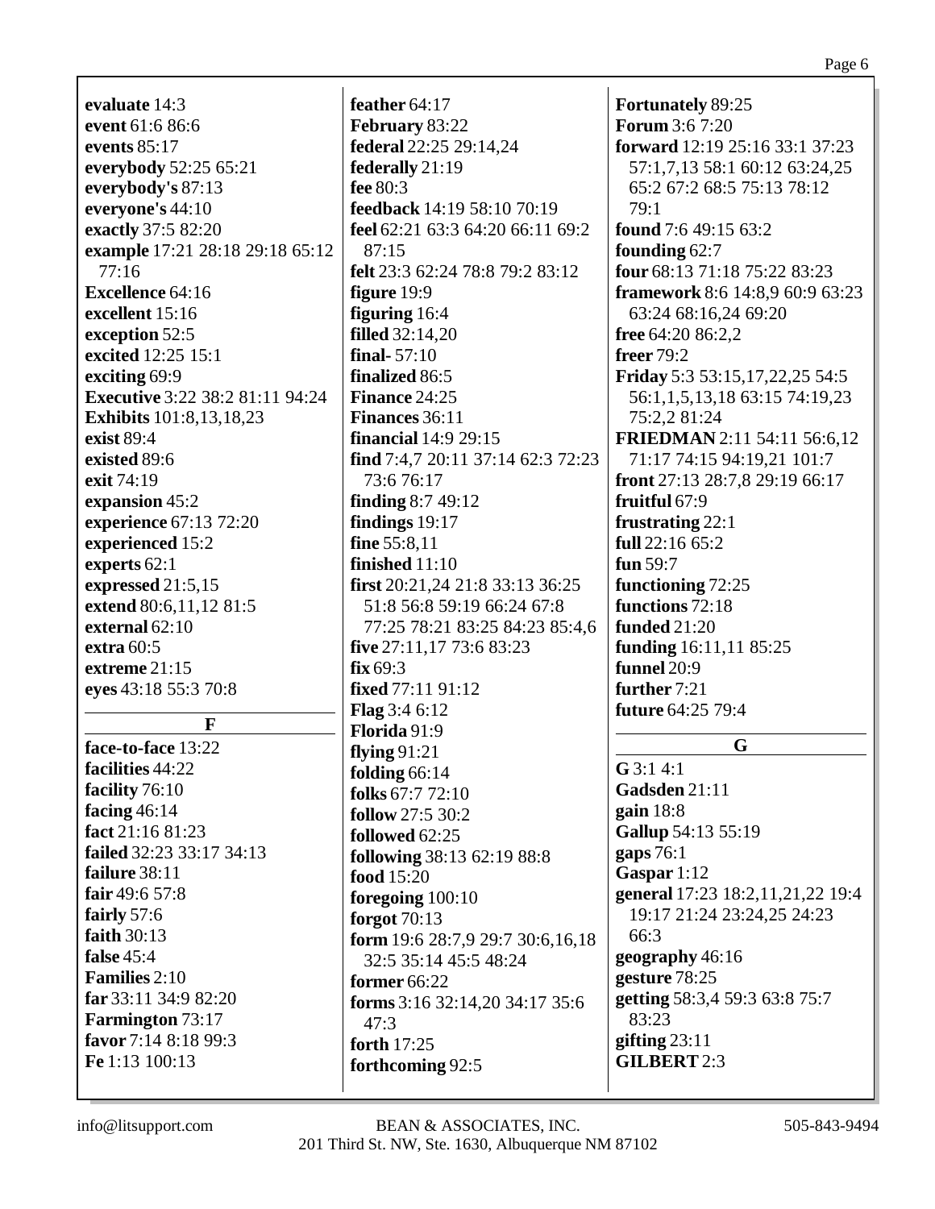**evaluate** 14:3
**event** 61:6 86:6
**events** 85:17
**everybody** 52:25 65:21
**everybody's** 87:13
**everyone's** 44:10
**exactly** 37:5 82:20
**example** 17:21 28:18 29:18 65:12 77:16
**Excellence** 64:16
**excellent** 15:16
**exception** 52:5
**excited** 12:25 15:1
**exciting** 69:9
**Executive** 3:22 38:2 81:11 94:24
**Exhibits** 101:8,13,18,23
**exist** 89:4
**existed** 89:6
**exit** 74:19
**expansion** 45:2
**experience** 67:13 72:20
**experienced** 15:2
**experts** 62:1
**expressed** 21:5,15
**extend** 80:6,11,12 81:5
**external** 62:10
**extra** 60:5
**extreme** 21:15
**eyes** 43:18 55:3 70:8

## F

**face-to-face** 13:22
**facilities** 44:22
**facility** 76:10
**facing** 46:14
**fact** 21:16 81:23
**failed** 32:23 33:17 34:13
**failure** 38:11
**fair** 49:6 57:8
**fairly** 57:6
**faith** 30:13
**false** 45:4
**Families** 2:10
**far** 33:11 34:9 82:20
**Farmington** 73:17
**favor** 7:14 8:18 99:3
**Fe** 1:13 100:13
**feather** 64:17
**February** 83:22
**federal** 22:25 29:14,24
**federally** 21:19
**fee** 80:3
**feedback** 14:19 58:10 70:19
**feel** 62:21 63:3 64:20 66:11 69:2 87:15
**felt** 23:3 62:24 78:8 79:2 83:12
**figure** 19:9
**figuring** 16:4
**filled** 32:14,20
**final-** 57:10
**finalized** 86:5
**Finance** 24:25
**Finances** 36:11
**financial** 14:9 29:15
**find** 7:4,7 20:11 37:14 62:3 72:23 73:6 76:17
**finding** 8:7 49:12
**findings** 19:17
**fine** 55:8,11
**finished** 11:10
**first** 20:21,24 21:8 33:13 36:25 51:8 56:8 59:19 66:24 67:8 77:25 78:21 83:25 84:23 85:4,6
**five** 27:11,17 73:6 83:23
**fix** 69:3
**fixed** 77:11 91:12
**Flag** 3:4 6:12
**Florida** 91:9
**flying** 91:21
**folding** 66:14
**folks** 67:7 72:10
**follow** 27:5 30:2
**followed** 62:25
**following** 38:13 62:19 88:8
**food** 15:20
**foregoing** 100:10
**forgot** 70:13
**form** 19:6 28:7,9 29:7 30:6,16,18 32:5 35:14 45:5 48:24
**former** 66:22
**forms** 3:16 32:14,20 34:17 35:6 47:3
**forth** 17:25
**forthcoming** 92:5
**Fortunately** 89:25
**Forum** 3:6 7:20
**forward** 12:19 25:16 33:1 37:23 57:1,7,13 58:1 60:12 63:24,25 65:2 67:2 68:5 75:13 78:12 79:1
**found** 7:6 49:15 63:2
**founding** 62:7
**four** 68:13 71:18 75:22 83:23
**framework** 8:6 14:8,9 60:9 63:23 63:24 68:16,24 69:20
**free** 64:20 86:2,2
**freer** 79:2
**Friday** 5:3 53:15,17,22,25 54:5 56:1,1,5,13,18 63:15 74:19,23 75:2,2 81:24
**FRIEDMAN** 2:11 54:11 56:6,12 71:17 74:15 94:19,21 101:7
**front** 27:13 28:7,8 29:19 66:17
**fruitful** 67:9
**frustrating** 22:1
**full** 22:16 65:2
**fun** 59:7
**functioning** 72:25
**functions** 72:18
**funded** 21:20
**funding** 16:11,11 85:25
**funnel** 20:9
**further** 7:21
**future** 64:25 79:4

## G

**G** 3:1 4:1
**Gadsden** 21:11
**gain** 18:8
**Gallup** 54:13 55:19
**gaps** 76:1
**Gaspar** 1:12
**general** 17:23 18:2,11,21,22 19:4 19:17 21:24 23:24,25 24:23 66:3
**geography** 46:16
**gesture** 78:25
**getting** 58:3,4 59:3 63:8 75:7 83:23
**gifting** 23:11
**GILBERT** 2:3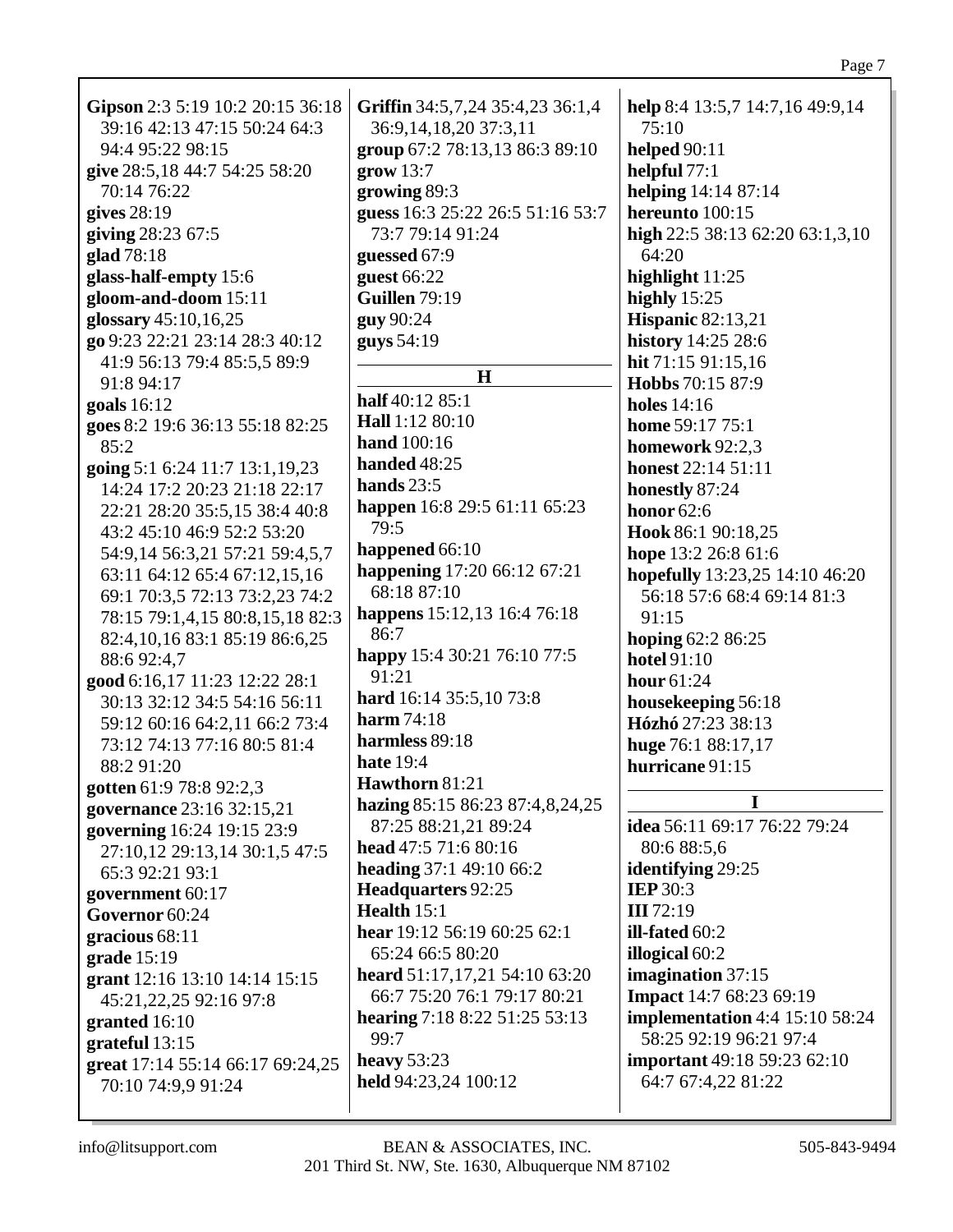**Gipson** 2:3 5:19 10:2 20:15 36:18 39:16 42:13 47:15 50:24 64:3 94:4 95:22 98:15
**give** 28:5,18 44:7 54:25 58:20 70:14 76:22
**gives** 28:19
**giving** 28:23 67:5
**glad** 78:18
**glass-half-empty** 15:6
**gloom-and-doom** 15:11
**glossary** 45:10,16,25
**go** 9:23 22:21 23:14 28:3 40:12 41:9 56:13 79:4 85:5,5 89:9 91:8 94:17
**goals** 16:12
**goes** 8:2 19:6 36:13 55:18 82:25 85:2
**going** 5:1 6:24 11:7 13:1,19,23 14:24 17:2 20:23 21:18 22:17 22:21 28:20 35:5,15 38:4 40:8 43:2 45:10 46:9 52:2 53:20 54:9,14 56:3,21 57:21 59:4,5,7 63:11 64:12 65:4 67:12,15,16 69:1 70:3,5 72:13 73:2,23 74:2 78:15 79:1,4,15 80:8,15,18 82:3 82:4,10,16 83:1 85:19 86:6,25 88:6 92:4,7
**good** 6:16,17 11:23 12:22 28:1 30:13 32:12 34:5 54:16 56:11 59:12 60:16 64:2,11 66:2 73:4 73:12 74:13 77:16 80:5 81:4 88:2 91:20
**gotten** 61:9 78:8 92:2,3
**governance** 23:16 32:15,21
**governing** 16:24 19:15 23:9 27:10,12 29:13,14 30:1,5 47:5 65:3 92:21 93:1
**government** 60:17
**Governor** 60:24
**gracious** 68:11
**grade** 15:19
**grant** 12:16 13:10 14:14 15:15 45:21,22,25 92:16 97:8
**granted** 16:10
**grateful** 13:15
**great** 17:14 55:14 66:17 69:24,25 70:10 74:9,9 91:24
**Griffin** 34:5,7,24 35:4,23 36:1,4 36:9,14,18,20 37:3,11
**group** 67:2 78:13,13 86:3 89:10
**grow** 13:7
**growing** 89:3
**guess** 16:3 25:22 26:5 51:16 53:7 73:7 79:14 91:24
**guessed** 67:9
**guest** 66:22
**Guillen** 79:19
**guy** 90:24
**guys** 54:19

## H

**half** 40:12 85:1
**Hall** 1:12 80:10
**hand** 100:16
**handed** 48:25
**hands** 23:5
**happen** 16:8 29:5 61:11 65:23 79:5
**happened** 66:10
**happening** 17:20 66:12 67:21 68:18 87:10
**happens** 15:12,13 16:4 76:18 86:7
**happy** 15:4 30:21 76:10 77:5 91:21
**hard** 16:14 35:5,10 73:8
**harm** 74:18
**harmless** 89:18
**hate** 19:4
**Hawthorn** 81:21
**hazing** 85:15 86:23 87:4,8,24,25 87:25 88:21,21 89:24
**head** 47:5 71:6 80:16
**heading** 37:1 49:10 66:2
**Headquarters** 92:25
**Health** 15:1
**hear** 19:12 56:19 60:25 62:1 65:24 66:5 80:20
**heard** 51:17,17,21 54:10 63:20 66:7 75:20 76:1 79:17 80:21
**hearing** 7:18 8:22 51:25 53:13 99:7
**heavy** 53:23
**held** 94:23,24 100:12
**help** 8:4 13:5,7 14:7,16 49:9,14 75:10
**helped** 90:11
**helpful** 77:1
**helping** 14:14 87:14
**hereunto** 100:15
**high** 22:5 38:13 62:20 63:1,3,10 64:20
**highlight** 11:25
**highly** 15:25
**Hispanic** 82:13,21
**history** 14:25 28:6
**hit** 71:15 91:15,16
**Hobbs** 70:15 87:9
**holes** 14:16
**home** 59:17 75:1
**homework** 92:2,3
**honest** 22:14 51:11
**honestly** 87:24
**honor** 62:6
**Hook** 86:1 90:18,25
**hope** 13:2 26:8 61:6
**hopefully** 13:23,25 14:10 46:20 56:18 57:6 68:4 69:14 81:3 91:15
**hoping** 62:2 86:25
**hotel** 91:10
**hour** 61:24
**housekeeping** 56:18
**Hózhó** 27:23 38:13
**huge** 76:1 88:17,17
**hurricane** 91:15

## I

**idea** 56:11 69:17 76:22 79:24 80:6 88:5,6
**identifying** 29:25
**IEP** 30:3
**III** 72:19
**ill-fated** 60:2
**illogical** 60:2
**imagination** 37:15
**Impact** 14:7 68:23 69:19
**implementation** 4:4 15:10 58:24 58:25 92:19 96:21 97:4
**important** 49:18 59:23 62:10 64:7 67:4,22 81:22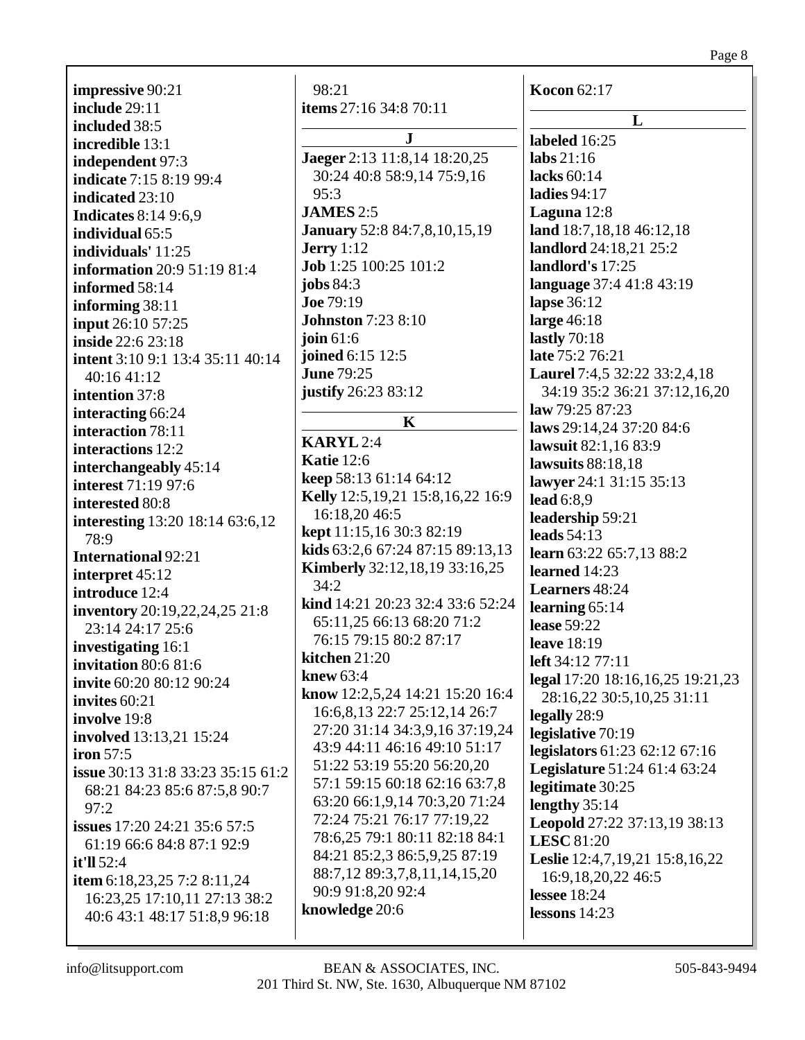**impressive** 90:21
**include** 29:11
**included** 38:5
**incredible** 13:1
**independent** 97:3
**indicate** 7:15 8:19 99:4
**indicated** 23:10
**Indicates** 8:14 9:6,9
**individual** 65:5
**individuals'** 11:25
**information** 20:9 51:19 81:4
**informed** 58:14
**informing** 38:11
**input** 26:10 57:25
**inside** 22:6 23:18
**intent** 3:10 9:1 13:4 35:11 40:14 40:16 41:12
**intention** 37:8
**interacting** 66:24
**interaction** 78:11
**interactions** 12:2
**interchangeably** 45:14
**interest** 71:19 97:6
**interested** 80:8
**interesting** 13:20 18:14 63:6,12 78:9
**International** 92:21
**interpret** 45:12
**introduce** 12:4
**inventory** 20:19,22,24,25 21:8 23:14 24:17 25:6
**investigating** 16:1
**invitation** 80:6 81:6
**invite** 60:20 80:12 90:24
**invites** 60:21
**involve** 19:8
**involved** 13:13,21 15:24
**iron** 57:5
**issue** 30:13 31:8 33:23 35:15 61:2 68:21 84:23 85:6 87:5,8 90:7 97:2
**issues** 17:20 24:21 35:6 57:5 61:19 66:6 84:8 87:1 92:9
**it'll** 52:4
**item** 6:18,23,25 7:2 8:11,24 16:23,25 17:10,11 27:13 38:2 40:6 43:1 48:17 51:8,9 96:18 98:21
**items** 27:16 34:8 70:11

## J

**Jaeger** 2:13 11:8,14 18:20,25 30:24 40:8 58:9,14 75:9,16 95:3
**JAMES** 2:5
**January** 52:8 84:7,8,10,15,19
**Jerry** 1:12
**Job** 1:25 100:25 101:2
**jobs** 84:3
**Joe** 79:19
**Johnston** 7:23 8:10
**join** 61:6
**joined** 6:15 12:5
**June** 79:25
**justify** 26:23 83:12

## K

**KARYL** 2:4
**Katie** 12:6
**keep** 58:13 61:14 64:12
**Kelly** 12:5,19,21 15:8,16,22 16:9 16:18,20 46:5
**kept** 11:15,16 30:3 82:19
**kids** 63:2,6 67:24 87:15 89:13,13
**Kimberly** 32:12,18,19 33:16,25 34:2
**kind** 14:21 20:23 32:4 33:6 52:24 65:11,25 66:13 68:20 71:2 76:15 79:15 80:2 87:17
**kitchen** 21:20
**knew** 63:4
**know** 12:2,5,24 14:21 15:20 16:4 16:6,8,13 22:7 25:12,14 26:7 27:20 31:14 34:3,9,16 37:19,24 43:9 44:11 46:16 49:10 51:17 51:22 53:19 55:20 56:20,20 57:1 59:15 60:18 62:16 63:7,8 63:20 66:1,9,14 70:3,20 71:24 72:24 75:21 76:17 77:19,22 78:6,25 79:1 80:11 82:18 84:1 84:21 85:2,3 86:5,9,25 87:19 88:7,12 89:3,7,8,11,14,15,20 90:9 91:8,20 92:4
**knowledge** 20:6
**Kocon** 62:17

## L

**labeled** 16:25
**labs** 21:16
**lacks** 60:14
**ladies** 94:17
**Laguna** 12:8
**land** 18:7,18,18 46:12,18
**landlord** 24:18,21 25:2
**landlord's** 17:25
**language** 37:4 41:8 43:19
**lapse** 36:12
**large** 46:18
**lastly** 70:18
**late** 75:2 76:21
**Laurel** 7:4,5 32:22 33:2,4,18 34:19 35:2 36:21 37:12,16,20
**law** 79:25 87:23
**laws** 29:14,24 37:20 84:6
**lawsuit** 82:1,16 83:9
**lawsuits** 88:18,18
**lawyer** 24:1 31:15 35:13
**lead** 6:8,9
**leadership** 59:21
**leads** 54:13
**learn** 63:22 65:7,13 88:2
**learned** 14:23
**Learners** 48:24
**learning** 65:14
**lease** 59:22
**leave** 18:19
**left** 34:12 77:11
**legal** 17:20 18:16,16,25 19:21,23 28:16,22 30:5,10,25 31:11
**legally** 28:9
**legislative** 70:19
**legislators** 61:23 62:12 67:16
**Legislature** 51:24 61:4 63:24
**legitimate** 30:25
**lengthy** 35:14
**Leopold** 27:22 37:13,19 38:13
**LESC** 81:20
**Leslie** 12:4,7,19,21 15:8,16,22 16:9,18,20,22 46:5
**lessee** 18:24
**lessons** 14:23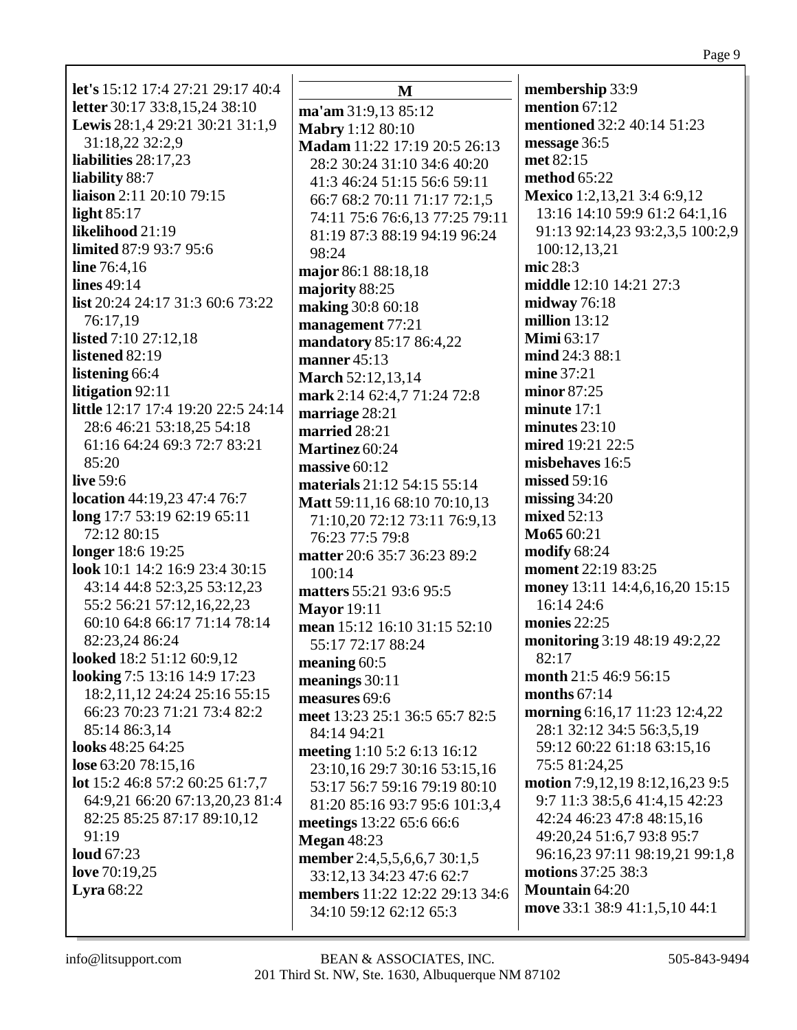**let's** 15:12 17:4 27:21 29:17 40:4
**letter** 30:17 33:8,15,24 38:10
**Lewis** 28:1,4 29:21 30:21 31:1,9 31:18,22 32:2,9
**liabilities** 28:17,23
**liability** 88:7
**liaison** 2:11 20:10 79:15
**light** 85:17
**likelihood** 21:19
**limited** 87:9 93:7 95:6
**line** 76:4,16
**lines** 49:14
**list** 20:24 24:17 31:3 60:6 73:22 76:17,19
**listed** 7:10 27:12,18
**listened** 82:19
**listening** 66:4
**litigation** 92:11
**little** 12:17 17:4 19:20 22:5 24:14 28:6 46:21 53:18,25 54:18 61:16 64:24 69:3 72:7 83:21 85:20
**live** 59:6
**location** 44:19,23 47:4 76:7
**long** 17:7 53:19 62:19 65:11 72:12 80:15
**longer** 18:6 19:25
**look** 10:1 14:2 16:9 23:4 30:15 43:14 44:8 52:3,25 53:12,23 55:2 56:21 57:12,16,22,23 60:10 64:8 66:17 71:14 78:14 82:23,24 86:24
**looked** 18:2 51:12 60:9,12
**looking** 7:5 13:16 14:9 17:23 18:2,11,12 24:24 25:16 55:15 66:23 70:23 71:21 73:4 82:2 85:14 86:3,14
**looks** 48:25 64:25
**lose** 63:20 78:15,16
**lot** 15:2 46:8 57:2 60:25 61:7,7 64:9,21 66:20 67:13,20,23 81:4 82:25 85:25 87:17 89:10,12 91:19
**loud** 67:23
**love** 70:19,25
**Lyra** 68:22

## M

**ma'am** 31:9,13 85:12
**Mabry** 1:12 80:10
**Madam** 11:22 17:19 20:5 26:13 28:2 30:24 31:10 34:6 40:20 41:3 46:24 51:15 56:6 59:11 66:7 68:2 70:11 71:17 72:1,5 74:11 75:6 76:6,13 77:25 79:11 81:19 87:3 88:19 94:19 96:24 98:24
**major** 86:1 88:18,18
**majority** 88:25
**making** 30:8 60:18
**management** 77:21
**mandatory** 85:17 86:4,22
**manner** 45:13
**March** 52:12,13,14
**mark** 2:14 62:4,7 71:24 72:8
**marriage** 28:21
**married** 28:21
**Martinez** 60:24
**massive** 60:12
**materials** 21:12 54:15 55:14
**Matt** 59:11,16 68:10 70:10,13 71:10,20 72:12 73:11 76:9,13 76:23 77:5 79:8
**matter** 20:6 35:7 36:23 89:2 100:14
**matters** 55:21 93:6 95:5
**Mayor** 19:11
**mean** 15:12 16:10 31:15 52:10 55:17 72:17 88:24
**meaning** 60:5
**meanings** 30:11
**measures** 69:6
**meet** 13:23 25:1 36:5 65:7 82:5 84:14 94:21
**meeting** 1:10 5:2 6:13 16:12 23:10,16 29:7 30:16 53:15,16 53:17 56:7 59:16 79:19 80:10 81:20 85:16 93:7 95:6 101:3,4
**meetings** 13:22 65:6 66:6
**Megan** 48:23
**member** 2:4,5,5,6,6,7 30:1,5 33:12,13 34:23 47:6 62:7
**members** 11:22 12:22 29:13 34:6 34:10 59:12 62:12 65:3
**membership** 33:9
**mention** 67:12
**mentioned** 32:2 40:14 51:23
**message** 36:5
**met** 82:15
**method** 65:22
**Mexico** 1:2,13,21 3:4 6:9,12 13:16 14:10 59:9 61:2 64:1,16 91:13 92:14,23 93:2,3,5 100:2,9 100:12,13,21
**mic** 28:3
**middle** 12:10 14:21 27:3
**midway** 76:18
**million** 13:12
**Mimi** 63:17
**mind** 24:3 88:1
**mine** 37:21
**minor** 87:25
**minute** 17:1
**minutes** 23:10
**mired** 19:21 22:5
**misbehaves** 16:5
**missed** 59:16
**missing** 34:20
**mixed** 52:13
**Mo65** 60:21
**modify** 68:24
**moment** 22:19 83:25
**money** 13:11 14:4,6,16,20 15:15 16:14 24:6
**monies** 22:25
**monitoring** 3:19 48:19 49:2,22 82:17
**month** 21:5 46:9 56:15
**months** 67:14
**morning** 6:16,17 11:23 12:4,22 28:1 32:12 34:5 56:3,5,19 59:12 60:22 61:18 63:15,16 75:5 81:24,25
**motion** 7:9,12,19 8:12,16,23 9:5 9:7 11:3 38:5,6 41:4,15 42:23 42:24 46:23 47:8 48:15,16 49:20,24 51:6,7 93:8 95:7 96:16,23 97:11 98:19,21 99:1,8
**motions** 37:25 38:3
**Mountain** 64:20
**move** 33:1 38:9 41:1,5,10 44:1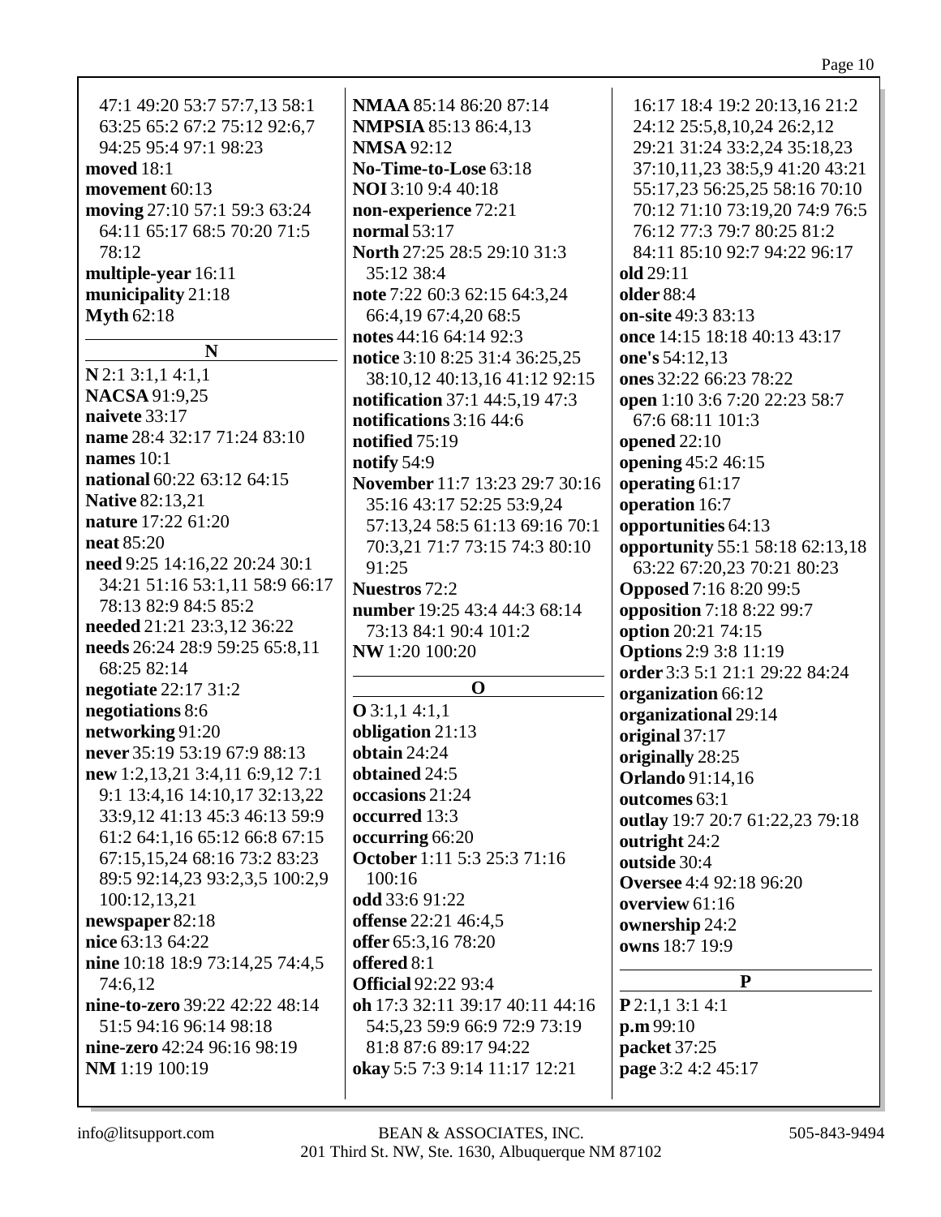47:1 49:20 53:7 57:7,13 58:1 63:25 65:2 67:2 75:12 92:6,7 94:25 95:4 97:1 98:23
**moved** 18:1
**movement** 60:13
**moving** 27:10 57:1 59:3 63:24 64:11 65:17 68:5 70:20 71:5 78:12
**multiple-year** 16:11
**municipality** 21:18
**Myth** 62:18

## N

**N** 2:1 3:1,1 4:1,1
**NACSA** 91:9,25
**naivete** 33:17
**name** 28:4 32:17 71:24 83:10
**names** 10:1
**national** 60:22 63:12 64:15
**Native** 82:13,21
**nature** 17:22 61:20
**neat** 85:20
**need** 9:25 14:16,22 20:24 30:1 34:21 51:16 53:1,11 58:9 66:17 78:13 82:9 84:5 85:2
**needed** 21:21 23:3,12 36:22
**needs** 26:24 28:9 59:25 65:8,11 68:25 82:14
**negotiate** 22:17 31:2
**negotiations** 8:6
**networking** 91:20
**never** 35:19 53:19 67:9 88:13
**new** 1:2,13,21 3:4,11 6:9,12 7:1 9:1 13:4,16 14:10,17 32:13,22 33:9,12 41:13 45:3 46:13 59:9 61:2 64:1,16 65:12 66:8 67:15 67:15,15,24 68:16 73:2 83:23 89:5 92:14,23 93:2,3,5 100:2,9 100:12,13,21
**newspaper** 82:18
**nice** 63:13 64:22
**nine** 10:18 18:9 73:14,25 74:4,5 74:6,12
**nine-to-zero** 39:22 42:22 48:14 51:5 94:16 96:14 98:18
**nine-zero** 42:24 96:16 98:19
**NM** 1:19 100:19
**NMAA** 85:14 86:20 87:14
**NMPSIA** 85:13 86:4,13
**NMSA** 92:12
**No-Time-to-Lose** 63:18
**NOI** 3:10 9:4 40:18
**non-experience** 72:21
**normal** 53:17
**North** 27:25 28:5 29:10 31:3 35:12 38:4
**note** 7:22 60:3 62:15 64:3,24 66:4,19 67:4,20 68:5
**notes** 44:16 64:14 92:3
**notice** 3:10 8:25 31:4 36:25,25 38:10,12 40:13,16 41:12 92:15
**notification** 37:1 44:5,19 47:3
**notifications** 3:16 44:6
**notified** 75:19
**notify** 54:9
**November** 11:7 13:23 29:7 30:16 35:16 43:17 52:25 53:9,24 57:13,24 58:5 61:13 69:16 70:1 70:3,21 71:7 73:15 74:3 80:10 91:25
**Nuestros** 72:2
**number** 19:25 43:4 44:3 68:14 73:13 84:1 90:4 101:2
**NW** 1:20 100:20

## O

**O** 3:1,1 4:1,1
**obligation** 21:13
**obtain** 24:24
**obtained** 24:5
**occasions** 21:24
**occurred** 13:3
**occurring** 66:20
**October** 1:11 5:3 25:3 71:16 100:16
**odd** 33:6 91:22
**offense** 22:21 46:4,5
**offer** 65:3,16 78:20
**offered** 8:1
**Official** 92:22 93:4
**oh** 17:3 32:11 39:17 40:11 44:16 54:5,23 59:9 66:9 72:9 73:19 81:8 87:6 89:17 94:22
**okay** 5:5 7:3 9:14 11:17 12:21 16:17 18:4 19:2 20:13,16 21:2 24:12 25:5,8,10,24 26:2,12 29:21 31:24 33:2,24 35:18,23 37:10,11,23 38:5,9 41:20 43:21 55:17,23 56:25,25 58:16 70:10 70:12 71:10 73:19,20 74:9 76:5 76:12 77:3 79:7 80:25 81:2 84:11 85:10 92:7 94:22 96:17
**old** 29:11
**older** 88:4
**on-site** 49:3 83:13
**once** 14:15 18:18 40:13 43:17
**one's** 54:12,13
**ones** 32:22 66:23 78:22
**open** 1:10 3:6 7:20 22:23 58:7 67:6 68:11 101:3
**opened** 22:10
**opening** 45:2 46:15
**operating** 61:17
**operation** 16:7
**opportunities** 64:13
**opportunity** 55:1 58:18 62:13,18 63:22 67:20,23 70:21 80:23
**Opposed** 7:16 8:20 99:5
**opposition** 7:18 8:22 99:7
**option** 20:21 74:15
**Options** 2:9 3:8 11:19
**order** 3:3 5:1 21:1 29:22 84:24
**organization** 66:12
**organizational** 29:14
**original** 37:17
**originally** 28:25
**Orlando** 91:14,16
**outcomes** 63:1
**outlay** 19:7 20:7 61:22,23 79:18
**outright** 24:2
**outside** 30:4
**Oversee** 4:4 92:18 96:20
**overview** 61:16
**ownership** 24:2
**owns** 18:7 19:9

## P

**P** 2:1,1 3:1 4:1
**p.m** 99:10
**packet** 37:25
**page** 3:2 4:2 45:17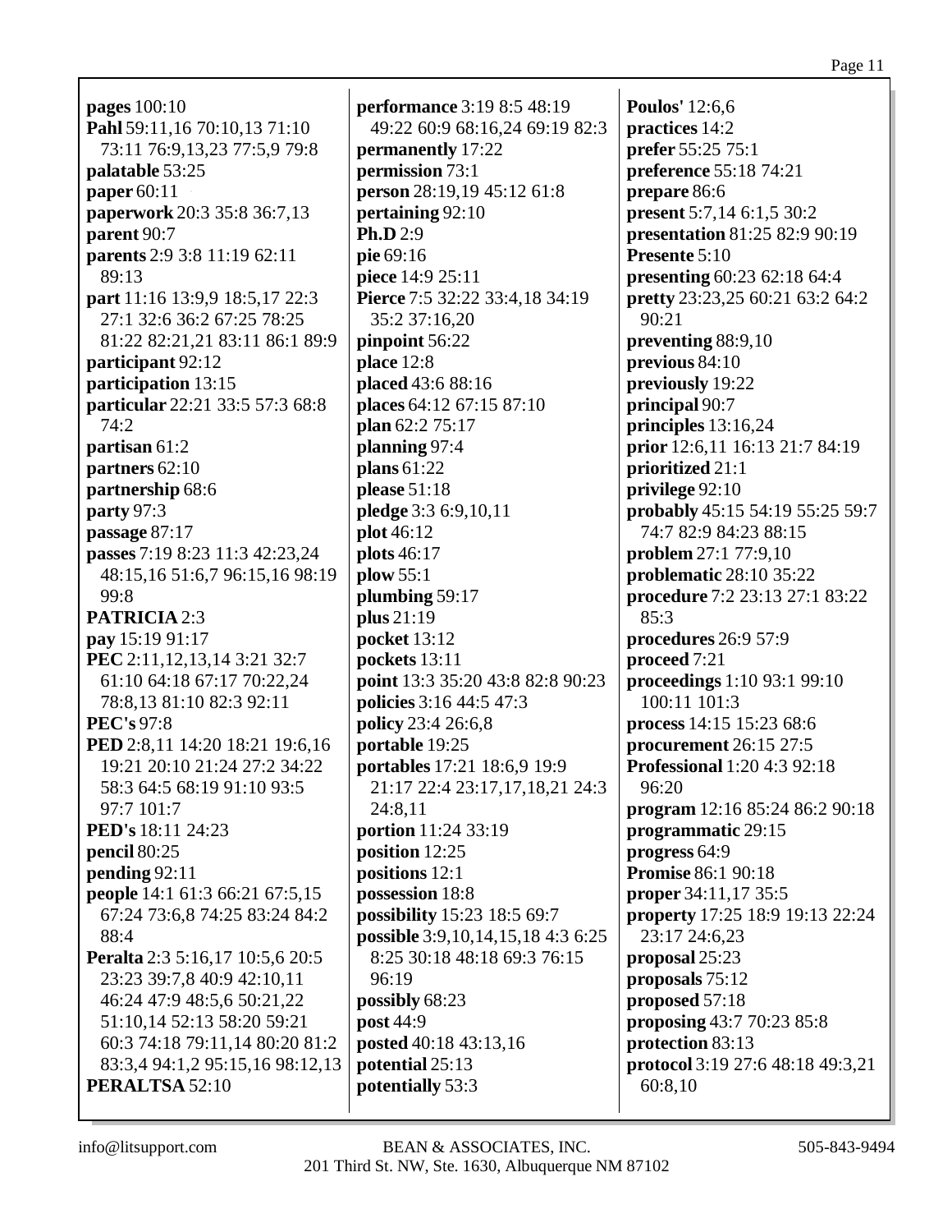**pages** 100:10
**Pahl** 59:11,16 70:10,13 71:10 73:11 76:9,13,23 77:5,9 79:8
**palatable** 53:25
**paper** 60:11
**paperwork** 20:3 35:8 36:7,13
**parent** 90:7
**parents** 2:9 3:8 11:19 62:11 89:13
**part** 11:16 13:9,9 18:5,17 22:3 27:1 32:6 36:2 67:25 78:25 81:22 82:21,21 83:11 86:1 89:9
**participant** 92:12
**participation** 13:15
**particular** 22:21 33:5 57:3 68:8 74:2
**partisan** 61:2
**partners** 62:10
**partnership** 68:6
**party** 97:3
**passage** 87:17
**passes** 7:19 8:23 11:3 42:23,24 48:15,16 51:6,7 96:15,16 98:19 99:8
**PATRICIA** 2:3
**pay** 15:19 91:17
**PEC** 2:11,12,13,14 3:21 32:7 61:10 64:18 67:17 70:22,24 78:8,13 81:10 82:3 92:11
**PEC's** 97:8
**PED** 2:8,11 14:20 18:21 19:6,16 19:21 20:10 21:24 27:2 34:22 58:3 64:5 68:19 91:10 93:5 97:7 101:7
**PED's** 18:11 24:23
**pencil** 80:25
**pending** 92:11
**people** 14:1 61:3 66:21 67:5,15 67:24 73:6,8 74:25 83:24 84:2 88:4
**Peralta** 2:3 5:16,17 10:5,6 20:5 23:23 39:7,8 40:9 42:10,11 46:24 47:9 48:5,6 50:21,22 51:10,14 52:13 58:20 59:21 60:3 74:18 79:11,14 80:20 81:2 83:3,4 94:1,2 95:15,16 98:12,13
**PERALTSA** 52:10
**performance** 3:19 8:5 48:19 49:22 60:9 68:16,24 69:19 82:3
**permanently** 17:22
**permission** 73:1
**person** 28:19,19 45:12 61:8
**pertaining** 92:10
**Ph.D** 2:9
**pie** 69:16
**piece** 14:9 25:11
**Pierce** 7:5 32:22 33:4,18 34:19 35:2 37:16,20
**pinpoint** 56:22
**place** 12:8
**placed** 43:6 88:16
**places** 64:12 67:15 87:10
**plan** 62:2 75:17
**planning** 97:4
**plans** 61:22
**please** 51:18
**pledge** 3:3 6:9,10,11
**plot** 46:12
**plots** 46:17
**plow** 55:1
**plumbing** 59:17
**plus** 21:19
**pocket** 13:12
**pockets** 13:11
**point** 13:3 35:20 43:8 82:8 90:23
**policies** 3:16 44:5 47:3
**policy** 23:4 26:6,8
**portable** 19:25
**portables** 17:21 18:6,9 19:9 21:17 22:4 23:17,17,18,21 24:3 24:8,11
**portion** 11:24 33:19
**position** 12:25
**positions** 12:1
**possession** 18:8
**possibility** 15:23 18:5 69:7
**possible** 3:9,10,14,15,18 4:3 6:25 8:25 30:18 48:18 69:3 76:15 96:19
**possibly** 68:23
**post** 44:9
**posted** 40:18 43:13,16
**potential** 25:13
**potentially** 53:3
**Poulos'** 12:6,6
**practices** 14:2
**prefer** 55:25 75:1
**preference** 55:18 74:21
**prepare** 86:6
**present** 5:7,14 6:1,5 30:2
**presentation** 81:25 82:9 90:19
**Presente** 5:10
**presenting** 60:23 62:18 64:4
**pretty** 23:23,25 60:21 63:2 64:2 90:21
**preventing** 88:9,10
**previous** 84:10
**previously** 19:22
**principal** 90:7
**principles** 13:16,24
**prior** 12:6,11 16:13 21:7 84:19
**prioritized** 21:1
**privilege** 92:10
**probably** 45:15 54:19 55:25 59:7 74:7 82:9 84:23 88:15
**problem** 27:1 77:9,10
**problematic** 28:10 35:22
**procedure** 7:2 23:13 27:1 83:22 85:3
**procedures** 26:9 57:9
**proceed** 7:21
**proceedings** 1:10 93:1 99:10 100:11 101:3
**process** 14:15 15:23 68:6
**procurement** 26:15 27:5
**Professional** 1:20 4:3 92:18 96:20
**program** 12:16 85:24 86:2 90:18
**programmatic** 29:15
**progress** 64:9
**Promise** 86:1 90:18
**proper** 34:11,17 35:5
**property** 17:25 18:9 19:13 22:24 23:17 24:6,23
**proposal** 25:23
**proposals** 75:12
**proposed** 57:18
**proposing** 43:7 70:23 85:8
**protection** 83:13
**protocol** 3:19 27:6 48:18 49:3,21 60:8,10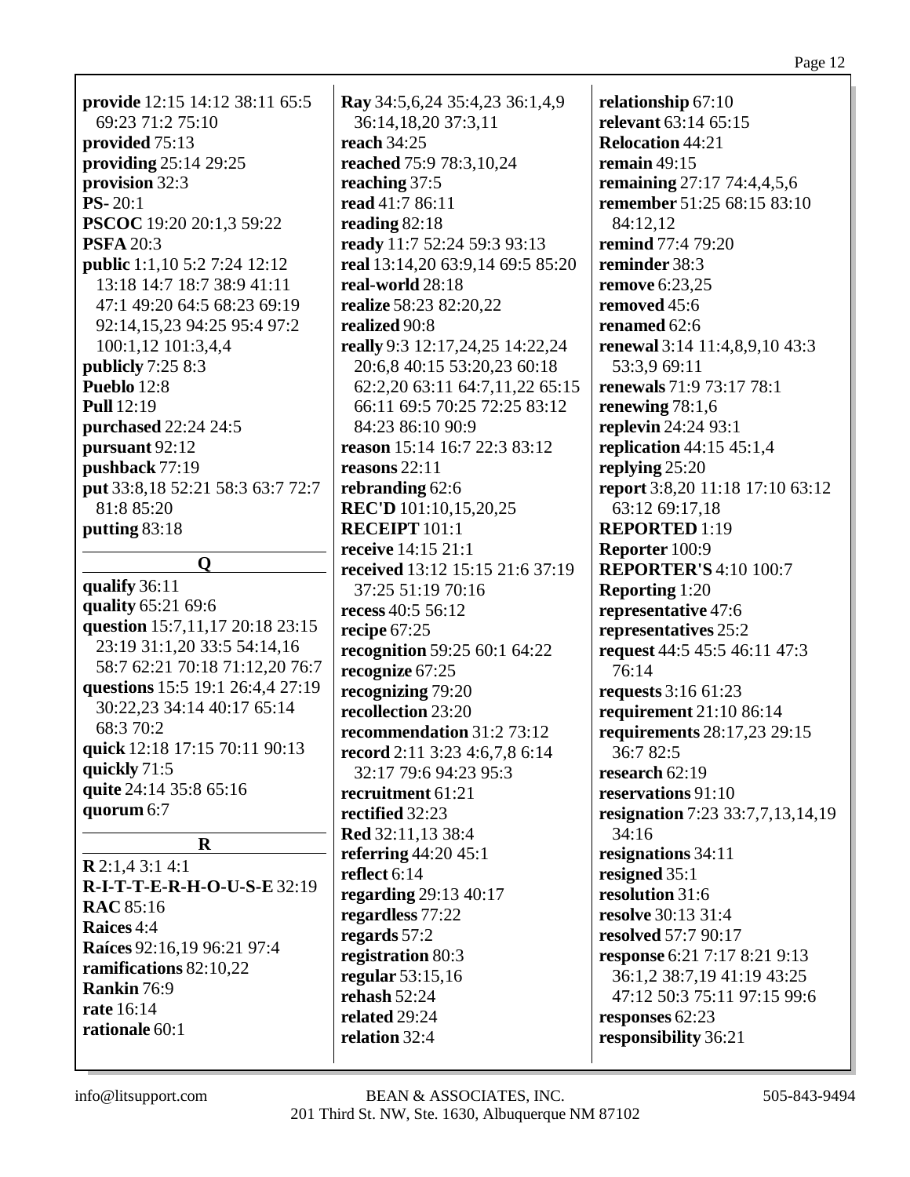**provide** 12:15 14:12 38:11 65:5 69:23 71:2 75:10
**provided** 75:13
**providing** 25:14 29:25
**provision** 32:3
**PS-** 20:1
**PSCOC** 19:20 20:1,3 59:22
**PSFA** 20:3
**public** 1:1,10 5:2 7:24 12:12 13:18 14:7 18:7 38:9 41:11 47:1 49:20 64:5 68:23 69:19 92:14,15,23 94:25 95:4 97:2 100:1,12 101:3,4,4
**publicly** 7:25 8:3
**Pueblo** 12:8
**Pull** 12:19
**purchased** 22:24 24:5
**pursuant** 92:12
**pushback** 77:19
**put** 33:8,18 52:21 58:3 63:7 72:7 81:8 85:20
**putting** 83:18

**Q**

**qualify** 36:11
**quality** 65:21 69:6
**question** 15:7,11,17 20:18 23:15 23:19 31:1,20 33:5 54:14,16 58:7 62:21 70:18 71:12,20 76:7
**questions** 15:5 19:1 26:4,4 27:19 30:22,23 34:14 40:17 65:14 68:3 70:2
**quick** 12:18 17:15 70:11 90:13
**quickly** 71:5
**quite** 24:14 35:8 65:16
**quorum** 6:7

**R**

**R** 2:1,4 3:1 4:1
**R-I-T-T-E-R-H-O-U-S-E** 32:19
**RAC** 85:16
**Raices** 4:4
**Raíces** 92:16,19 96:21 97:4
**ramifications** 82:10,22
**Rankin** 76:9
**rate** 16:14
**rationale** 60:1

**Ray** 34:5,6,24 35:4,23 36:1,4,9 36:14,18,20 37:3,11
**reach** 34:25
**reached** 75:9 78:3,10,24
**reaching** 37:5
**read** 41:7 86:11
**reading** 82:18
**ready** 11:7 52:24 59:3 93:13
**real** 13:14,20 63:9,14 69:5 85:20
**real-world** 28:18
**realize** 58:23 82:20,22
**realized** 90:8
**really** 9:3 12:17,24,25 14:22,24 20:6,8 40:15 53:20,23 60:18 62:2,20 63:11 64:7,11,22 65:15 66:11 69:5 70:25 72:25 83:12 84:23 86:10 90:9
**reason** 15:14 16:7 22:3 83:12
**reasons** 22:11
**rebranding** 62:6
**REC'D** 101:10,15,20,25
**RECEIPT** 101:1
**receive** 14:15 21:1
**received** 13:12 15:15 21:6 37:19 37:25 51:19 70:16
**recess** 40:5 56:12
**recipe** 67:25
**recognition** 59:25 60:1 64:22
**recognize** 67:25
**recognizing** 79:20
**recollection** 23:20
**recommendation** 31:2 73:12
**record** 2:11 3:23 4:6,7,8 6:14 32:17 79:6 94:23 95:3
**recruitment** 61:21
**rectified** 32:23
**Red** 32:11,13 38:4
**referring** 44:20 45:1
**reflect** 6:14
**regarding** 29:13 40:17
**regardless** 77:22
**regards** 57:2
**registration** 80:3
**regular** 53:15,16
**rehash** 52:24
**related** 29:24
**relation** 32:4

**relationship** 67:10
**relevant** 63:14 65:15
**Relocation** 44:21
**remain** 49:15
**remaining** 27:17 74:4,4,5,6
**remember** 51:25 68:15 83:10 84:12,12
**remind** 77:4 79:20
**reminder** 38:3
**remove** 6:23,25
**removed** 45:6
**renamed** 62:6
**renewal** 3:14 11:4,8,9,10 43:3 53:3,9 69:11
**renewals** 71:9 73:17 78:1
**renewing** 78:1,6
**replevin** 24:24 93:1
**replication** 44:15 45:1,4
**replying** 25:20
**report** 3:8,20 11:18 17:10 63:12 63:12 69:17,18
**REPORTED** 1:19
**Reporter** 100:9
**REPORTER'S** 4:10 100:7
**Reporting** 1:20
**representative** 47:6
**representatives** 25:2
**request** 44:5 45:5 46:11 47:3 76:14
**requests** 3:16 61:23
**requirement** 21:10 86:14
**requirements** 28:17,23 29:15 36:7 82:5
**research** 62:19
**reservations** 91:10
**resignation** 7:23 33:7,7,13,14,19 34:16
**resignations** 34:11
**resigned** 35:1
**resolution** 31:6
**resolve** 30:13 31:4
**resolved** 57:7 90:17
**response** 6:21 7:17 8:21 9:13 36:1,2 38:7,19 41:19 43:25 47:12 50:3 75:11 97:15 99:6
**responses** 62:23
**responsibility** 36:21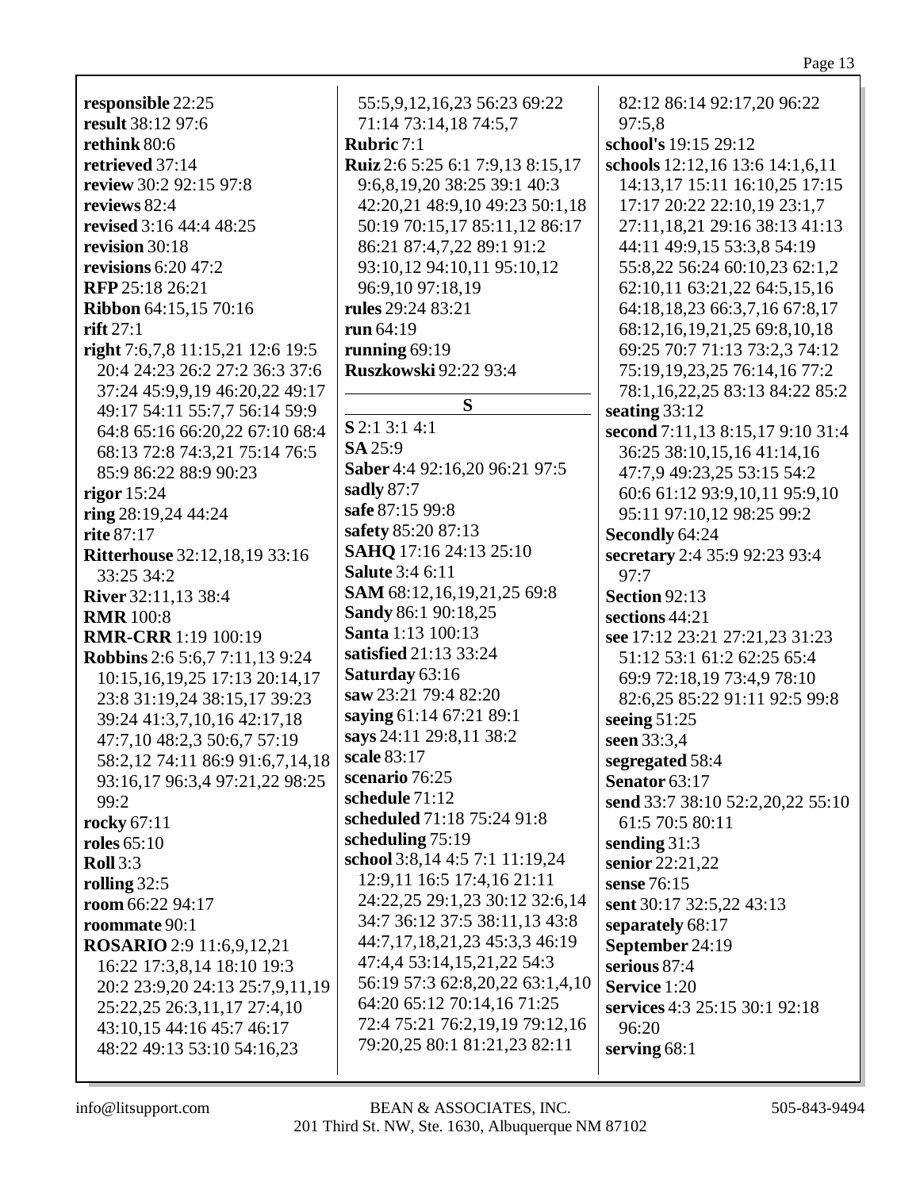**responsible** 22:25
**result** 38:12 97:6
**rethink** 80:6
**retrieved** 37:14
**review** 30:2 92:15 97:8
**reviews** 82:4
**revised** 3:16 44:4 48:25
**revision** 30:18
**revisions** 6:20 47:2
**RFP** 25:18 26:21
**Ribbon** 64:15,15 70:16
**rift** 27:1
**right** 7:6,7,8 11:15,21 12:6 19:5 20:4 24:23 26:2 27:2 36:3 37:6 37:24 45:9,9,19 46:20,22 49:17 49:17 54:11 55:7,7 56:14 59:9 64:8 65:16 66:20,22 67:10 68:4 68:13 72:8 74:3,21 75:14 76:5 85:9 86:22 88:9 90:23
**rigor** 15:24
**ring** 28:19,24 44:24
**rite** 87:17
**Ritterhouse** 32:12,18,19 33:16 33:25 34:2
**River** 32:11,13 38:4
**RMR** 100:8
**RMR-CRR** 1:19 100:19
**Robbins** 2:6 5:6,7 7:11,13 9:24 10:15,16,19,25 17:13 20:14,17 23:8 31:19,24 38:15,17 39:23 39:24 41:3,7,10,16 42:17,18 47:7,10 48:2,3 50:6,7 57:19 58:2,12 74:11 86:9 91:6,7,14,18 93:16,17 96:3,4 97:21,22 98:25 99:2
**rocky** 67:11
**roles** 65:10
**Roll** 3:3
**rolling** 32:5
**room** 66:22 94:17
**roommate** 90:1
**ROSARIO** 2:9 11:6,9,12,21 16:22 17:3,8,14 18:10 19:3 20:2 23:9,20 24:13 25:7,9,11,19 25:22,25 26:3,11,17 27:4,10 43:10,15 44:16 45:7 46:17 48:22 49:13 53:10 54:16,23 55:5,9,12,16,23 56:23 69:22 71:14 73:14,18 74:5,7
**Rubric** 7:1
**Ruiz** 2:6 5:25 6:1 7:9,13 8:15,17 9:6,8,19,20 38:25 39:1 40:3 42:20,21 48:9,10 49:23 50:1,18 50:19 70:15,17 85:11,12 86:17 86:21 87:4,7,22 89:1 91:2 93:10,12 94:10,11 95:10,12 96:9,10 97:18,19
**rules** 29:24 83:21
**run** 64:19
**running** 69:19
**Ruszkowski** 92:22 93:4

## S

**S** 2:1 3:1 4:1
**SA** 25:9
**Saber** 4:4 92:16,20 96:21 97:5
**sadly** 87:7
**safe** 87:15 99:8
**safety** 85:20 87:13
**SAHQ** 17:16 24:13 25:10
**Salute** 3:4 6:11
**SAM** 68:12,16,19,21,25 69:8
**Sandy** 86:1 90:18,25
**Santa** 1:13 100:13
**satisfied** 21:13 33:24
**Saturday** 63:16
**saw** 23:21 79:4 82:20
**saying** 61:14 67:21 89:1
**says** 24:11 29:8,11 38:2
**scale** 83:17
**scenario** 76:25
**schedule** 71:12
**scheduled** 71:18 75:24 91:8
**scheduling** 75:19
**school** 3:8,14 4:5 7:1 11:19,24 12:9,11 16:5 17:4,16 21:11 24:22,25 29:1,23 30:12 32:6,14 34:7 36:12 37:5 38:11,13 43:8 44:7,17,18,21,23 45:3,3 46:19 47:4,4 53:14,15,21,22 54:3 56:19 57:3 62:8,20,22 63:1,4,10 64:20 65:12 70:14,16 71:25 72:4 75:21 76:2,19,19 79:12,16 79:20,25 80:1 81:21,23 82:11 82:12 86:14 92:17,20 96:22 97:5,8
**school's** 19:15 29:12
**schools** 12:12,16 13:6 14:1,6,11 14:13,17 15:11 16:10,25 17:15 17:17 20:22 22:10,19 23:1,7 27:11,18,21 29:16 38:13 41:13 44:11 49:9,15 53:3,8 54:19 55:8,22 56:24 60:10,23 62:1,2 62:10,11 63:21,22 64:5,15,16 64:18,18,23 66:3,7,16 67:8,17 68:12,16,19,21,25 69:8,10,18 69:25 70:7 71:13 73:2,3 74:12 75:19,19,23,25 76:14,16 77:2 78:1,16,22,25 83:13 84:22 85:2
**seating** 33:12
**second** 7:11,13 8:15,17 9:10 31:4 36:25 38:10,15,16 41:14,16 47:7,9 49:23,25 53:15 54:2 60:6 61:12 93:9,10,11 95:9,10 95:11 97:10,12 98:25 99:2
**Secondly** 64:24
**secretary** 2:4 35:9 92:23 93:4 97:7
**Section** 92:13
**sections** 44:21
**see** 17:12 23:21 27:21,23 31:23 51:12 53:1 61:2 62:25 65:4 69:9 72:18,19 73:4,9 78:10 82:6,25 85:22 91:11 92:5 99:8
**seeing** 51:25
**seen** 33:3,4
**segregated** 58:4
**Senator** 63:17
**send** 33:7 38:10 52:2,20,22 55:10 61:5 70:5 80:11
**sending** 31:3
**senior** 22:21,22
**sense** 76:15
**sent** 30:17 32:5,22 43:13
**separately** 68:17
**September** 24:19
**serious** 87:4
**Service** 1:20
**services** 4:3 25:15 30:1 92:18 96:20
**serving** 68:1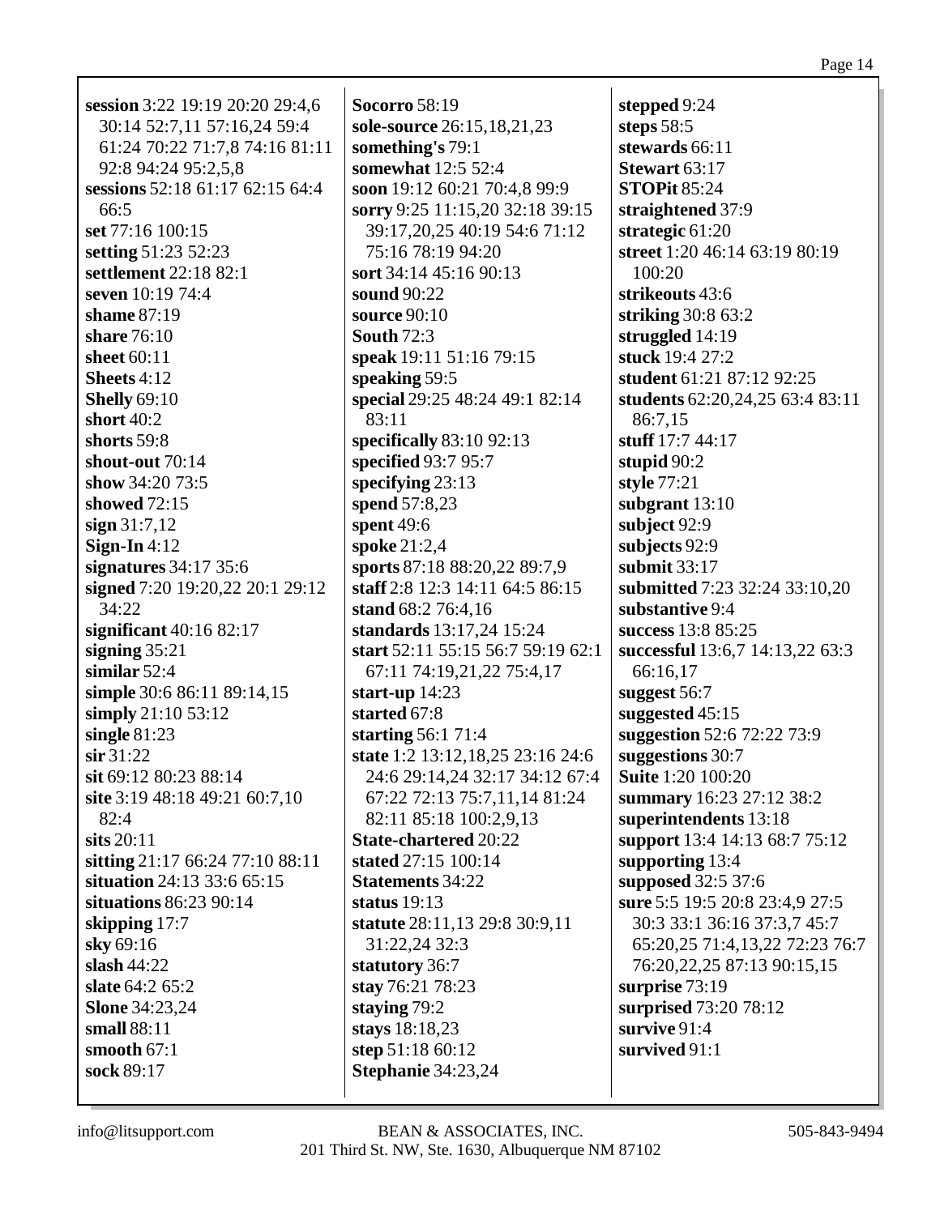**session** 3:22 19:19 20:20 29:4,6 30:14 52:7,11 57:16,24 59:4 61:24 70:22 71:7,8 74:16 81:11 92:8 94:24 95:2,5,8
**sessions** 52:18 61:17 62:15 64:4 66:5
**set** 77:16 100:15
**setting** 51:23 52:23
**settlement** 22:18 82:1
**seven** 10:19 74:4
**shame** 87:19
**share** 76:10
**sheet** 60:11
**Sheets** 4:12
**Shelly** 69:10
**short** 40:2
**shorts** 59:8
**shout-out** 70:14
**show** 34:20 73:5
**showed** 72:15
**sign** 31:7,12
**Sign-In** 4:12
**signatures** 34:17 35:6
**signed** 7:20 19:20,22 20:1 29:12 34:22
**significant** 40:16 82:17
**signing** 35:21
**similar** 52:4
**simple** 30:6 86:11 89:14,15
**simply** 21:10 53:12
**single** 81:23
**sir** 31:22
**sit** 69:12 80:23 88:14
**site** 3:19 48:18 49:21 60:7,10 82:4
**sits** 20:11
**sitting** 21:17 66:24 77:10 88:11
**situation** 24:13 33:6 65:15
**situations** 86:23 90:14
**skipping** 17:7
**sky** 69:16
**slash** 44:22
**slate** 64:2 65:2
**Slone** 34:23,24
**small** 88:11
**smooth** 67:1
**sock** 89:17
**Socorro** 58:19
**sole-source** 26:15,18,21,23
**something's** 79:1
**somewhat** 12:5 52:4
**soon** 19:12 60:21 70:4,8 99:9
**sorry** 9:25 11:15,20 32:18 39:15 39:17,20,25 40:19 54:6 71:12 75:16 78:19 94:20
**sort** 34:14 45:16 90:13
**sound** 90:22
**source** 90:10
**South** 72:3
**speak** 19:11 51:16 79:15
**speaking** 59:5
**special** 29:25 48:24 49:1 82:14 83:11
**specifically** 83:10 92:13
**specified** 93:7 95:7
**specifying** 23:13
**spend** 57:8,23
**spent** 49:6
**spoke** 21:2,4
**sports** 87:18 88:20,22 89:7,9
**staff** 2:8 12:3 14:11 64:5 86:15
**stand** 68:2 76:4,16
**standards** 13:17,24 15:24
**start** 52:11 55:15 56:7 59:19 62:1 67:11 74:19,21,22 75:4,17
**start-up** 14:23
**started** 67:8
**starting** 56:1 71:4
**state** 1:2 13:12,18,25 23:16 24:6 24:6 29:14,24 32:17 34:12 67:4 67:22 72:13 75:7,11,14 81:24 82:11 85:18 100:2,9,13
**State-chartered** 20:22
**stated** 27:15 100:14
**Statements** 34:22
**status** 19:13
**statute** 28:11,13 29:8 30:9,11 31:22,24 32:3
**statutory** 36:7
**stay** 76:21 78:23
**staying** 79:2
**stays** 18:18,23
**step** 51:18 60:12
**Stephanie** 34:23,24
**stepped** 9:24
**steps** 58:5
**stewards** 66:11
**Stewart** 63:17
**STOPit** 85:24
**straightened** 37:9
**strategic** 61:20
**street** 1:20 46:14 63:19 80:19 100:20
**strikeouts** 43:6
**striking** 30:8 63:2
**struggled** 14:19
**stuck** 19:4 27:2
**student** 61:21 87:12 92:25
**students** 62:20,24,25 63:4 83:11 86:7,15
**stuff** 17:7 44:17
**stupid** 90:2
**style** 77:21
**subgrant** 13:10
**subject** 92:9
**subjects** 92:9
**submit** 33:17
**submitted** 7:23 32:24 33:10,20
**substantive** 9:4
**success** 13:8 85:25
**successful** 13:6,7 14:13,22 63:3 66:16,17
**suggest** 56:7
**suggested** 45:15
**suggestion** 52:6 72:22 73:9
**suggestions** 30:7
**Suite** 1:20 100:20
**summary** 16:23 27:12 38:2
**superintendents** 13:18
**support** 13:4 14:13 68:7 75:12
**supporting** 13:4
**supposed** 32:5 37:6
**sure** 5:5 19:5 20:8 23:4,9 27:5 30:3 33:1 36:16 37:3,7 45:7 65:20,25 71:4,13,22 72:23 76:7 76:20,22,25 87:13 90:15,15
**surprise** 73:19
**surprised** 73:20 78:12
**survive** 91:4
**survived** 91:1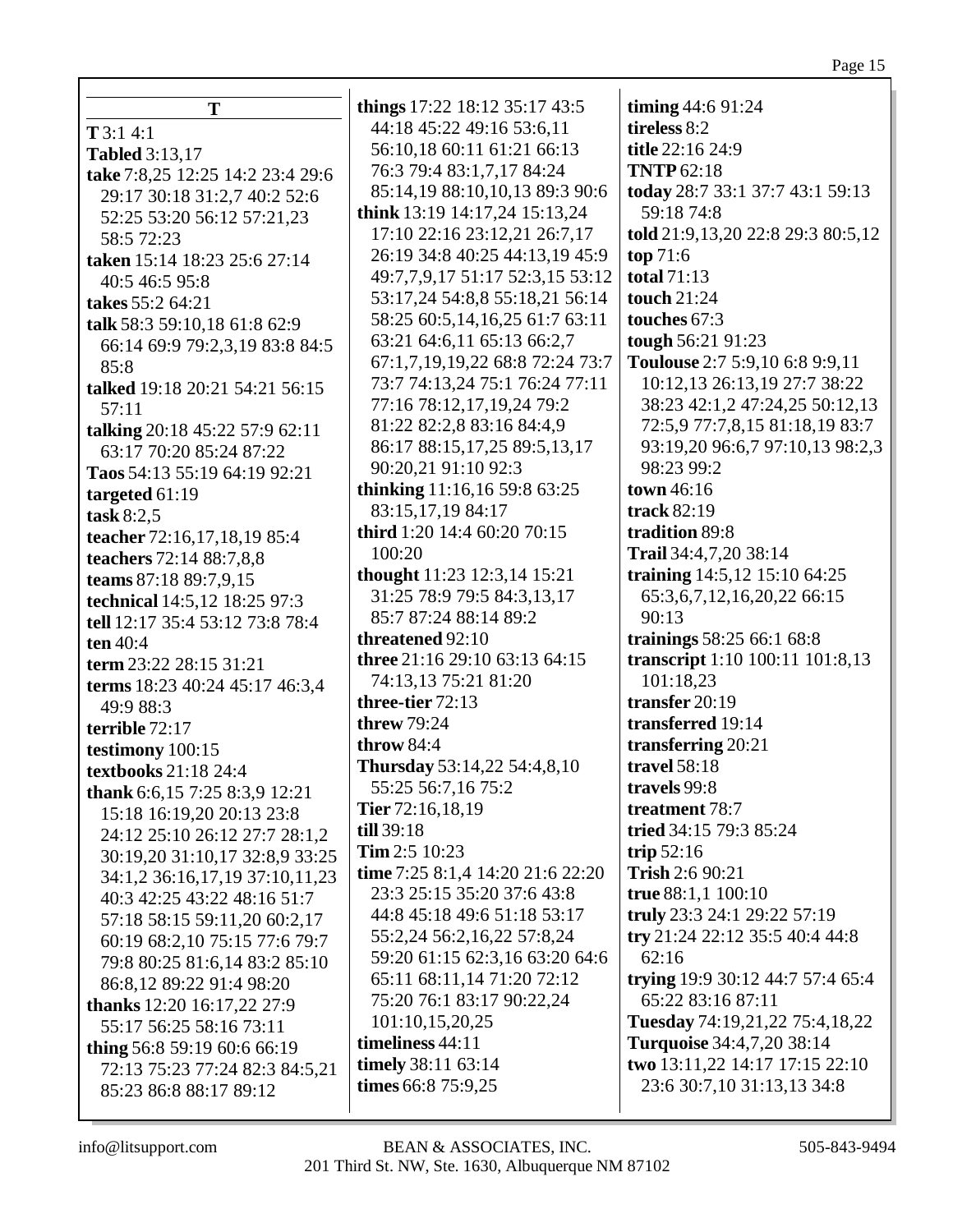## T

**T** 3:1 4:1
**Tabled** 3:13,17
**take** 7:8,25 12:25 14:2 23:4 29:6 29:17 30:18 31:2,7 40:2 52:6 52:25 53:20 56:12 57:21,23 58:5 72:23
**taken** 15:14 18:23 25:6 27:14 40:5 46:5 95:8
**takes** 55:2 64:21
**talk** 58:3 59:10,18 61:8 62:9 66:14 69:9 79:2,3,19 83:8 84:5 85:8
**talked** 19:18 20:21 54:21 56:15 57:11
**talking** 20:18 45:22 57:9 62:11 63:17 70:20 85:24 87:22
**Taos** 54:13 55:19 64:19 92:21
**targeted** 61:19
**task** 8:2,5
**teacher** 72:16,17,18,19 85:4
**teachers** 72:14 88:7,8,8
**teams** 87:18 89:7,9,15
**technical** 14:5,12 18:25 97:3
**tell** 12:17 35:4 53:12 73:8 78:4
**ten** 40:4
**term** 23:22 28:15 31:21
**terms** 18:23 40:24 45:17 46:3,4 49:9 88:3
**terrible** 72:17
**testimony** 100:15
**textbooks** 21:18 24:4
**thank** 6:6,15 7:25 8:3,9 12:21 15:18 16:19,20 20:13 23:8 24:12 25:10 26:12 27:7 28:1,2 30:19,20 31:10,17 32:8,9 33:25 34:1,2 36:16,17,19 37:10,11,23 40:3 42:25 43:22 48:16 51:7 57:18 58:15 59:11,20 60:2,17 60:19 68:2,10 75:15 77:6 79:7 79:8 80:25 81:6,14 83:2 85:10 86:8,12 89:22 91:4 98:20
**thanks** 12:20 16:17,22 27:9 55:17 56:25 58:16 73:11
**thing** 56:8 59:19 60:6 66:19 72:13 75:23 77:24 82:3 84:5,21 85:23 86:8 88:17 89:12
**things** 17:22 18:12 35:17 43:5 44:18 45:22 49:16 53:6,11 56:10,18 60:11 61:21 66:13 76:3 79:4 83:1,7,17 84:24 85:14,19 88:10,10,13 89:3 90:6
**think** 13:19 14:17,24 15:13,24 17:10 22:16 23:12,21 26:7,17 26:19 34:8 40:25 44:13,19 45:9 49:7,7,9,17 51:17 52:3,15 53:12 53:17,24 54:8,8 55:18,21 56:14 58:25 60:5,14,16,25 61:7 63:11 63:21 64:6,11 65:13 66:2,7 67:1,7,19,19,22 68:8 72:24 73:7 73:7 74:13,24 75:1 76:24 77:11 77:16 78:12,17,19,24 79:2 81:22 82:2,8 83:16 84:4,9 86:17 88:15,17,25 89:5,13,17 90:20,21 91:10 92:3
**thinking** 11:16,16 59:8 63:25 83:15,17,19 84:17
**third** 1:20 14:4 60:20 70:15 100:20
**thought** 11:23 12:3,14 15:21 31:25 78:9 79:5 84:3,13,17 85:7 87:24 88:14 89:2
**threatened** 92:10
**three** 21:16 29:10 63:13 64:15 74:13,13 75:21 81:20
**three-tier** 72:13
**threw** 79:24
**throw** 84:4
**Thursday** 53:14,22 54:4,8,10 55:25 56:7,16 75:2
**Tier** 72:16,18,19
**till** 39:18
**Tim** 2:5 10:23
**time** 7:25 8:1,4 14:20 21:6 22:20 23:3 25:15 35:20 37:6 43:8 44:8 45:18 49:6 51:18 53:17 55:2,24 56:2,16,22 57:8,24 59:20 61:15 62:3,16 63:20 64:6 65:11 68:11,14 71:20 72:12 75:20 76:1 83:17 90:22,24 101:10,15,20,25
**timeliness** 44:11
**timely** 38:11 63:14
**times** 66:8 75:9,25
**timing** 44:6 91:24
**tireless** 8:2
**title** 22:16 24:9
**TNTP** 62:18
**today** 28:7 33:1 37:7 43:1 59:13 59:18 74:8
**told** 21:9,13,20 22:8 29:3 80:5,12
**top** 71:6
**total** 71:13
**touch** 21:24
**touches** 67:3
**tough** 56:21 91:23
**Toulouse** 2:7 5:9,10 6:8 9:9,11 10:12,13 26:13,19 27:7 38:22 38:23 42:1,2 47:24,25 50:12,13 72:5,9 77:7,8,15 81:18,19 83:7 93:19,20 96:6,7 97:10,13 98:2,3 98:23 99:2
**town** 46:16
**track** 82:19
**tradition** 89:8
**Trail** 34:4,7,20 38:14
**training** 14:5,12 15:10 64:25 65:3,6,7,12,16,20,22 66:15 90:13
**trainings** 58:25 66:1 68:8
**transcript** 1:10 100:11 101:8,13 101:18,23
**transfer** 20:19
**transferred** 19:14
**transferring** 20:21
**travel** 58:18
**travels** 99:8
**treatment** 78:7
**tried** 34:15 79:3 85:24
**trip** 52:16
**Trish** 2:6 90:21
**true** 88:1,1 100:10
**truly** 23:3 24:1 29:22 57:19
**try** 21:24 22:12 35:5 40:4 44:8 62:16
**trying** 19:9 30:12 44:7 57:4 65:4 65:22 83:16 87:11
**Tuesday** 74:19,21,22 75:4,18,22
**Turquoise** 34:4,7,20 38:14
**two** 13:11,22 14:17 17:15 22:10 23:6 30:7,10 31:13,13 34:8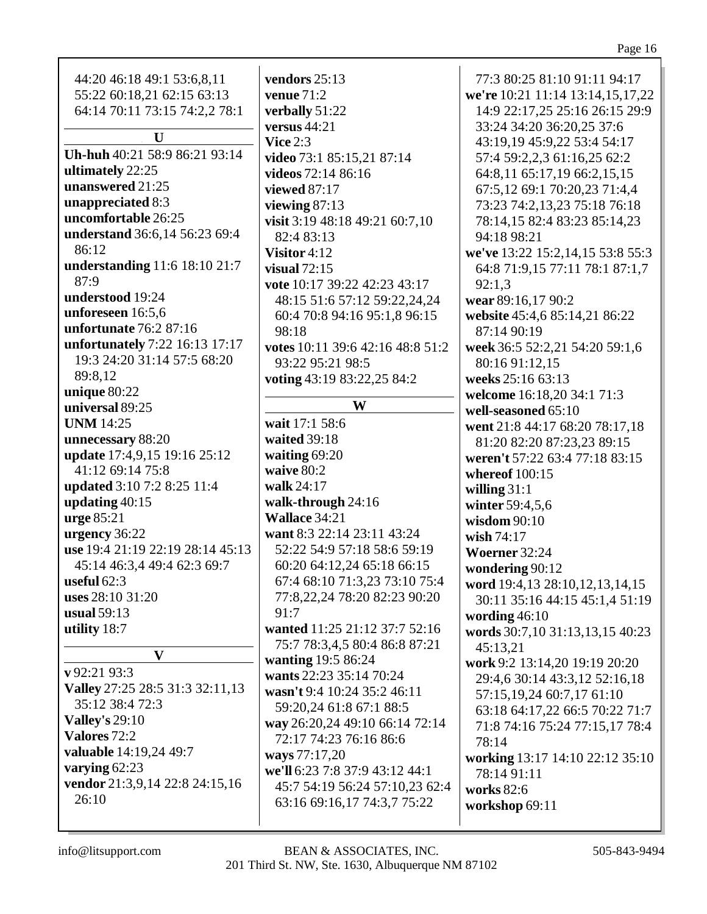44:20 46:18 49:1 53:6,8,11 55:22 60:18,21 62:15 63:13 64:14 70:11 73:15 74:2,2 78:1

## U

**Uh-huh** 40:21 58:9 86:21 93:14
**ultimately** 22:25
**unanswered** 21:25
**unappreciated** 8:3
**uncomfortable** 26:25
**understand** 36:6,14 56:23 69:4 86:12
**understanding** 11:6 18:10 21:7 87:9
**understood** 19:24
**unforeseen** 16:5,6
**unfortunate** 76:2 87:16
**unfortunately** 7:22 16:13 17:17 19:3 24:20 31:14 57:5 68:20 89:8,12
**unique** 80:22
**universal** 89:25
**UNM** 14:25
**unnecessary** 88:20
**update** 17:4,9,15 19:16 25:12 41:12 69:14 75:8
**updated** 3:10 7:2 8:25 11:4
**updating** 40:15
**urge** 85:21
**urgency** 36:22
**use** 19:4 21:19 22:19 28:14 45:13 45:14 46:3,4 49:4 62:3 69:7
**useful** 62:3
**uses** 28:10 31:20
**usual** 59:13
**utility** 18:7

## V

**v** 92:21 93:3
**Valley** 27:25 28:5 31:3 32:11,13 35:12 38:4 72:3
**Valley's** 29:10
**Valores** 72:2
**valuable** 14:19,24 49:7
**varying** 62:23
**vendor** 21:3,9,14 22:8 24:15,16 26:10
**vendors** 25:13
**venue** 71:2
**verbally** 51:22
**versus** 44:21
**Vice** 2:3
**video** 73:1 85:15,21 87:14
**videos** 72:14 86:16
**viewed** 87:17
**viewing** 87:13
**visit** 3:19 48:18 49:21 60:7,10 82:4 83:13
**Visitor** 4:12
**visual** 72:15
**vote** 10:17 39:22 42:23 43:17 48:15 51:6 57:12 59:22,24,24 60:4 70:8 94:16 95:1,8 96:15 98:18
**votes** 10:11 39:6 42:16 48:8 51:2 93:22 95:21 98:5
**voting** 43:19 83:22,25 84:2

## W

**wait** 17:1 58:6
**waited** 39:18
**waiting** 69:20
**waive** 80:2
**walk** 24:17
**walk-through** 24:16
**Wallace** 34:21
**want** 8:3 22:14 23:11 43:24 52:22 54:9 57:18 58:6 59:19 60:20 64:12,24 65:18 66:15 67:4 68:10 71:3,23 73:10 75:4 77:8,22,24 78:20 82:23 90:20 91:7
**wanted** 11:25 21:12 37:7 52:16 75:7 78:3,4,5 80:4 86:8 87:21
**wanting** 19:5 86:24
**wants** 22:23 35:14 70:24
**wasn't** 9:4 10:24 35:2 46:11 59:20,24 61:8 67:1 88:5
**way** 26:20,24 49:10 66:14 72:14 72:17 74:23 76:16 86:6
**ways** 77:17,20
**we'll** 6:23 7:8 37:9 43:12 44:1 45:7 54:19 56:24 57:10,23 62:4 63:16 69:16,17 74:3,7 75:22 77:3 80:25 81:10 91:11 94:17
**we're** 10:21 11:14 13:14,15,17,22 14:9 22:17,25 25:16 26:15 29:9 33:24 34:20 36:20,25 37:6 43:19,19 45:9,22 53:4 54:17 57:4 59:2,2,3 61:16,25 62:2 64:8,11 65:17,19 66:2,15,15 67:5,12 69:1 70:20,23 71:4,4 73:23 74:2,13,23 75:18 76:18 78:14,15 82:4 83:23 85:14,23 94:18 98:21
**we've** 13:22 15:2,14,15 53:8 55:3 64:8 71:9,15 77:11 78:1 87:1,7 92:1,3
**wear** 89:16,17 90:2
**website** 45:4,6 85:14,21 86:22 87:14 90:19
**week** 36:5 52:2,21 54:20 59:1,6 80:16 91:12,15
**weeks** 25:16 63:13
**welcome** 16:18,20 34:1 71:3
**well-seasoned** 65:10
**went** 21:8 44:17 68:20 78:17,18 81:20 82:20 87:23,23 89:15
**weren't** 57:22 63:4 77:18 83:15
**whereof** 100:15
**willing** 31:1
**winter** 59:4,5,6
**wisdom** 90:10
**wish** 74:17
**Woerner** 32:24
**wondering** 90:12
**word** 19:4,13 28:10,12,13,14,15 30:11 35:16 44:15 45:1,4 51:19
**wording** 46:10
**words** 30:7,10 31:13,13,15 40:23 45:13,21
**work** 9:2 13:14,20 19:19 20:20 29:4,6 30:14 43:3,12 52:16,18 57:15,19,24 60:7,17 61:10 63:18 64:17,22 66:5 70:22 71:7 71:8 74:16 75:24 77:15,17 78:4 78:14
**working** 13:17 14:10 22:12 35:10 78:14 91:11
**works** 82:6
**workshop** 69:11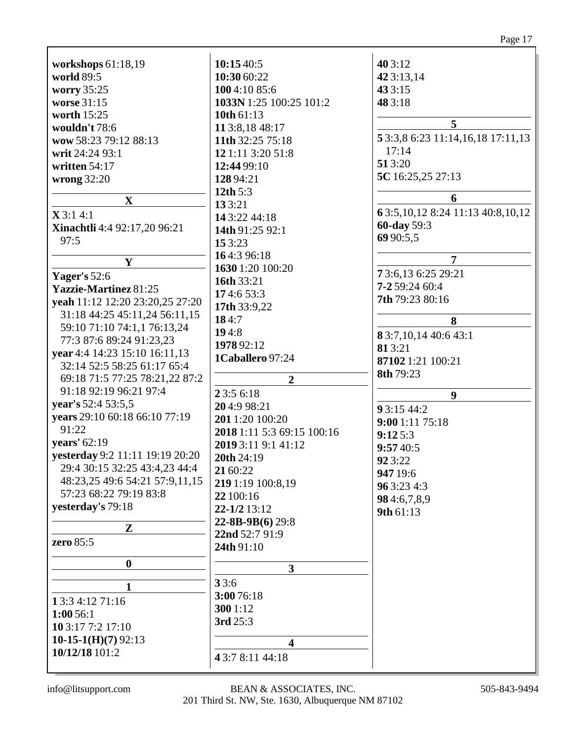**workshops** 61:18,19
**world** 89:5
**worry** 35:25
**worse** 31:15
**worth** 15:25
**wouldn't** 78:6
**wow** 58:23 79:12 88:13
**writ** 24:24 93:1
**written** 54:17
**wrong** 32:20

### X

**X** 3:1 4:1
**Xinachtli** 4:4 92:17,20 96:21 97:5

### Y

**Yager's** 52:6
**Yazzie-Martinez** 81:25
**yeah** 11:12 12:20 23:20,25 27:20 31:18 44:25 45:11,24 56:11,15 59:10 71:10 74:1,1 76:13,24 77:3 87:6 89:24 91:23,23
**year** 4:4 14:23 15:10 16:11,13 32:14 52:5 58:25 61:17 65:4 69:18 71:5 77:25 78:21,22 87:2 91:18 92:19 96:21 97:4
**year's** 52:4 53:5,5
**years** 29:10 60:18 66:10 77:19 91:22
**years'** 62:19
**yesterday** 9:2 11:11 19:19 20:20 29:4 30:15 32:25 43:4,23 44:4 48:23,25 49:6 54:21 57:9,11,15 57:23 68:22 79:19 83:8
**yesterday's** 79:18

### Z

**zero** 85:5

### 0

### 1

**1** 3:3 4:12 71:16
**1:00** 56:1
**10** 3:17 7:2 17:10
**10-15-1(H)(7)** 92:13
**10/12/18** 101:2
**10:15** 40:5
**10:30** 60:22
**100** 4:10 85:6
**1033N** 1:25 100:25 101:2
**10th** 61:13
**11** 3:8,18 48:17
**11th** 32:25 75:18
**12** 1:11 3:20 51:8
**12:44** 99:10
**128** 94:21
**12th** 5:3
**13** 3:21
**14** 3:22 44:18
**14th** 91:25 92:1
**15** 3:23
**16** 4:3 96:18
**1630** 1:20 100:20
**16th** 33:21
**17** 4:6 53:3
**17th** 33:9,22
**18** 4:7
**19** 4:8
**1978** 92:12
**1Caballero** 97:24

### 2

**2** 3:5 6:18
**20** 4:9 98:21
**201** 1:20 100:20
**2018** 1:11 5:3 69:15 100:16
**2019** 3:11 9:1 41:12
**20th** 24:19
**21** 60:22
**219** 1:19 100:8,19
**22** 100:16
**22-1/2** 13:12
**22-8B-9B(6)** 29:8
**22nd** 52:7 91:9
**24th** 91:10

### 3

**3** 3:6
**3:00** 76:18
**300** 1:12
**3rd** 25:3

### 4

**4** 3:7 8:11 44:18
**40** 3:12
**42** 3:13,14
**43** 3:15
**48** 3:18

### 5

**5** 3:3,8 6:23 11:14,16,18 17:11,13 17:14
**51** 3:20
**5C** 16:25,25 27:13

### 6

**6** 3:5,10,12 8:24 11:13 40:8,10,12
**60-day** 59:3
**69** 90:5,5

### 7

**7** 3:6,13 6:25 29:21
**7-2** 59:24 60:4
**7th** 79:23 80:16

### 8

**8** 3:7,10,14 40:6 43:1
**81** 3:21
**87102** 1:21 100:21
**8th** 79:23

### 9

**9** 3:15 44:2
**9:00** 1:11 75:18
**9:12** 5:3
**9:57** 40:5
**92** 3:22
**947** 19:6
**96** 3:23 4:3
**98** 4:6,7,8,9
**9th** 61:13